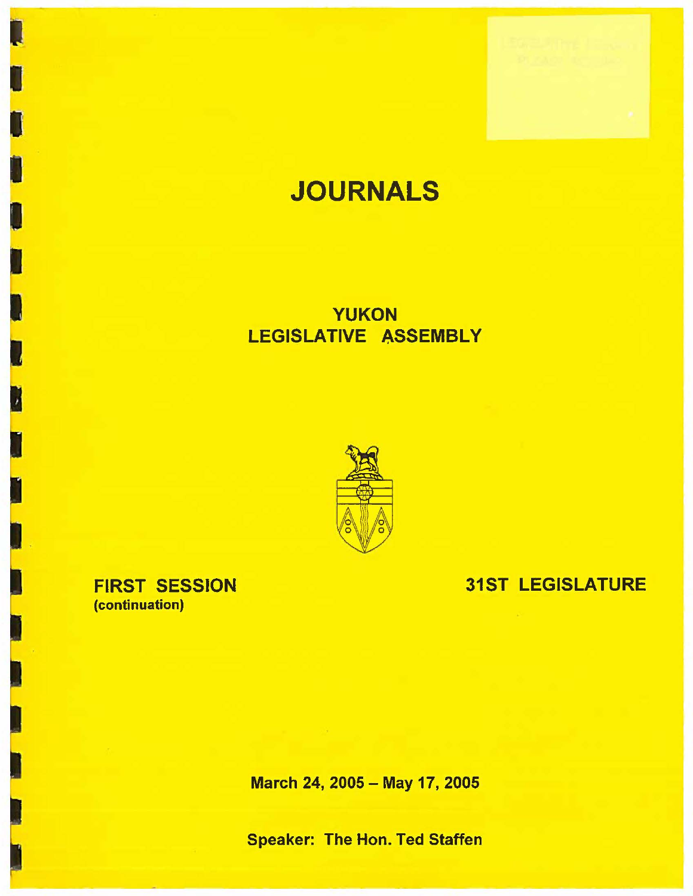# JOURNALS

## YUKON LEGISLATIVE ASSEMBLY

**FIRST SESSION**
**(continuation)**

**31ST LEGISLATURE**

**March 24, 2005 – May 17, 2005**

**Speaker: The Hon. Ted Staffen**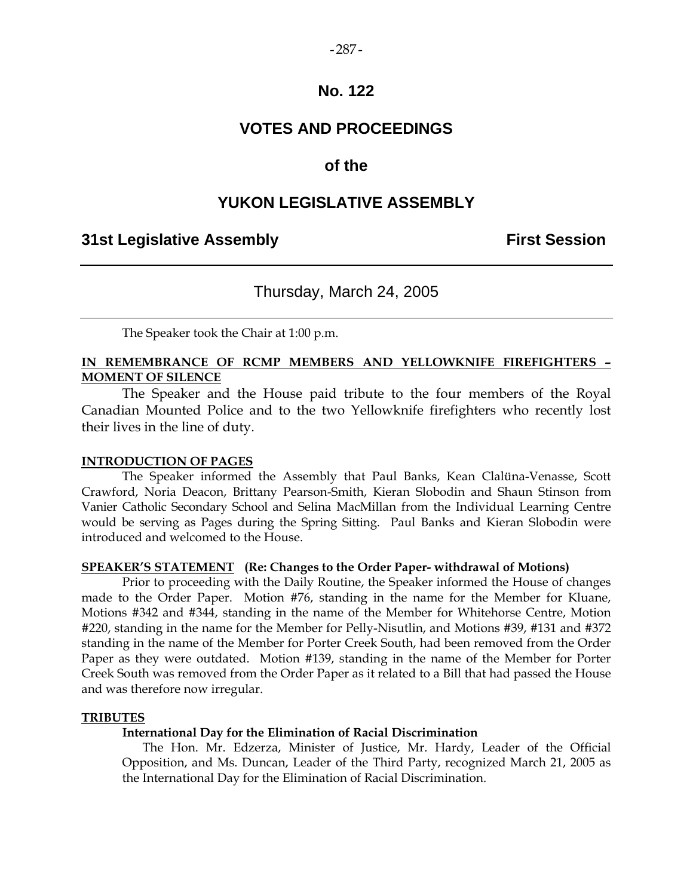# No. 122

# VOTES AND PROCEEDINGS

# of the

# YUKON LEGISLATIVE ASSEMBLY

## 31st Legislative Assembly — First Session

---

Thursday, March 24, 2005

---

The Speaker took the Chair at 1:00 p.m.

**IN REMEMBRANCE OF RCMP MEMBERS AND YELLOWKNIFE FIREFIGHTERS – MOMENT OF SILENCE**

The Speaker and the House paid tribute to the four members of the Royal Canadian Mounted Police and to the two Yellowknife firefighters who recently lost their lives in the line of duty.

**INTRODUCTION OF PAGES**

The Speaker informed the Assembly that Paul Banks, Kean Clalüna-Venasse, Scott Crawford, Noria Deacon, Brittany Pearson-Smith, Kieran Slobodin and Shaun Stinson from Vanier Catholic Secondary School and Selina MacMillan from the Individual Learning Centre would be serving as Pages during the Spring Sitting. Paul Banks and Kieran Slobodin were introduced and welcomed to the House.

**SPEAKER'S STATEMENT (Re: Changes to the Order Paper- withdrawal of Motions)**

Prior to proceeding with the Daily Routine, the Speaker informed the House of changes made to the Order Paper. Motion #76, standing in the name for the Member for Kluane, Motions #342 and #344, standing in the name of the Member for Whitehorse Centre, Motion #220, standing in the name for the Member for Pelly-Nisutlin, and Motions #39, #131 and #372 standing in the name of the Member for Porter Creek South, had been removed from the Order Paper as they were outdated. Motion #139, standing in the name of the Member for Porter Creek South was removed from the Order Paper as it related to a Bill that had passed the House and was therefore now irregular.

**TRIBUTES**

**International Day for the Elimination of Racial Discrimination**

The Hon. Mr. Edzerza, Minister of Justice, Mr. Hardy, Leader of the Official Opposition, and Ms. Duncan, Leader of the Third Party, recognized March 21, 2005 as the International Day for the Elimination of Racial Discrimination.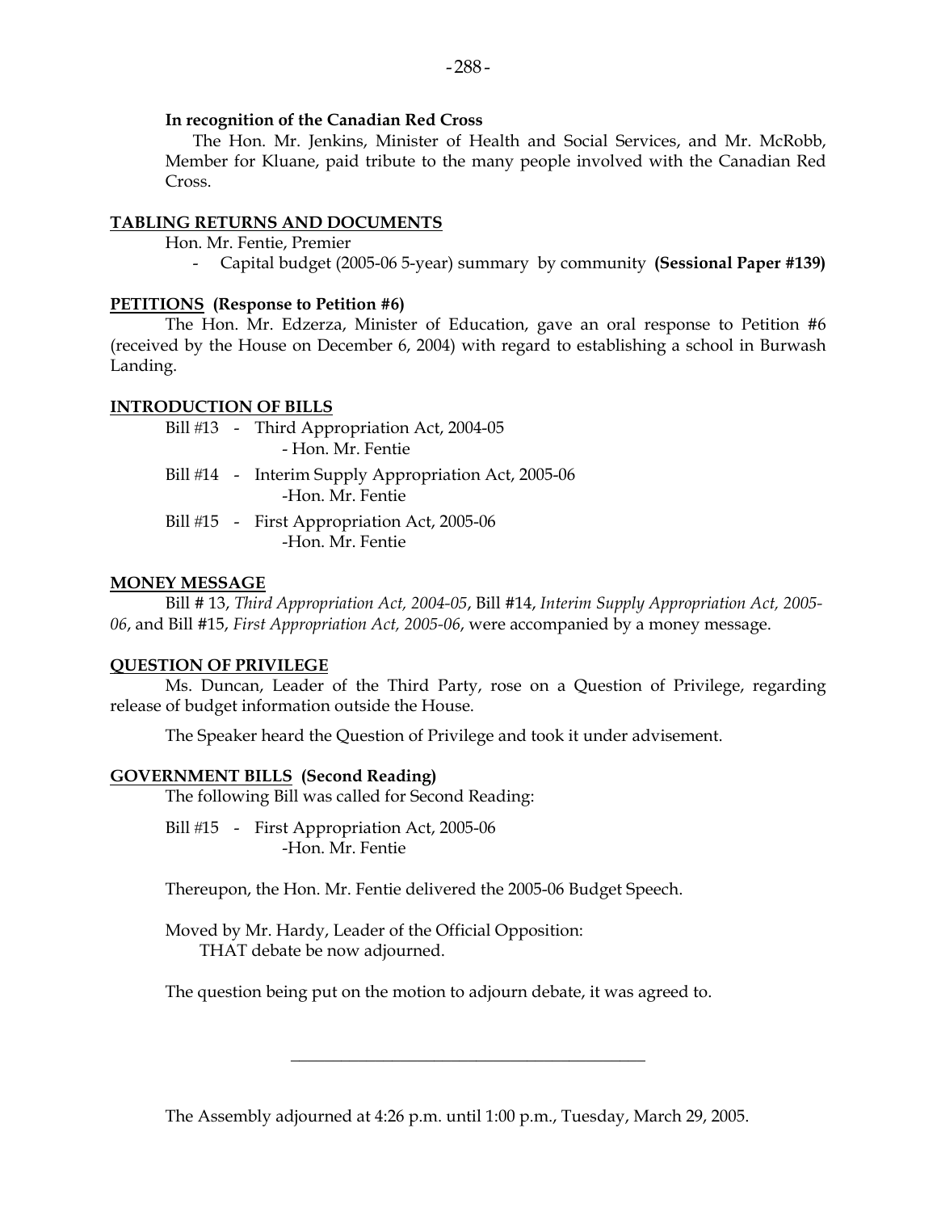**In recognition of the Canadian Red Cross**

The Hon. Mr. Jenkins, Minister of Health and Social Services, and Mr. McRobb, Member for Kluane, paid tribute to the many people involved with the Canadian Red Cross.

## TABLING RETURNS AND DOCUMENTS

Hon. Mr. Fentie, Premier

- Capital budget (2005-06 5-year) summary by community **(Sessional Paper #139)**

## PETITIONS (Response to Petition #6)

The Hon. Mr. Edzerza, Minister of Education, gave an oral response to Petition #6 (received by the House on December 6, 2004) with regard to establishing a school in Burwash Landing.

## INTRODUCTION OF BILLS

Bill #13 - Third Appropriation Act, 2004-05
- Hon. Mr. Fentie

Bill #14 - Interim Supply Appropriation Act, 2005-06
-Hon. Mr. Fentie

Bill #15 - First Appropriation Act, 2005-06
-Hon. Mr. Fentie

## MONEY MESSAGE

Bill # 13, *Third Appropriation Act, 2004-05*, Bill #14, *Interim Supply Appropriation Act, 2005-06*, and Bill #15, *First Appropriation Act, 2005-06*, were accompanied by a money message.

## QUESTION OF PRIVILEGE

Ms. Duncan, Leader of the Third Party, rose on a Question of Privilege, regarding release of budget information outside the House.

The Speaker heard the Question of Privilege and took it under advisement.

## GOVERNMENT BILLS (Second Reading)

The following Bill was called for Second Reading:

Bill #15 - First Appropriation Act, 2005-06
-Hon. Mr. Fentie

Thereupon, the Hon. Mr. Fentie delivered the 2005-06 Budget Speech.

Moved by Mr. Hardy, Leader of the Official Opposition:
THAT debate be now adjourned.

The question being put on the motion to adjourn debate, it was agreed to.

---

The Assembly adjourned at 4:26 p.m. until 1:00 p.m., Tuesday, March 29, 2005.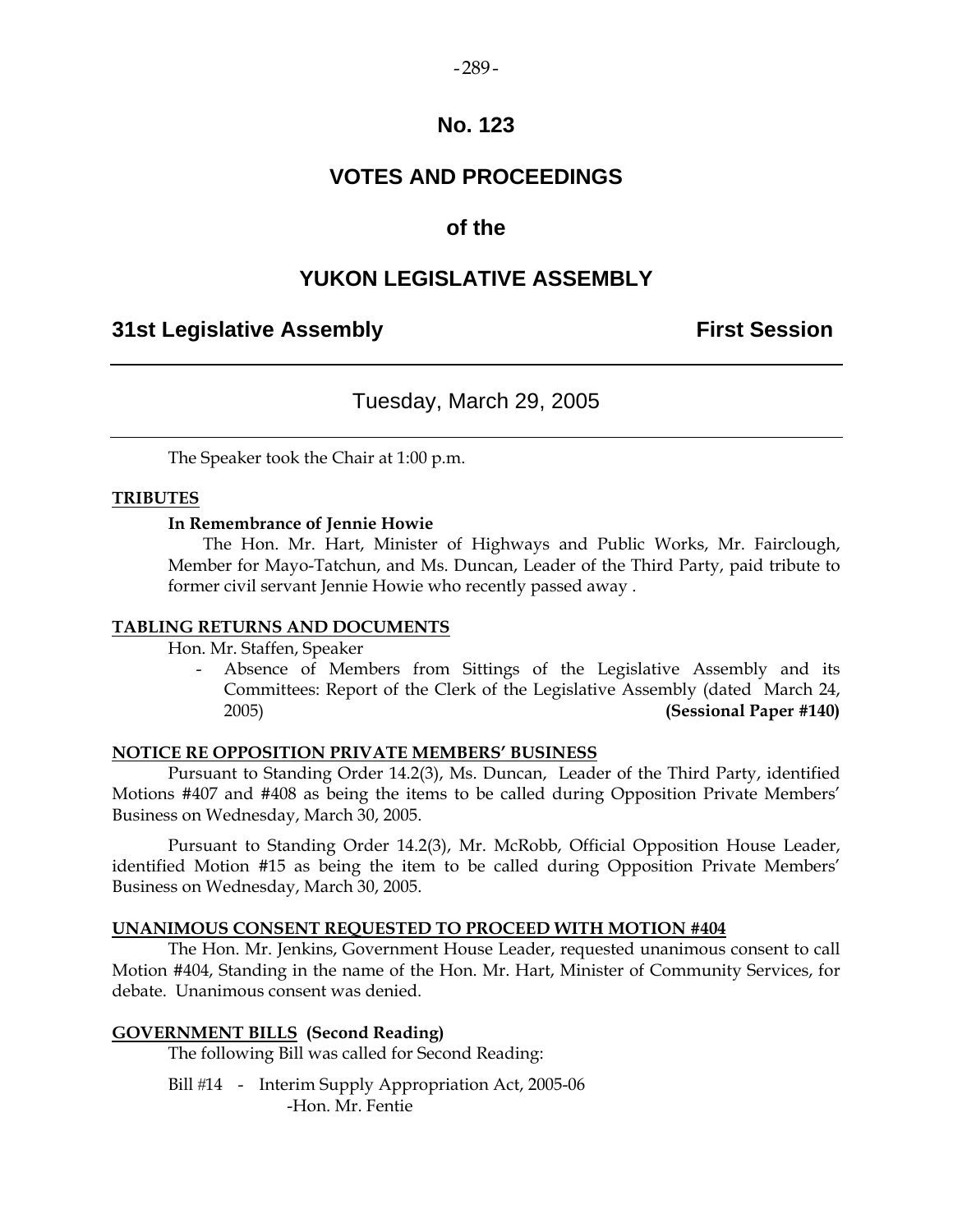# No. 123

# VOTES AND PROCEEDINGS

## of the

# YUKON LEGISLATIVE ASSEMBLY

**31st Legislative Assembly** **First Session**

---

Tuesday, March 29, 2005

---

The Speaker took the Chair at 1:00 p.m.

**TRIBUTES**

**In Remembrance of Jennie Howie**

The Hon. Mr. Hart, Minister of Highways and Public Works, Mr. Fairclough, Member for Mayo-Tatchun, and Ms. Duncan, Leader of the Third Party, paid tribute to former civil servant Jennie Howie who recently passed away .

**TABLING RETURNS AND DOCUMENTS**

Hon. Mr. Staffen, Speaker

- Absence of Members from Sittings of the Legislative Assembly and its Committees: Report of the Clerk of the Legislative Assembly (dated March 24, 2005) **(Sessional Paper #140)**

**NOTICE RE OPPOSITION PRIVATE MEMBERS' BUSINESS**

Pursuant to Standing Order 14.2(3), Ms. Duncan, Leader of the Third Party, identified Motions #407 and #408 as being the items to be called during Opposition Private Members' Business on Wednesday, March 30, 2005.

Pursuant to Standing Order 14.2(3), Mr. McRobb, Official Opposition House Leader, identified Motion #15 as being the item to be called during Opposition Private Members' Business on Wednesday, March 30, 2005.

**UNANIMOUS CONSENT REQUESTED TO PROCEED WITH MOTION #404**

The Hon. Mr. Jenkins, Government House Leader, requested unanimous consent to call Motion #404, Standing in the name of the Hon. Mr. Hart, Minister of Community Services, for debate. Unanimous consent was denied.

**GOVERNMENT BILLS (Second Reading)**

The following Bill was called for Second Reading:

Bill #14 - Interim Supply Appropriation Act, 2005-06
-Hon. Mr. Fentie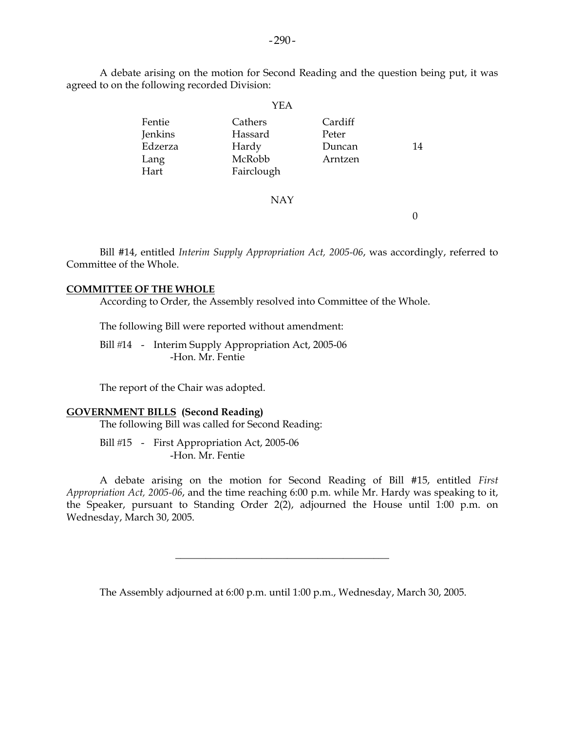A debate arising on the motion for Second Reading and the question being put, it was agreed to on the following recorded Division:

YEA

| | | | |
|---|---|---|---|
| Fentie | Cathers | Cardiff | |
| Jenkins | Hassard | Peter | |
| Edzerza | Hardy | Duncan | 14 |
| Lang | McRobb | Arntzen | |
| Hart | Fairclough | | |

NAY

0

Bill #14, entitled *Interim Supply Appropriation Act, 2005-06*, was accordingly, referred to Committee of the Whole.

**COMMITTEE OF THE WHOLE**

According to Order, the Assembly resolved into Committee of the Whole.

The following Bill were reported without amendment:

Bill #14 - Interim Supply Appropriation Act, 2005-06
-Hon. Mr. Fentie

The report of the Chair was adopted.

**GOVERNMENT BILLS (Second Reading)**

The following Bill was called for Second Reading:

Bill #15 - First Appropriation Act, 2005-06
-Hon. Mr. Fentie

A debate arising on the motion for Second Reading of Bill #15, entitled *First Appropriation Act, 2005-06*, and the time reaching 6:00 p.m. while Mr. Hardy was speaking to it, the Speaker, pursuant to Standing Order 2(2), adjourned the House until 1:00 p.m. on Wednesday, March 30, 2005.

---

The Assembly adjourned at 6:00 p.m. until 1:00 p.m., Wednesday, March 30, 2005.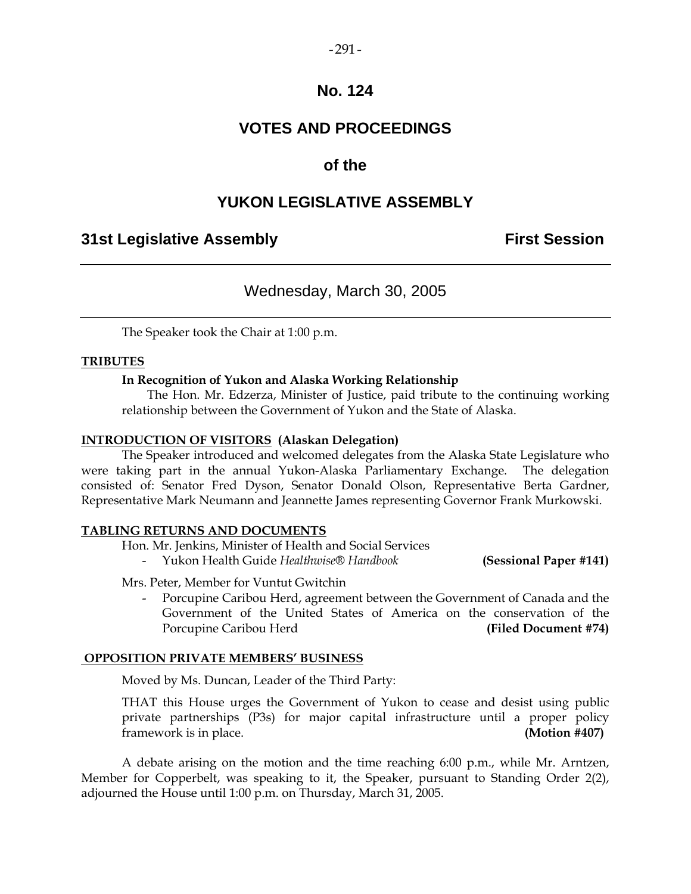# No. 124

## VOTES AND PROCEEDINGS

## of the

## YUKON LEGISLATIVE ASSEMBLY

**31st Legislative Assembly** **First Session**

---

Wednesday, March 30, 2005

---

The Speaker took the Chair at 1:00 p.m.

**TRIBUTES**

**In Recognition of Yukon and Alaska Working Relationship**

The Hon. Mr. Edzerza, Minister of Justice, paid tribute to the continuing working relationship between the Government of Yukon and the State of Alaska.

**INTRODUCTION OF VISITORS (Alaskan Delegation)**

The Speaker introduced and welcomed delegates from the Alaska State Legislature who were taking part in the annual Yukon-Alaska Parliamentary Exchange. The delegation consisted of: Senator Fred Dyson, Senator Donald Olson, Representative Berta Gardner, Representative Mark Neumann and Jeannette James representing Governor Frank Murkowski.

**TABLING RETURNS AND DOCUMENTS**

Hon. Mr. Jenkins, Minister of Health and Social Services

- Yukon Health Guide *Healthwise® Handbook* **(Sessional Paper #141)**

Mrs. Peter, Member for Vuntut Gwitchin

- Porcupine Caribou Herd, agreement between the Government of Canada and the Government of the United States of America on the conservation of the Porcupine Caribou Herd **(Filed Document #74)**

**OPPOSITION PRIVATE MEMBERS' BUSINESS**

Moved by Ms. Duncan, Leader of the Third Party:

THAT this House urges the Government of Yukon to cease and desist using public private partnerships (P3s) for major capital infrastructure until a proper policy framework is in place. **(Motion #407)**

A debate arising on the motion and the time reaching 6:00 p.m., while Mr. Arntzen, Member for Copperbelt, was speaking to it, the Speaker, pursuant to Standing Order 2(2), adjourned the House until 1:00 p.m. on Thursday, March 31, 2005.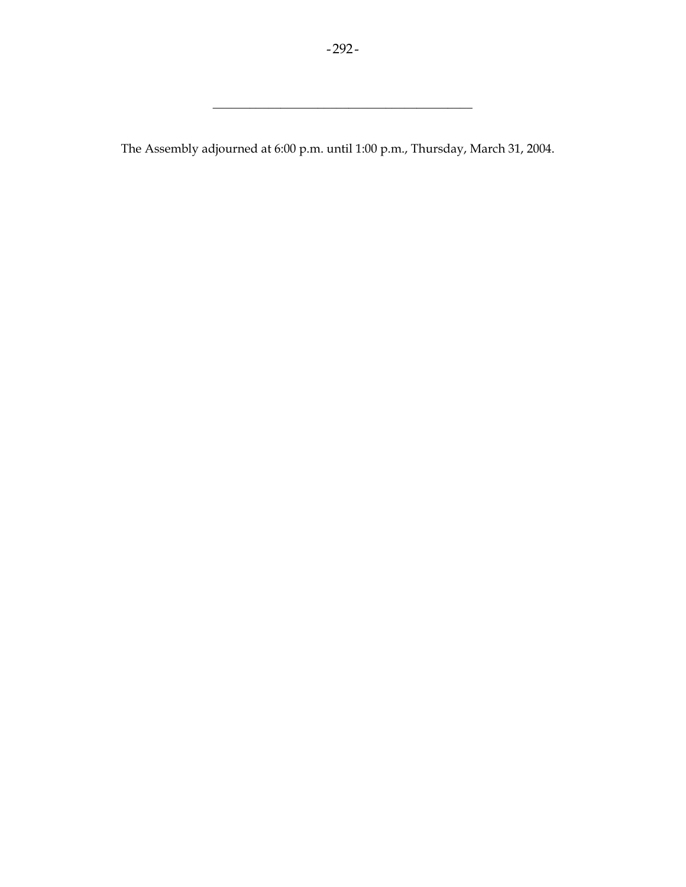---

The Assembly adjourned at 6:00 p.m. until 1:00 p.m., Thursday, March 31, 2004.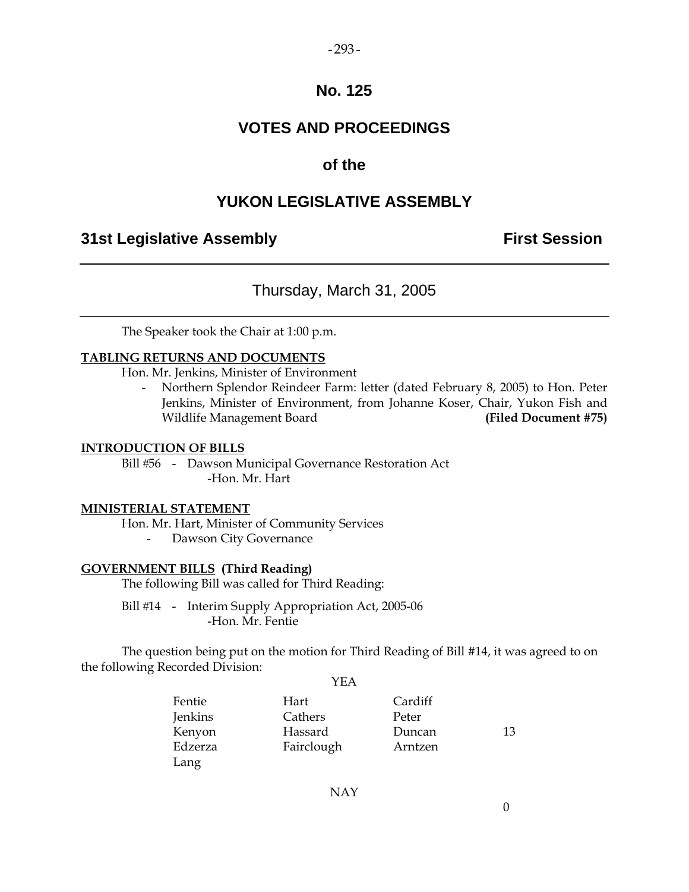# No. 125

# VOTES AND PROCEEDINGS

# of the

# YUKON LEGISLATIVE ASSEMBLY

## 31st Legislative Assembly — First Session

---

### Thursday, March 31, 2005

---

The Speaker took the Chair at 1:00 p.m.

**TABLING RETURNS AND DOCUMENTS**

Hon. Mr. Jenkins, Minister of Environment

- Northern Splendor Reindeer Farm: letter (dated February 8, 2005) to Hon. Peter Jenkins, Minister of Environment, from Johanne Koser, Chair, Yukon Fish and Wildlife Management Board **(Filed Document #75)**

**INTRODUCTION OF BILLS**

Bill #56 - Dawson Municipal Governance Restoration Act
-Hon. Mr. Hart

**MINISTERIAL STATEMENT**

Hon. Mr. Hart, Minister of Community Services

- Dawson City Governance

**GOVERNMENT BILLS (Third Reading)**

The following Bill was called for Third Reading:

Bill #14 - Interim Supply Appropriation Act, 2005-06
-Hon. Mr. Fentie

The question being put on the motion for Third Reading of Bill #14, it was agreed to on the following Recorded Division:

YEA

| | | | |
|---|---|---|---|
| Fentie | Hart | Cardiff | |
| Jenkins | Cathers | Peter | |
| Kenyon | Hassard | Duncan | 13 |
| Edzerza | Fairclough | Arntzen | |
| Lang | | | |

NAY

0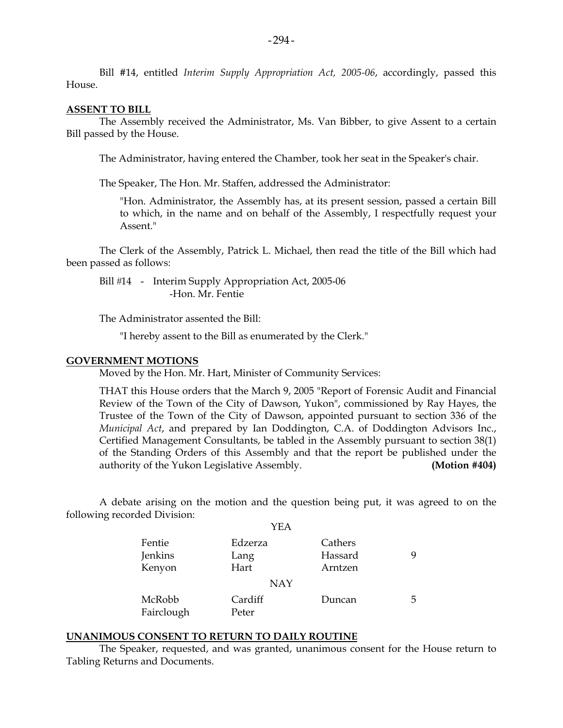Bill #14, entitled *Interim Supply Appropriation Act, 2005-06*, accordingly, passed this House.

## ASSENT TO BILL

The Assembly received the Administrator, Ms. Van Bibber, to give Assent to a certain Bill passed by the House.

The Administrator, having entered the Chamber, took her seat in the Speaker's chair.

The Speaker, The Hon. Mr. Staffen, addressed the Administrator:

> "Hon. Administrator, the Assembly has, at its present session, passed a certain Bill to which, in the name and on behalf of the Assembly, I respectfully request your Assent."

The Clerk of the Assembly, Patrick L. Michael, then read the title of the Bill which had been passed as follows:

> Bill #14 - Interim Supply Appropriation Act, 2005-06
> -Hon. Mr. Fentie

The Administrator assented the Bill:

> "I hereby assent to the Bill as enumerated by the Clerk."

## GOVERNMENT MOTIONS

Moved by the Hon. Mr. Hart, Minister of Community Services:

> THAT this House orders that the March 9, 2005 "Report of Forensic Audit and Financial Review of the Town of the City of Dawson, Yukon", commissioned by Ray Hayes, the Trustee of the Town of the City of Dawson, appointed pursuant to section 336 of the *Municipal Act*, and prepared by Ian Doddington, C.A. of Doddington Advisors Inc., Certified Management Consultants, be tabled in the Assembly pursuant to section 38(1) of the Standing Orders of this Assembly and that the report be published under the authority of the Yukon Legislative Assembly. **(Motion #404)**

A debate arising on the motion and the question being put, it was agreed to on the following recorded Division:

YEA

| | | | |
|---|---|---|---|
| Fentie | Edzerza | Cathers | |
| Jenkins | Lang | Hassard | 9 |
| Kenyon | Hart | Arntzen | |

NAY

| | | | |
|---|---|---|---|
| McRobb | Cardiff | Duncan | 5 |
| Fairclough | Peter | | |

## UNANIMOUS CONSENT TO RETURN TO DAILY ROUTINE

The Speaker, requested, and was granted, unanimous consent for the House return to Tabling Returns and Documents.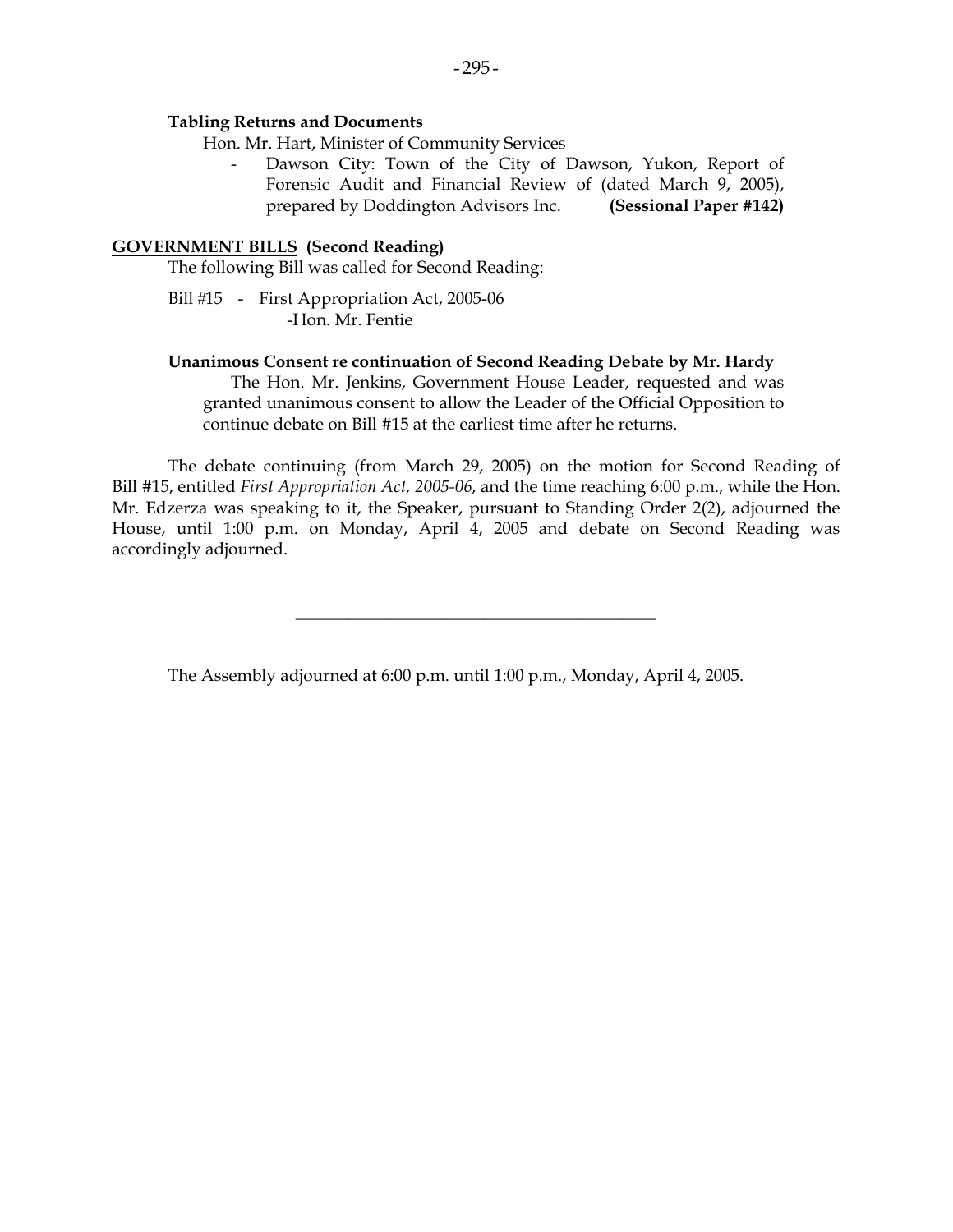**Tabling Returns and Documents**

Hon. Mr. Hart, Minister of Community Services

- Dawson City: Town of the City of Dawson, Yukon, Report of Forensic Audit and Financial Review of (dated March 9, 2005), prepared by Doddington Advisors Inc. **(Sessional Paper #142)**

**GOVERNMENT BILLS (Second Reading)**

The following Bill was called for Second Reading:

Bill #15 - First Appropriation Act, 2005-06
-Hon. Mr. Fentie

**Unanimous Consent re continuation of Second Reading Debate by Mr. Hardy**

The Hon. Mr. Jenkins, Government House Leader, requested and was granted unanimous consent to allow the Leader of the Official Opposition to continue debate on Bill #15 at the earliest time after he returns.

The debate continuing (from March 29, 2005) on the motion for Second Reading of Bill #15, entitled *First Appropriation Act, 2005-06*, and the time reaching 6:00 p.m., while the Hon. Mr. Edzerza was speaking to it, the Speaker, pursuant to Standing Order 2(2), adjourned the House, until 1:00 p.m. on Monday, April 4, 2005 and debate on Second Reading was accordingly adjourned.

---

The Assembly adjourned at 6:00 p.m. until 1:00 p.m., Monday, April 4, 2005.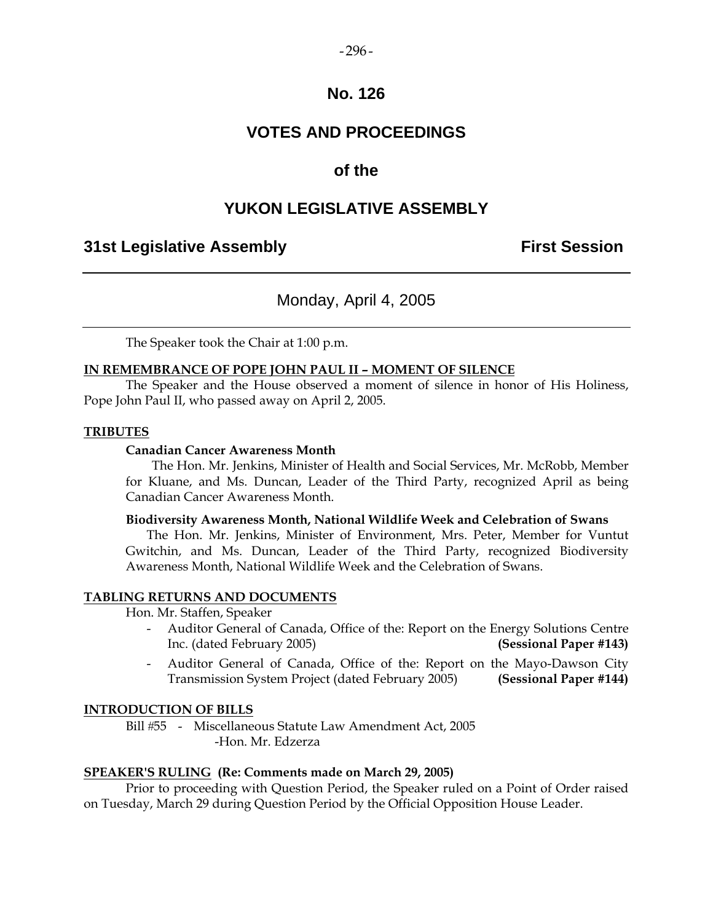# No. 126

# VOTES AND PROCEEDINGS

## of the

# YUKON LEGISLATIVE ASSEMBLY

**31st Legislative Assembly** **First Session**

---

Monday, April 4, 2005

---

The Speaker took the Chair at 1:00 p.m.

**IN REMEMBRANCE OF POPE JOHN PAUL II – MOMENT OF SILENCE**

The Speaker and the House observed a moment of silence in honor of His Holiness, Pope John Paul II, who passed away on April 2, 2005.

**TRIBUTES**

**Canadian Cancer Awareness Month**

The Hon. Mr. Jenkins, Minister of Health and Social Services, Mr. McRobb, Member for Kluane, and Ms. Duncan, Leader of the Third Party, recognized April as being Canadian Cancer Awareness Month.

**Biodiversity Awareness Month, National Wildlife Week and Celebration of Swans**

The Hon. Mr. Jenkins, Minister of Environment, Mrs. Peter, Member for Vuntut Gwitchin, and Ms. Duncan, Leader of the Third Party, recognized Biodiversity Awareness Month, National Wildlife Week and the Celebration of Swans.

**TABLING RETURNS AND DOCUMENTS**

Hon. Mr. Staffen, Speaker

- Auditor General of Canada, Office of the: Report on the Energy Solutions Centre Inc. (dated February 2005) **(Sessional Paper #143)**
- Auditor General of Canada, Office of the: Report on the Mayo-Dawson City Transmission System Project (dated February 2005) **(Sessional Paper #144)**

**INTRODUCTION OF BILLS**

Bill #55 - Miscellaneous Statute Law Amendment Act, 2005
-Hon. Mr. Edzerza

**SPEAKER'S RULING (Re: Comments made on March 29, 2005)**

Prior to proceeding with Question Period, the Speaker ruled on a Point of Order raised on Tuesday, March 29 during Question Period by the Official Opposition House Leader.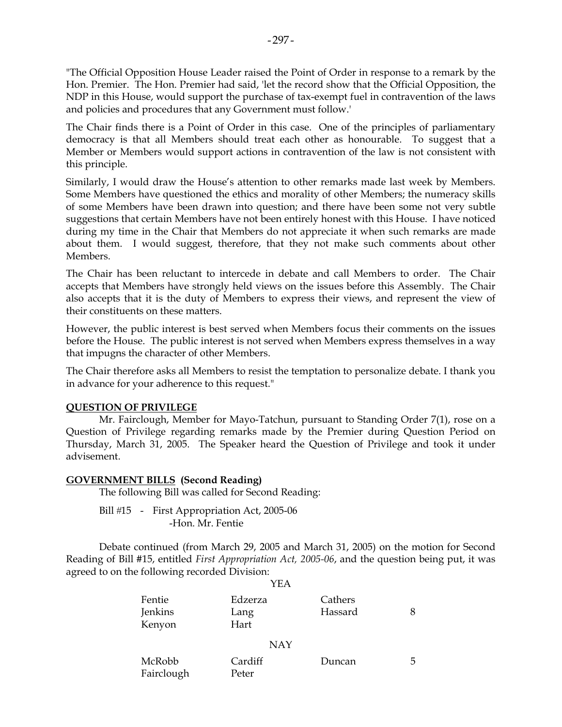"The Official Opposition House Leader raised the Point of Order in response to a remark by the Hon. Premier. The Hon. Premier had said, 'let the record show that the Official Opposition, the NDP in this House, would support the purchase of tax-exempt fuel in contravention of the laws and policies and procedures that any Government must follow.'

The Chair finds there is a Point of Order in this case. One of the principles of parliamentary democracy is that all Members should treat each other as honourable. To suggest that a Member or Members would support actions in contravention of the law is not consistent with this principle.

Similarly, I would draw the House's attention to other remarks made last week by Members. Some Members have questioned the ethics and morality of other Members; the numeracy skills of some Members have been drawn into question; and there have been some not very subtle suggestions that certain Members have not been entirely honest with this House. I have noticed during my time in the Chair that Members do not appreciate it when such remarks are made about them. I would suggest, therefore, that they not make such comments about other Members.

The Chair has been reluctant to intercede in debate and call Members to order. The Chair accepts that Members have strongly held views on the issues before this Assembly. The Chair also accepts that it is the duty of Members to express their views, and represent the view of their constituents on these matters.

However, the public interest is best served when Members focus their comments on the issues before the House. The public interest is not served when Members express themselves in a way that impugns the character of other Members.

The Chair therefore asks all Members to resist the temptation to personalize debate. I thank you in advance for your adherence to this request."

**QUESTION OF PRIVILEGE**

Mr. Fairclough, Member for Mayo-Tatchun, pursuant to Standing Order 7(1), rose on a Question of Privilege regarding remarks made by the Premier during Question Period on Thursday, March 31, 2005. The Speaker heard the Question of Privilege and took it under advisement.

**GOVERNMENT BILLS (Second Reading)**

The following Bill was called for Second Reading:

Bill #15 - First Appropriation Act, 2005-06
-Hon. Mr. Fentie

Debate continued (from March 29, 2005 and March 31, 2005) on the motion for Second Reading of Bill #15, entitled *First Appropriation Act, 2005-06*, and the question being put, it was agreed to on the following recorded Division:

YEA

| | | | |
|---|---|---|---|
| Fentie | Edzerza | Cathers | |
| Jenkins | Lang | Hassard | 8 |
| Kenyon | Hart | | |

NAY

| | | | |
|---|---|---|---|
| McRobb | Cardiff | Duncan | 5 |
| Fairclough | Peter | | |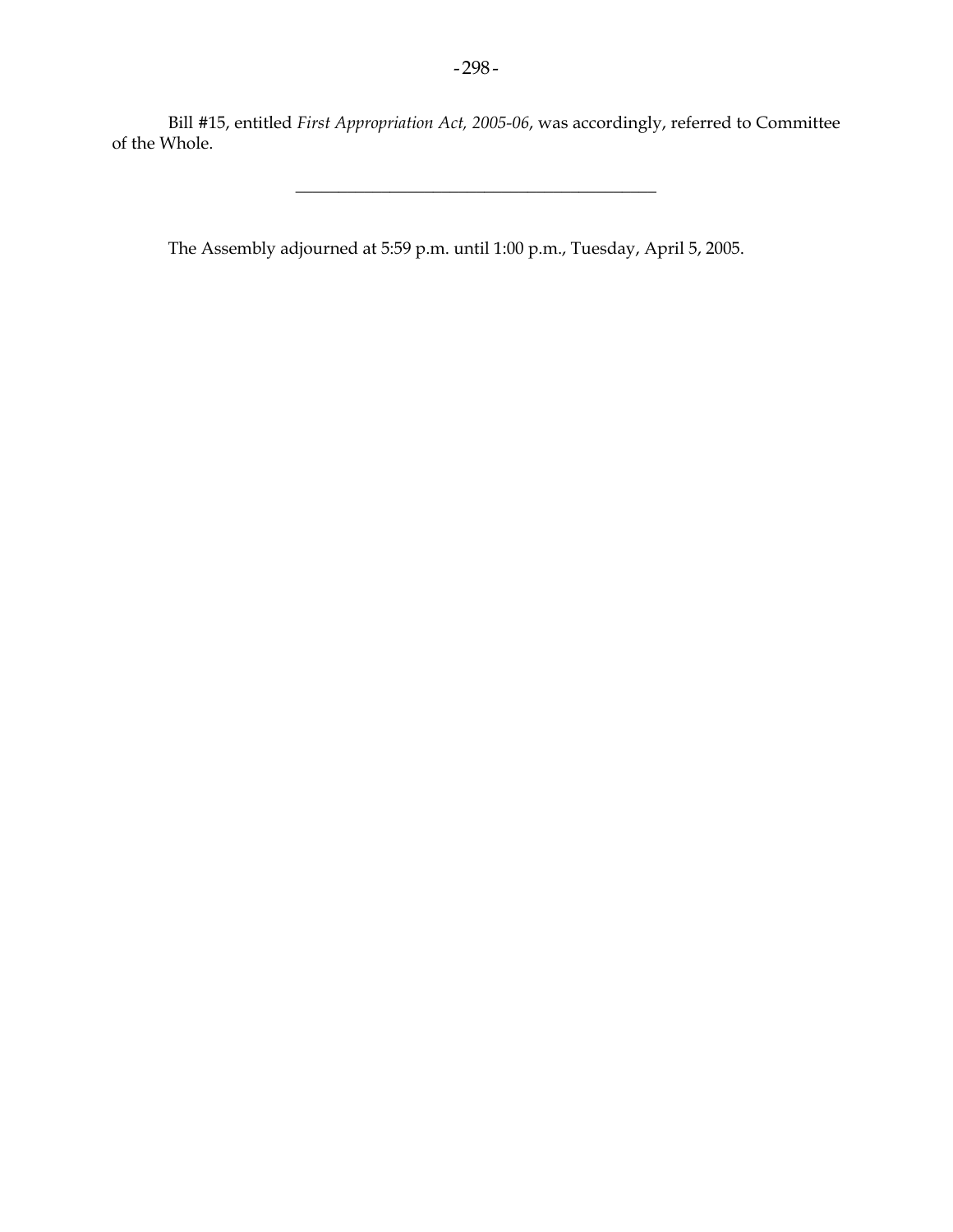Bill #15, entitled *First Appropriation Act, 2005-06*, was accordingly, referred to Committee of the Whole.

---

The Assembly adjourned at 5:59 p.m. until 1:00 p.m., Tuesday, April 5, 2005.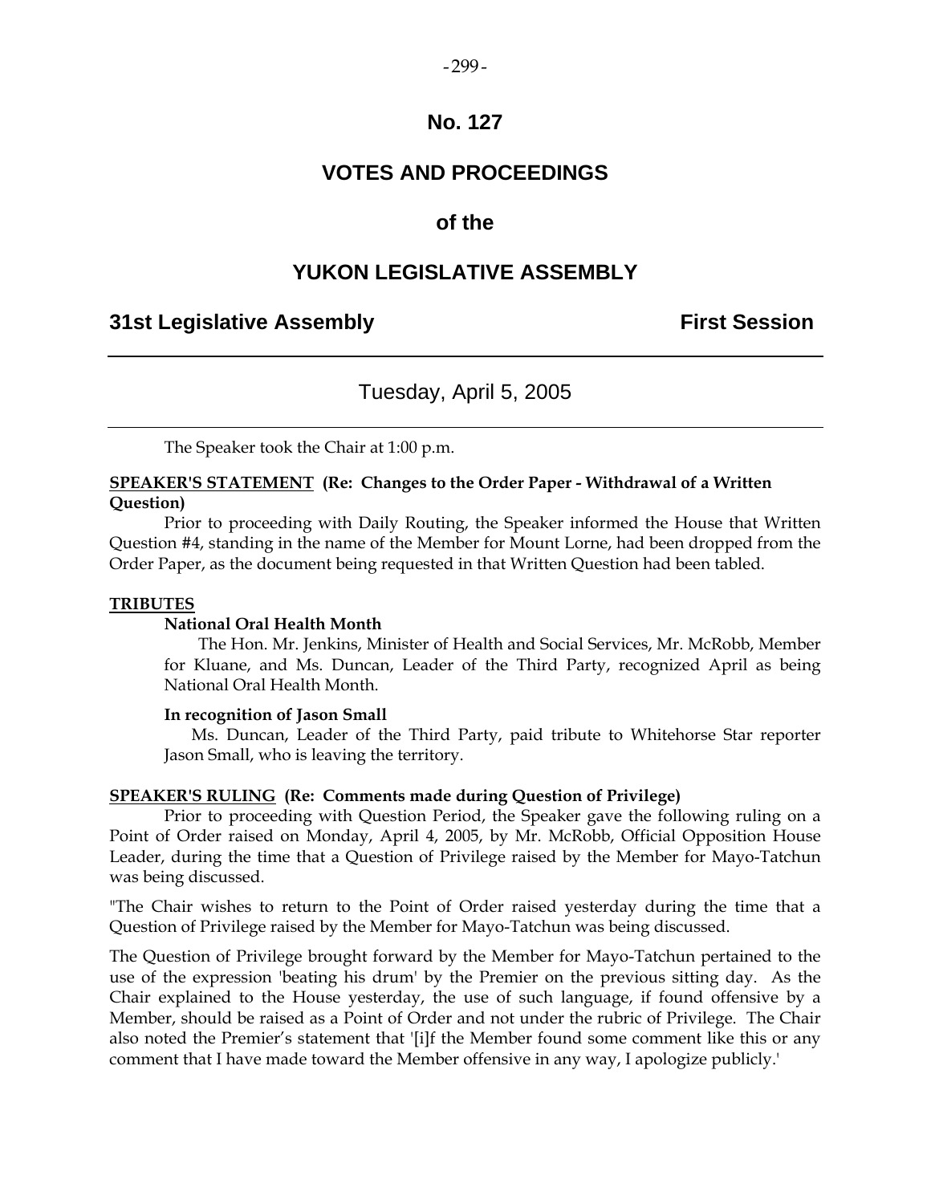# No. 127

# VOTES AND PROCEEDINGS

# of the

# YUKON LEGISLATIVE ASSEMBLY

## 31st Legislative Assembly — First Session

### Tuesday, April 5, 2005

The Speaker took the Chair at 1:00 p.m.

**SPEAKER'S STATEMENT (Re: Changes to the Order Paper - Withdrawal of a Written Question)**

Prior to proceeding with Daily Routing, the Speaker informed the House that Written Question #4, standing in the name of the Member for Mount Lorne, had been dropped from the Order Paper, as the document being requested in that Written Question had been tabled.

**TRIBUTES**

**National Oral Health Month**

The Hon. Mr. Jenkins, Minister of Health and Social Services, Mr. McRobb, Member for Kluane, and Ms. Duncan, Leader of the Third Party, recognized April as being National Oral Health Month.

**In recognition of Jason Small**

Ms. Duncan, Leader of the Third Party, paid tribute to Whitehorse Star reporter Jason Small, who is leaving the territory.

**SPEAKER'S RULING (Re: Comments made during Question of Privilege)**

Prior to proceeding with Question Period, the Speaker gave the following ruling on a Point of Order raised on Monday, April 4, 2005, by Mr. McRobb, Official Opposition House Leader, during the time that a Question of Privilege raised by the Member for Mayo-Tatchun was being discussed.

"The Chair wishes to return to the Point of Order raised yesterday during the time that a Question of Privilege raised by the Member for Mayo-Tatchun was being discussed.

The Question of Privilege brought forward by the Member for Mayo-Tatchun pertained to the use of the expression 'beating his drum' by the Premier on the previous sitting day. As the Chair explained to the House yesterday, the use of such language, if found offensive by a Member, should be raised as a Point of Order and not under the rubric of Privilege. The Chair also noted the Premier's statement that '[i]f the Member found some comment like this or any comment that I have made toward the Member offensive in any way, I apologize publicly.'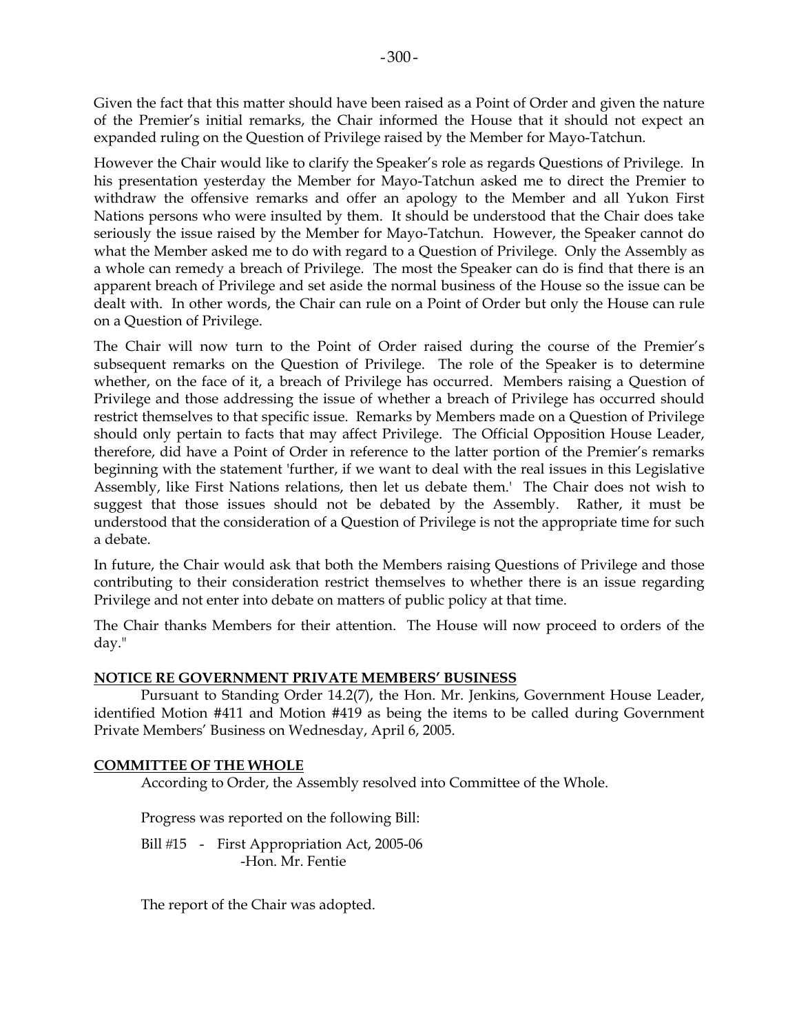Given the fact that this matter should have been raised as a Point of Order and given the nature of the Premier's initial remarks, the Chair informed the House that it should not expect an expanded ruling on the Question of Privilege raised by the Member for Mayo-Tatchun.

However the Chair would like to clarify the Speaker's role as regards Questions of Privilege. In his presentation yesterday the Member for Mayo-Tatchun asked me to direct the Premier to withdraw the offensive remarks and offer an apology to the Member and all Yukon First Nations persons who were insulted by them. It should be understood that the Chair does take seriously the issue raised by the Member for Mayo-Tatchun. However, the Speaker cannot do what the Member asked me to do with regard to a Question of Privilege. Only the Assembly as a whole can remedy a breach of Privilege. The most the Speaker can do is find that there is an apparent breach of Privilege and set aside the normal business of the House so the issue can be dealt with. In other words, the Chair can rule on a Point of Order but only the House can rule on a Question of Privilege.

The Chair will now turn to the Point of Order raised during the course of the Premier's subsequent remarks on the Question of Privilege. The role of the Speaker is to determine whether, on the face of it, a breach of Privilege has occurred. Members raising a Question of Privilege and those addressing the issue of whether a breach of Privilege has occurred should restrict themselves to that specific issue. Remarks by Members made on a Question of Privilege should only pertain to facts that may affect Privilege. The Official Opposition House Leader, therefore, did have a Point of Order in reference to the latter portion of the Premier's remarks beginning with the statement 'further, if we want to deal with the real issues in this Legislative Assembly, like First Nations relations, then let us debate them.' The Chair does not wish to suggest that those issues should not be debated by the Assembly. Rather, it must be understood that the consideration of a Question of Privilege is not the appropriate time for such a debate.

In future, the Chair would ask that both the Members raising Questions of Privilege and those contributing to their consideration restrict themselves to whether there is an issue regarding Privilege and not enter into debate on matters of public policy at that time.

The Chair thanks Members for their attention. The House will now proceed to orders of the day."

**NOTICE RE GOVERNMENT PRIVATE MEMBERS' BUSINESS**

Pursuant to Standing Order 14.2(7), the Hon. Mr. Jenkins, Government House Leader, identified Motion #411 and Motion #419 as being the items to be called during Government Private Members' Business on Wednesday, April 6, 2005.

**COMMITTEE OF THE WHOLE**

According to Order, the Assembly resolved into Committee of the Whole.

Progress was reported on the following Bill:

Bill #15 - First Appropriation Act, 2005-06
-Hon. Mr. Fentie

The report of the Chair was adopted.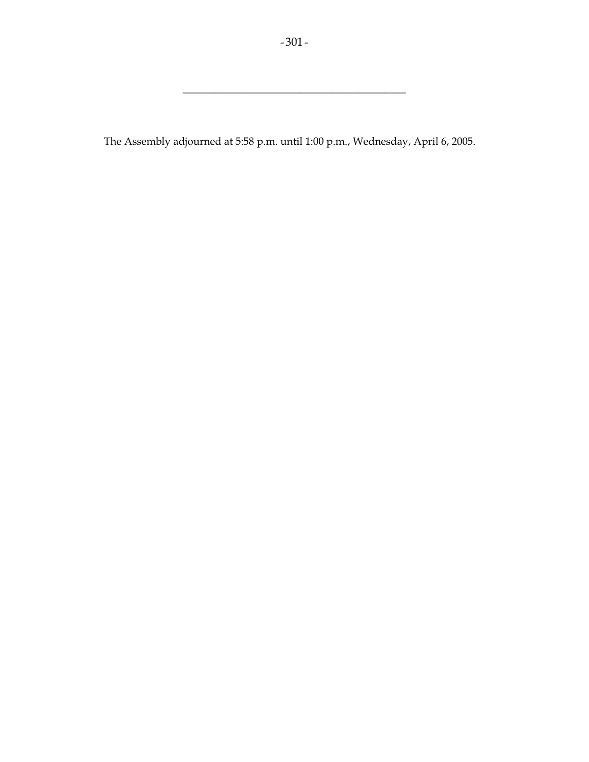---

The Assembly adjourned at 5:58 p.m. until 1:00 p.m., Wednesday, April 6, 2005.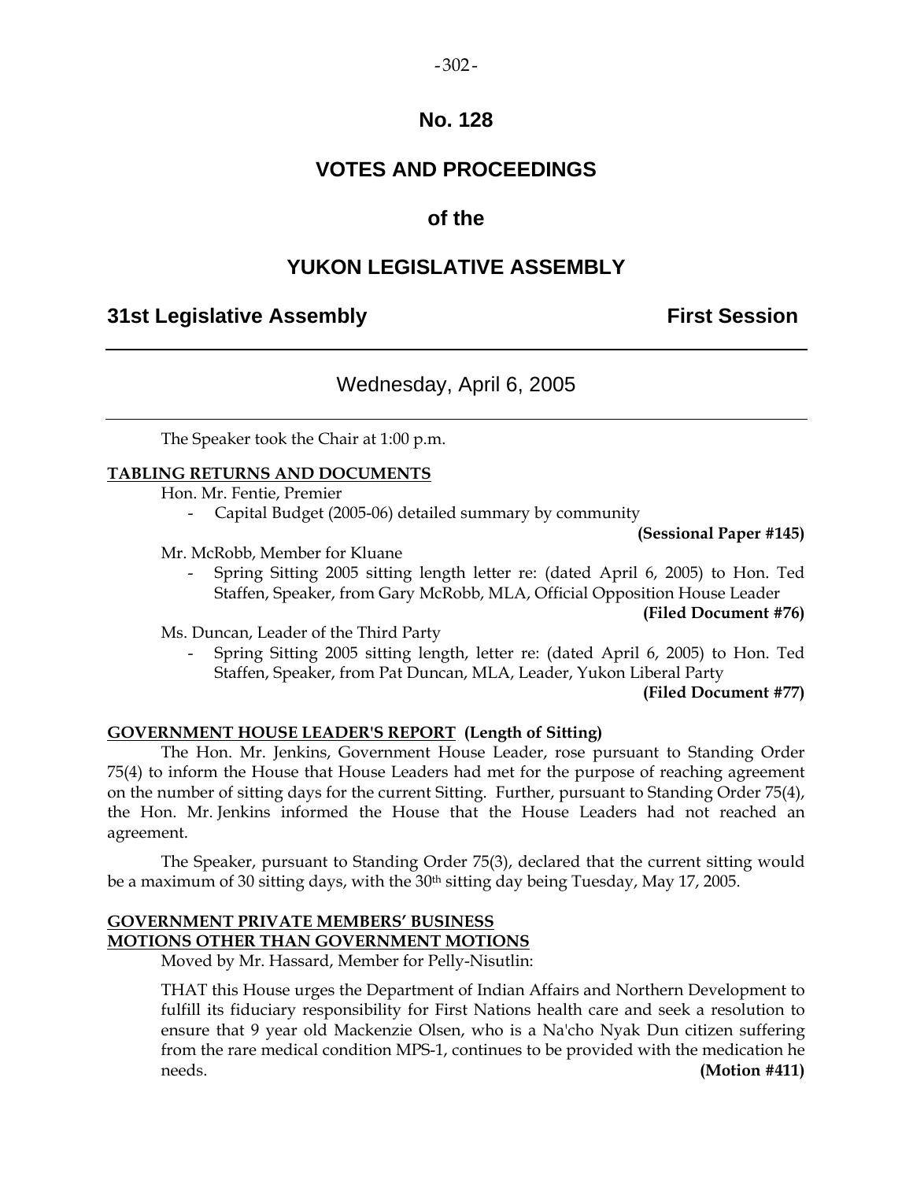# No. 128

# VOTES AND PROCEEDINGS

## of the

# YUKON LEGISLATIVE ASSEMBLY

**31st Legislative Assembly** **First Session**

---

Wednesday, April 6, 2005

---

The Speaker took the Chair at 1:00 p.m.

**TABLING RETURNS AND DOCUMENTS**

Hon. Mr. Fentie, Premier

- Capital Budget (2005-06) detailed summary by community

**(Sessional Paper #145)**

Mr. McRobb, Member for Kluane

- Spring Sitting 2005 sitting length letter re: (dated April 6, 2005) to Hon. Ted Staffen, Speaker, from Gary McRobb, MLA, Official Opposition House Leader

**(Filed Document #76)**

Ms. Duncan, Leader of the Third Party

- Spring Sitting 2005 sitting length, letter re: (dated April 6, 2005) to Hon. Ted Staffen, Speaker, from Pat Duncan, MLA, Leader, Yukon Liberal Party

**(Filed Document #77)**

**GOVERNMENT HOUSE LEADER'S REPORT (Length of Sitting)**

The Hon. Mr. Jenkins, Government House Leader, rose pursuant to Standing Order 75(4) to inform the House that House Leaders had met for the purpose of reaching agreement on the number of sitting days for the current Sitting. Further, pursuant to Standing Order 75(4), the Hon. Mr. Jenkins informed the House that the House Leaders had not reached an agreement.

The Speaker, pursuant to Standing Order 75(3), declared that the current sitting would be a maximum of 30 sitting days, with the 30th sitting day being Tuesday, May 17, 2005.

**GOVERNMENT PRIVATE MEMBERS' BUSINESS**
**MOTIONS OTHER THAN GOVERNMENT MOTIONS**

Moved by Mr. Hassard, Member for Pelly-Nisutlin:

THAT this House urges the Department of Indian Affairs and Northern Development to fulfill its fiduciary responsibility for First Nations health care and seek a resolution to ensure that 9 year old Mackenzie Olsen, who is a Na'cho Nyak Dun citizen suffering from the rare medical condition MPS-1, continues to be provided with the medication he needs. **(Motion #411)**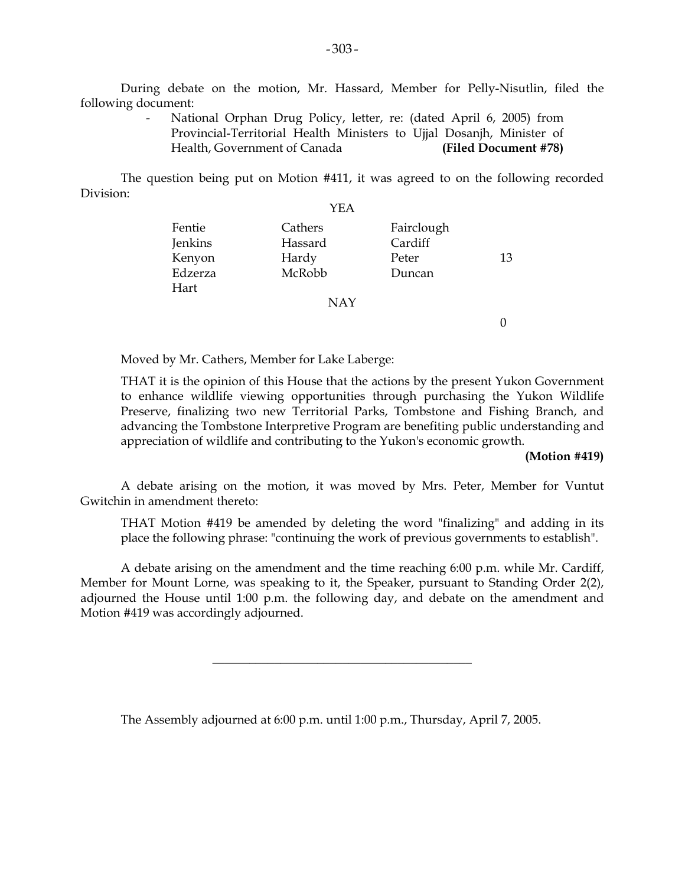During debate on the motion, Mr. Hassard, Member for Pelly-Nisutlin, filed the following document:

- National Orphan Drug Policy, letter, re: (dated April 6, 2005) from Provincial-Territorial Health Ministers to Ujjal Dosanjh, Minister of Health, Government of Canada **(Filed Document #78)**

The question being put on Motion #411, it was agreed to on the following recorded Division:

YEA

| | | | |
|---|---|---|---|
| Fentie | Cathers | Fairclough | |
| Jenkins | Hassard | Cardiff | |
| Kenyon | Hardy | Peter | 13 |
| Edzerza | McRobb | Duncan | |
| Hart | | | |

NAY

0

Moved by Mr. Cathers, Member for Lake Laberge:

THAT it is the opinion of this House that the actions by the present Yukon Government to enhance wildlife viewing opportunities through purchasing the Yukon Wildlife Preserve, finalizing two new Territorial Parks, Tombstone and Fishing Branch, and advancing the Tombstone Interpretive Program are benefiting public understanding and appreciation of wildlife and contributing to the Yukon's economic growth.

**(Motion #419)**

A debate arising on the motion, it was moved by Mrs. Peter, Member for Vuntut Gwitchin in amendment thereto:

THAT Motion #419 be amended by deleting the word "finalizing" and adding in its place the following phrase: "continuing the work of previous governments to establish".

A debate arising on the amendment and the time reaching 6:00 p.m. while Mr. Cardiff, Member for Mount Lorne, was speaking to it, the Speaker, pursuant to Standing Order 2(2), adjourned the House until 1:00 p.m. the following day, and debate on the amendment and Motion #419 was accordingly adjourned.

---

The Assembly adjourned at 6:00 p.m. until 1:00 p.m., Thursday, April 7, 2005.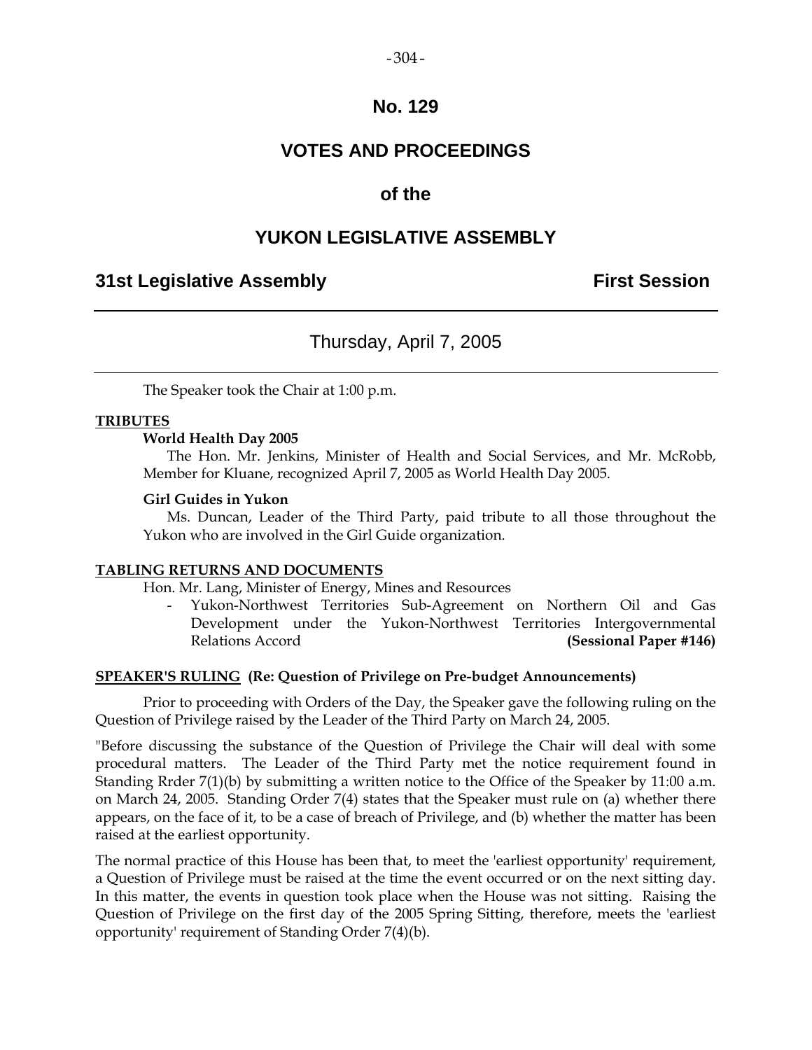# No. 129

# VOTES AND PROCEEDINGS

# of the

# YUKON LEGISLATIVE ASSEMBLY

## 31st Legislative Assembly — First Session

### Thursday, April 7, 2005

The Speaker took the Chair at 1:00 p.m.

**TRIBUTES**

**World Health Day 2005**

The Hon. Mr. Jenkins, Minister of Health and Social Services, and Mr. McRobb, Member for Kluane, recognized April 7, 2005 as World Health Day 2005.

**Girl Guides in Yukon**

Ms. Duncan, Leader of the Third Party, paid tribute to all those throughout the Yukon who are involved in the Girl Guide organization.

**TABLING RETURNS AND DOCUMENTS**

Hon. Mr. Lang, Minister of Energy, Mines and Resources

- Yukon-Northwest Territories Sub-Agreement on Northern Oil and Gas Development under the Yukon-Northwest Territories Intergovernmental Relations Accord **(Sessional Paper #146)**

**SPEAKER'S RULING (Re: Question of Privilege on Pre-budget Announcements)**

Prior to proceeding with Orders of the Day, the Speaker gave the following ruling on the Question of Privilege raised by the Leader of the Third Party on March 24, 2005.

"Before discussing the substance of the Question of Privilege the Chair will deal with some procedural matters. The Leader of the Third Party met the notice requirement found in Standing Rrder 7(1)(b) by submitting a written notice to the Office of the Speaker by 11:00 a.m. on March 24, 2005. Standing Order 7(4) states that the Speaker must rule on (a) whether there appears, on the face of it, to be a case of breach of Privilege, and (b) whether the matter has been raised at the earliest opportunity.

The normal practice of this House has been that, to meet the 'earliest opportunity' requirement, a Question of Privilege must be raised at the time the event occurred or on the next sitting day. In this matter, the events in question took place when the House was not sitting. Raising the Question of Privilege on the first day of the 2005 Spring Sitting, therefore, meets the 'earliest opportunity' requirement of Standing Order 7(4)(b).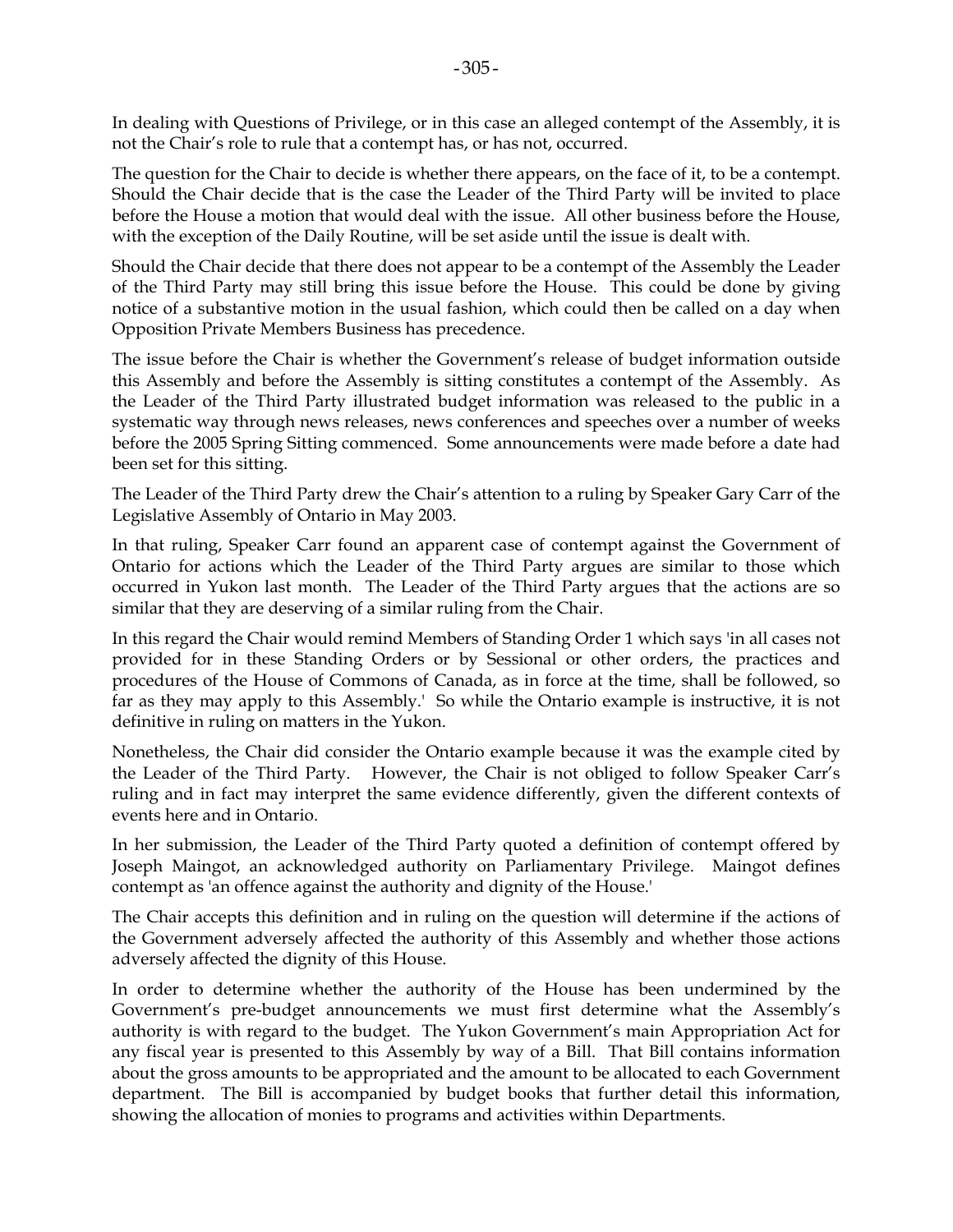In dealing with Questions of Privilege, or in this case an alleged contempt of the Assembly, it is not the Chair's role to rule that a contempt has, or has not, occurred.

The question for the Chair to decide is whether there appears, on the face of it, to be a contempt. Should the Chair decide that is the case the Leader of the Third Party will be invited to place before the House a motion that would deal with the issue. All other business before the House, with the exception of the Daily Routine, will be set aside until the issue is dealt with.

Should the Chair decide that there does not appear to be a contempt of the Assembly the Leader of the Third Party may still bring this issue before the House. This could be done by giving notice of a substantive motion in the usual fashion, which could then be called on a day when Opposition Private Members Business has precedence.

The issue before the Chair is whether the Government's release of budget information outside this Assembly and before the Assembly is sitting constitutes a contempt of the Assembly. As the Leader of the Third Party illustrated budget information was released to the public in a systematic way through news releases, news conferences and speeches over a number of weeks before the 2005 Spring Sitting commenced. Some announcements were made before a date had been set for this sitting.

The Leader of the Third Party drew the Chair's attention to a ruling by Speaker Gary Carr of the Legislative Assembly of Ontario in May 2003.

In that ruling, Speaker Carr found an apparent case of contempt against the Government of Ontario for actions which the Leader of the Third Party argues are similar to those which occurred in Yukon last month. The Leader of the Third Party argues that the actions are so similar that they are deserving of a similar ruling from the Chair.

In this regard the Chair would remind Members of Standing Order 1 which says 'in all cases not provided for in these Standing Orders or by Sessional or other orders, the practices and procedures of the House of Commons of Canada, as in force at the time, shall be followed, so far as they may apply to this Assembly.' So while the Ontario example is instructive, it is not definitive in ruling on matters in the Yukon.

Nonetheless, the Chair did consider the Ontario example because it was the example cited by the Leader of the Third Party. However, the Chair is not obliged to follow Speaker Carr's ruling and in fact may interpret the same evidence differently, given the different contexts of events here and in Ontario.

In her submission, the Leader of the Third Party quoted a definition of contempt offered by Joseph Maingot, an acknowledged authority on Parliamentary Privilege. Maingot defines contempt as 'an offence against the authority and dignity of the House.'

The Chair accepts this definition and in ruling on the question will determine if the actions of the Government adversely affected the authority of this Assembly and whether those actions adversely affected the dignity of this House.

In order to determine whether the authority of the House has been undermined by the Government's pre-budget announcements we must first determine what the Assembly's authority is with regard to the budget. The Yukon Government's main Appropriation Act for any fiscal year is presented to this Assembly by way of a Bill. That Bill contains information about the gross amounts to be appropriated and the amount to be allocated to each Government department. The Bill is accompanied by budget books that further detail this information, showing the allocation of monies to programs and activities within Departments.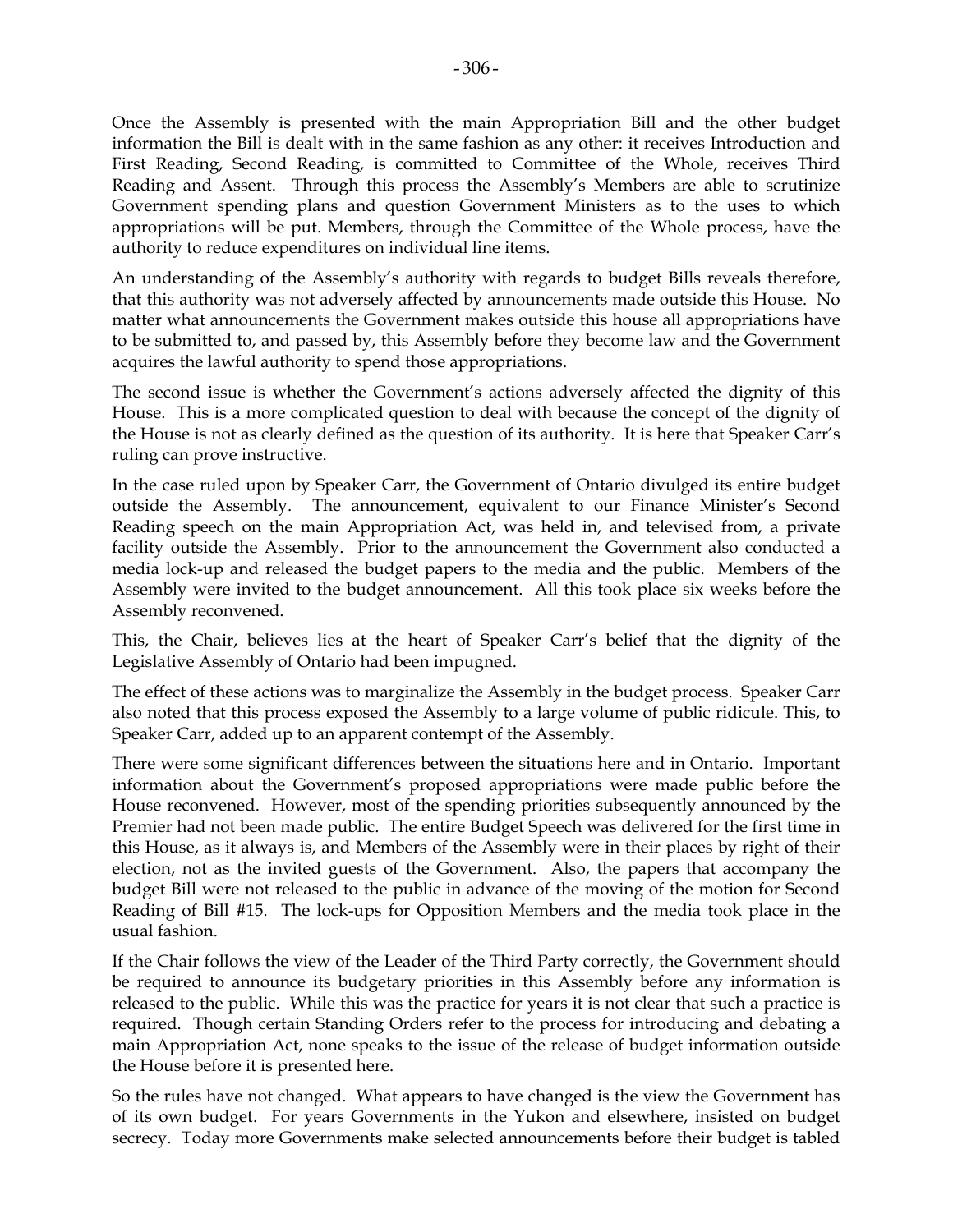Once the Assembly is presented with the main Appropriation Bill and the other budget information the Bill is dealt with in the same fashion as any other: it receives Introduction and First Reading, Second Reading, is committed to Committee of the Whole, receives Third Reading and Assent. Through this process the Assembly's Members are able to scrutinize Government spending plans and question Government Ministers as to the uses to which appropriations will be put. Members, through the Committee of the Whole process, have the authority to reduce expenditures on individual line items.

An understanding of the Assembly's authority with regards to budget Bills reveals therefore, that this authority was not adversely affected by announcements made outside this House. No matter what announcements the Government makes outside this house all appropriations have to be submitted to, and passed by, this Assembly before they become law and the Government acquires the lawful authority to spend those appropriations.

The second issue is whether the Government's actions adversely affected the dignity of this House. This is a more complicated question to deal with because the concept of the dignity of the House is not as clearly defined as the question of its authority. It is here that Speaker Carr's ruling can prove instructive.

In the case ruled upon by Speaker Carr, the Government of Ontario divulged its entire budget outside the Assembly. The announcement, equivalent to our Finance Minister's Second Reading speech on the main Appropriation Act, was held in, and televised from, a private facility outside the Assembly. Prior to the announcement the Government also conducted a media lock-up and released the budget papers to the media and the public. Members of the Assembly were invited to the budget announcement. All this took place six weeks before the Assembly reconvened.

This, the Chair, believes lies at the heart of Speaker Carr's belief that the dignity of the Legislative Assembly of Ontario had been impugned.

The effect of these actions was to marginalize the Assembly in the budget process. Speaker Carr also noted that this process exposed the Assembly to a large volume of public ridicule. This, to Speaker Carr, added up to an apparent contempt of the Assembly.

There were some significant differences between the situations here and in Ontario. Important information about the Government's proposed appropriations were made public before the House reconvened. However, most of the spending priorities subsequently announced by the Premier had not been made public. The entire Budget Speech was delivered for the first time in this House, as it always is, and Members of the Assembly were in their places by right of their election, not as the invited guests of the Government. Also, the papers that accompany the budget Bill were not released to the public in advance of the moving of the motion for Second Reading of Bill #15. The lock-ups for Opposition Members and the media took place in the usual fashion.

If the Chair follows the view of the Leader of the Third Party correctly, the Government should be required to announce its budgetary priorities in this Assembly before any information is released to the public. While this was the practice for years it is not clear that such a practice is required. Though certain Standing Orders refer to the process for introducing and debating a main Appropriation Act, none speaks to the issue of the release of budget information outside the House before it is presented here.

So the rules have not changed. What appears to have changed is the view the Government has of its own budget. For years Governments in the Yukon and elsewhere, insisted on budget secrecy. Today more Governments make selected announcements before their budget is tabled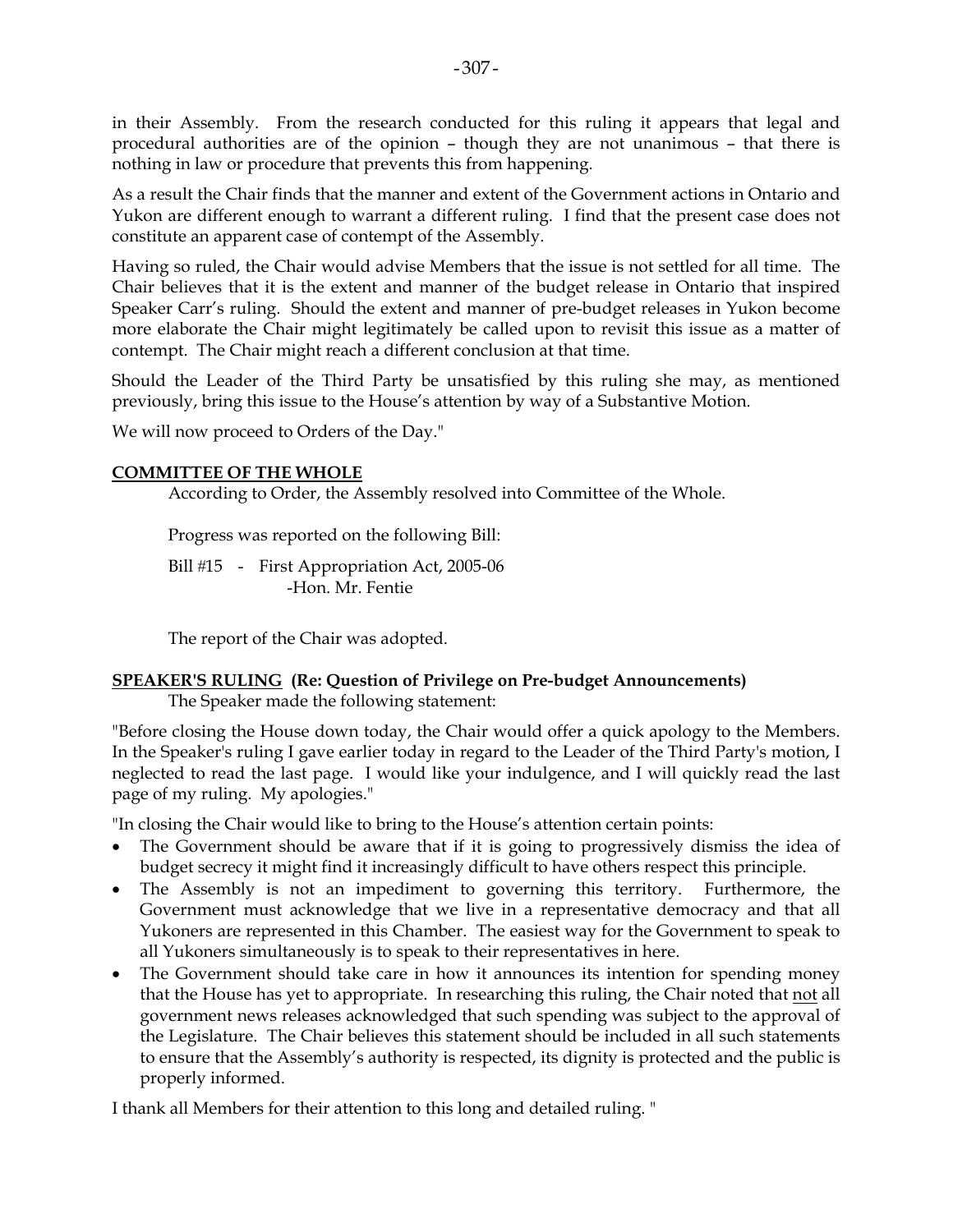in their Assembly. From the research conducted for this ruling it appears that legal and procedural authorities are of the opinion – though they are not unanimous – that there is nothing in law or procedure that prevents this from happening.

As a result the Chair finds that the manner and extent of the Government actions in Ontario and Yukon are different enough to warrant a different ruling. I find that the present case does not constitute an apparent case of contempt of the Assembly.

Having so ruled, the Chair would advise Members that the issue is not settled for all time. The Chair believes that it is the extent and manner of the budget release in Ontario that inspired Speaker Carr's ruling. Should the extent and manner of pre-budget releases in Yukon become more elaborate the Chair might legitimately be called upon to revisit this issue as a matter of contempt. The Chair might reach a different conclusion at that time.

Should the Leader of the Third Party be unsatisfied by this ruling she may, as mentioned previously, bring this issue to the House's attention by way of a Substantive Motion.

We will now proceed to Orders of the Day."

**COMMITTEE OF THE WHOLE**

According to Order, the Assembly resolved into Committee of the Whole.

Progress was reported on the following Bill:

Bill #15 - First Appropriation Act, 2005-06
-Hon. Mr. Fentie

The report of the Chair was adopted.

**SPEAKER'S RULING (Re: Question of Privilege on Pre-budget Announcements)**

The Speaker made the following statement:

"Before closing the House down today, the Chair would offer a quick apology to the Members. In the Speaker's ruling I gave earlier today in regard to the Leader of the Third Party's motion, I neglected to read the last page. I would like your indulgence, and I will quickly read the last page of my ruling. My apologies."

"In closing the Chair would like to bring to the House's attention certain points:

- The Government should be aware that if it is going to progressively dismiss the idea of budget secrecy it might find it increasingly difficult to have others respect this principle.
- The Assembly is not an impediment to governing this territory. Furthermore, the Government must acknowledge that we live in a representative democracy and that all Yukoners are represented in this Chamber. The easiest way for the Government to speak to all Yukoners simultaneously is to speak to their representatives in here.
- The Government should take care in how it announces its intention for spending money that the House has yet to appropriate. In researching this ruling, the Chair noted that not all government news releases acknowledged that such spending was subject to the approval of the Legislature. The Chair believes this statement should be included in all such statements to ensure that the Assembly's authority is respected, its dignity is protected and the public is properly informed.

I thank all Members for their attention to this long and detailed ruling. "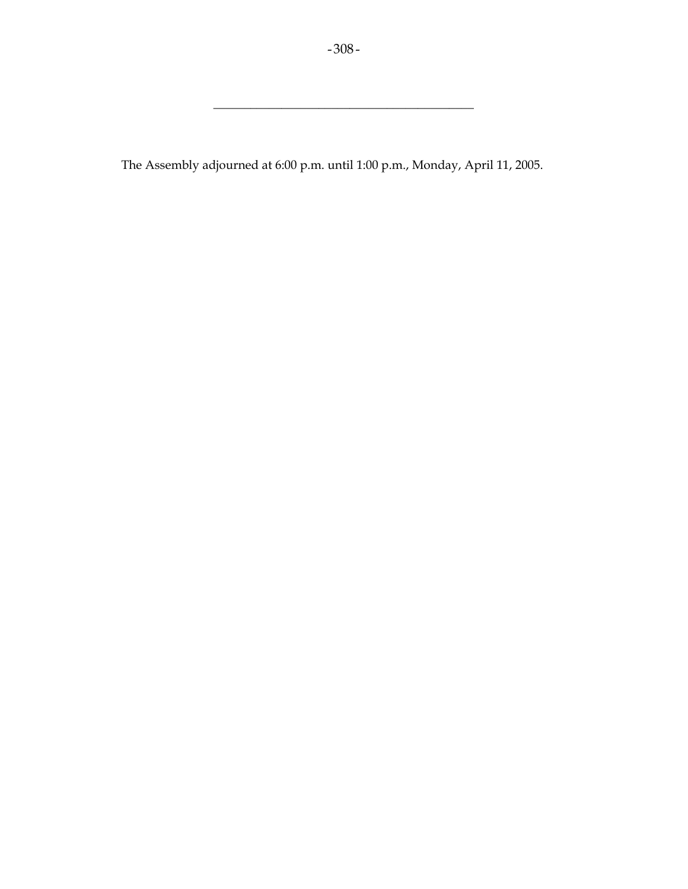---

The Assembly adjourned at 6:00 p.m. until 1:00 p.m., Monday, April 11, 2005.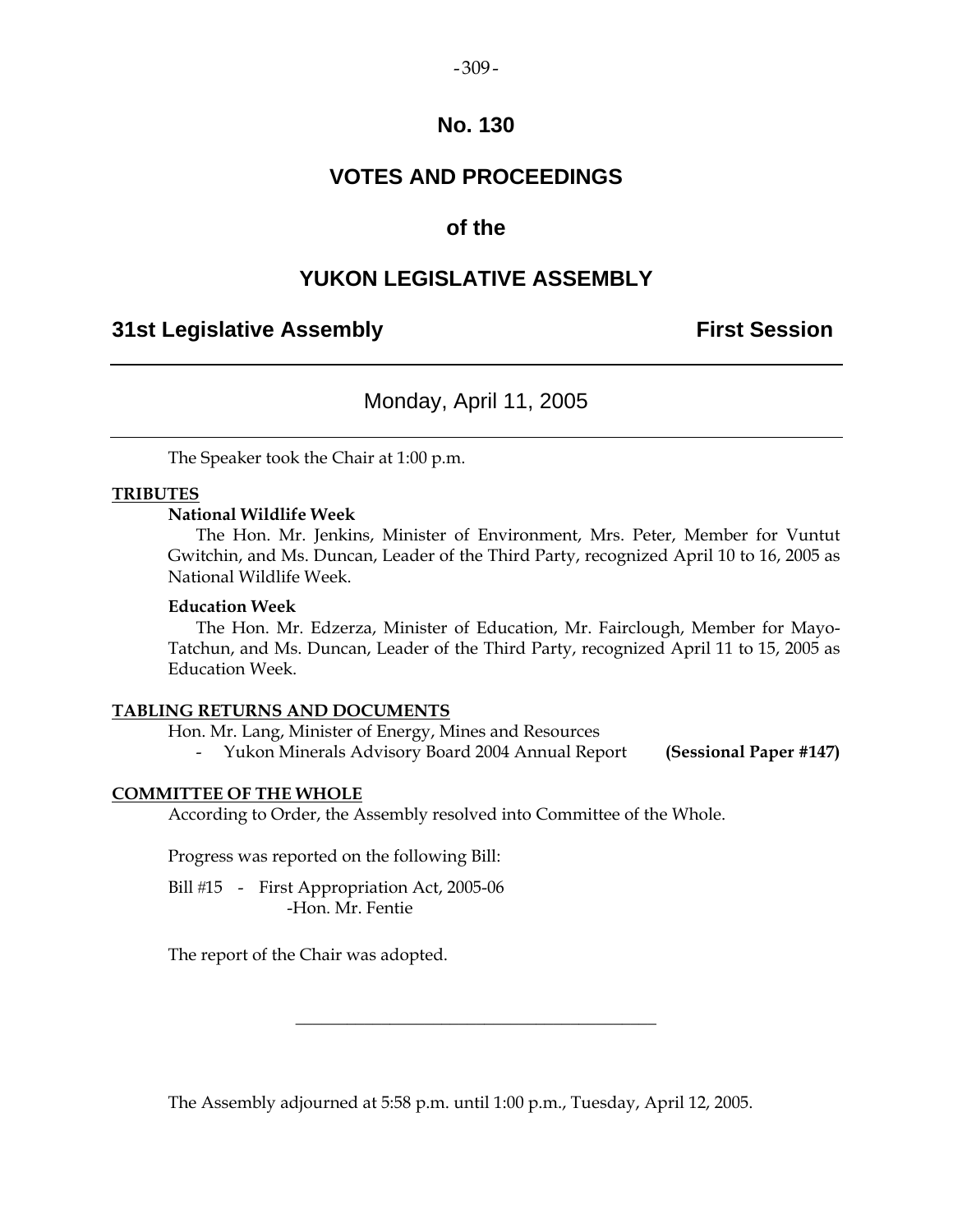# No. 130

# VOTES AND PROCEEDINGS

# of the

# YUKON LEGISLATIVE ASSEMBLY

## 31st Legislative Assembly — First Session

---

Monday, April 11, 2005

---

The Speaker took the Chair at 1:00 p.m.

**TRIBUTES**

**National Wildlife Week**

The Hon. Mr. Jenkins, Minister of Environment, Mrs. Peter, Member for Vuntut Gwitchin, and Ms. Duncan, Leader of the Third Party, recognized April 10 to 16, 2005 as National Wildlife Week.

**Education Week**

The Hon. Mr. Edzerza, Minister of Education, Mr. Fairclough, Member for Mayo-Tatchun, and Ms. Duncan, Leader of the Third Party, recognized April 11 to 15, 2005 as Education Week.

**TABLING RETURNS AND DOCUMENTS**

Hon. Mr. Lang, Minister of Energy, Mines and Resources

- Yukon Minerals Advisory Board 2004 Annual Report **(Sessional Paper #147)**

**COMMITTEE OF THE WHOLE**

According to Order, the Assembly resolved into Committee of the Whole.

Progress was reported on the following Bill:

Bill #15 - First Appropriation Act, 2005-06
-Hon. Mr. Fentie

The report of the Chair was adopted.

---

The Assembly adjourned at 5:58 p.m. until 1:00 p.m., Tuesday, April 12, 2005.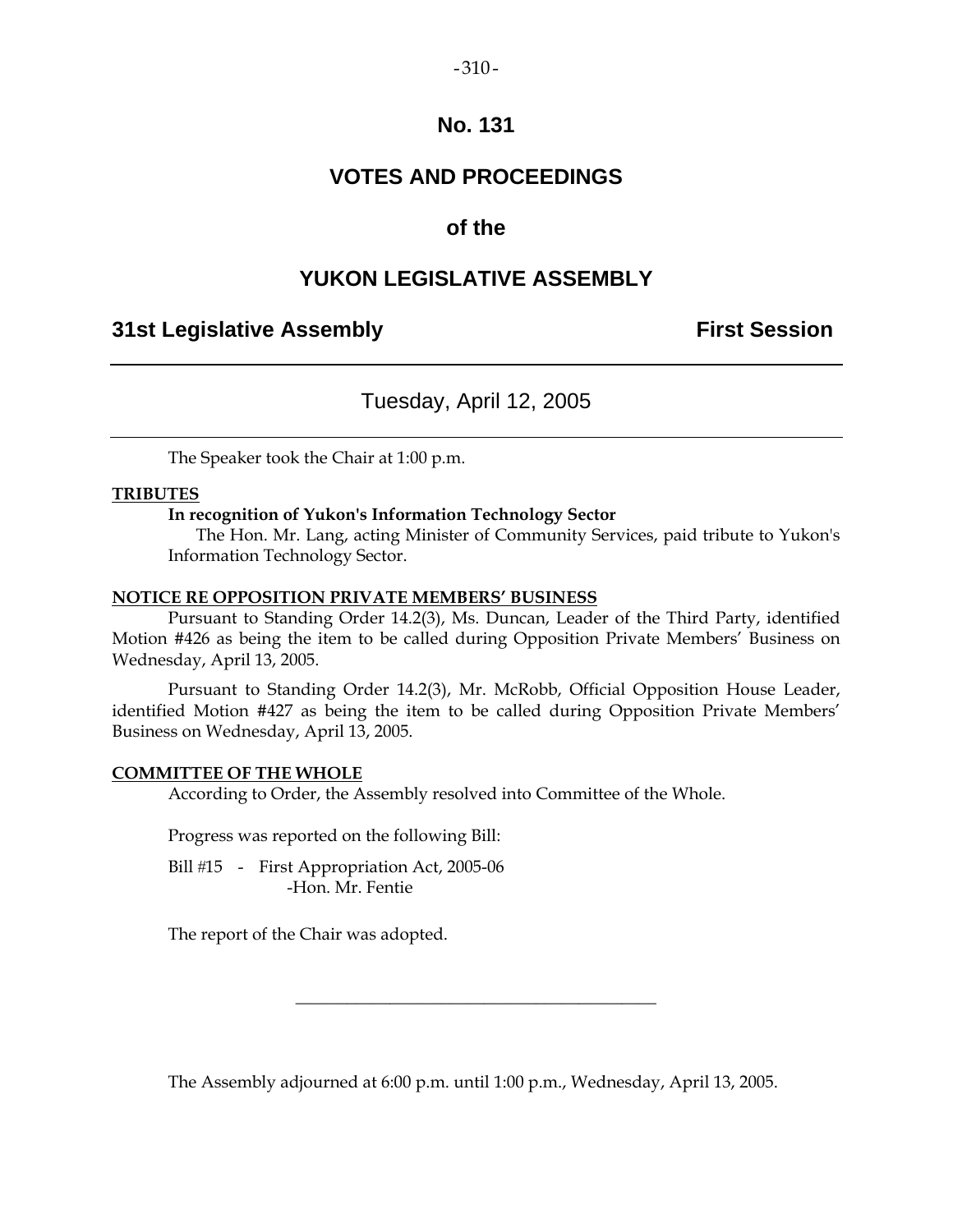# No. 131

# VOTES AND PROCEEDINGS

## of the

# YUKON LEGISLATIVE ASSEMBLY

**31st Legislative Assembly** **First Session**

---

Tuesday, April 12, 2005

---

The Speaker took the Chair at 1:00 p.m.

**TRIBUTES**

**In recognition of Yukon's Information Technology Sector**

The Hon. Mr. Lang, acting Minister of Community Services, paid tribute to Yukon's Information Technology Sector.

**NOTICE RE OPPOSITION PRIVATE MEMBERS' BUSINESS**

Pursuant to Standing Order 14.2(3), Ms. Duncan, Leader of the Third Party, identified Motion #426 as being the item to be called during Opposition Private Members' Business on Wednesday, April 13, 2005.

Pursuant to Standing Order 14.2(3), Mr. McRobb, Official Opposition House Leader, identified Motion #427 as being the item to be called during Opposition Private Members' Business on Wednesday, April 13, 2005.

**COMMITTEE OF THE WHOLE**

According to Order, the Assembly resolved into Committee of the Whole.

Progress was reported on the following Bill:

Bill #15 - First Appropriation Act, 2005-06
-Hon. Mr. Fentie

The report of the Chair was adopted.

---

The Assembly adjourned at 6:00 p.m. until 1:00 p.m., Wednesday, April 13, 2005.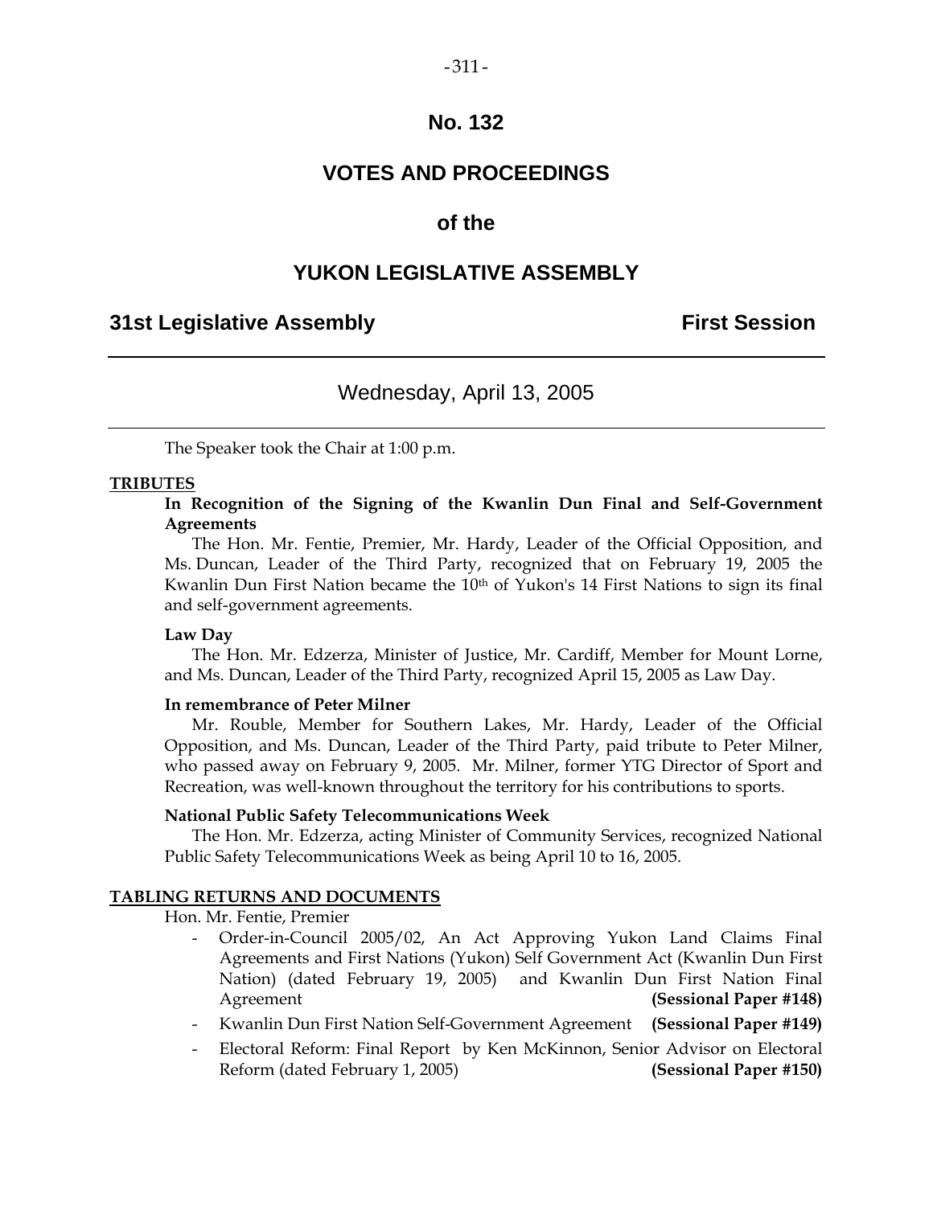# No. 132

# VOTES AND PROCEEDINGS

# of the

# YUKON LEGISLATIVE ASSEMBLY

**31st Legislative Assembly** **First Session**

---

Wednesday, April 13, 2005

---

The Speaker took the Chair at 1:00 p.m.

**TRIBUTES**

**In Recognition of the Signing of the Kwanlin Dun Final and Self-Government Agreements**

The Hon. Mr. Fentie, Premier, Mr. Hardy, Leader of the Official Opposition, and Ms. Duncan, Leader of the Third Party, recognized that on February 19, 2005 the Kwanlin Dun First Nation became the 10th of Yukon's 14 First Nations to sign its final and self-government agreements.

**Law Day**

The Hon. Mr. Edzerza, Minister of Justice, Mr. Cardiff, Member for Mount Lorne, and Ms. Duncan, Leader of the Third Party, recognized April 15, 2005 as Law Day.

**In remembrance of Peter Milner**

Mr. Rouble, Member for Southern Lakes, Mr. Hardy, Leader of the Official Opposition, and Ms. Duncan, Leader of the Third Party, paid tribute to Peter Milner, who passed away on February 9, 2005. Mr. Milner, former YTG Director of Sport and Recreation, was well-known throughout the territory for his contributions to sports.

**National Public Safety Telecommunications Week**

The Hon. Mr. Edzerza, acting Minister of Community Services, recognized National Public Safety Telecommunications Week as being April 10 to 16, 2005.

**TABLING RETURNS AND DOCUMENTS**

Hon. Mr. Fentie, Premier

- Order-in-Council 2005/02, An Act Approving Yukon Land Claims Final Agreements and First Nations (Yukon) Self Government Act (Kwanlin Dun First Nation) (dated February 19, 2005) and Kwanlin Dun First Nation Final Agreement **(Sessional Paper #148)**
- Kwanlin Dun First Nation Self-Government Agreement **(Sessional Paper #149)**
- Electoral Reform: Final Report by Ken McKinnon, Senior Advisor on Electoral Reform (dated February 1, 2005) **(Sessional Paper #150)**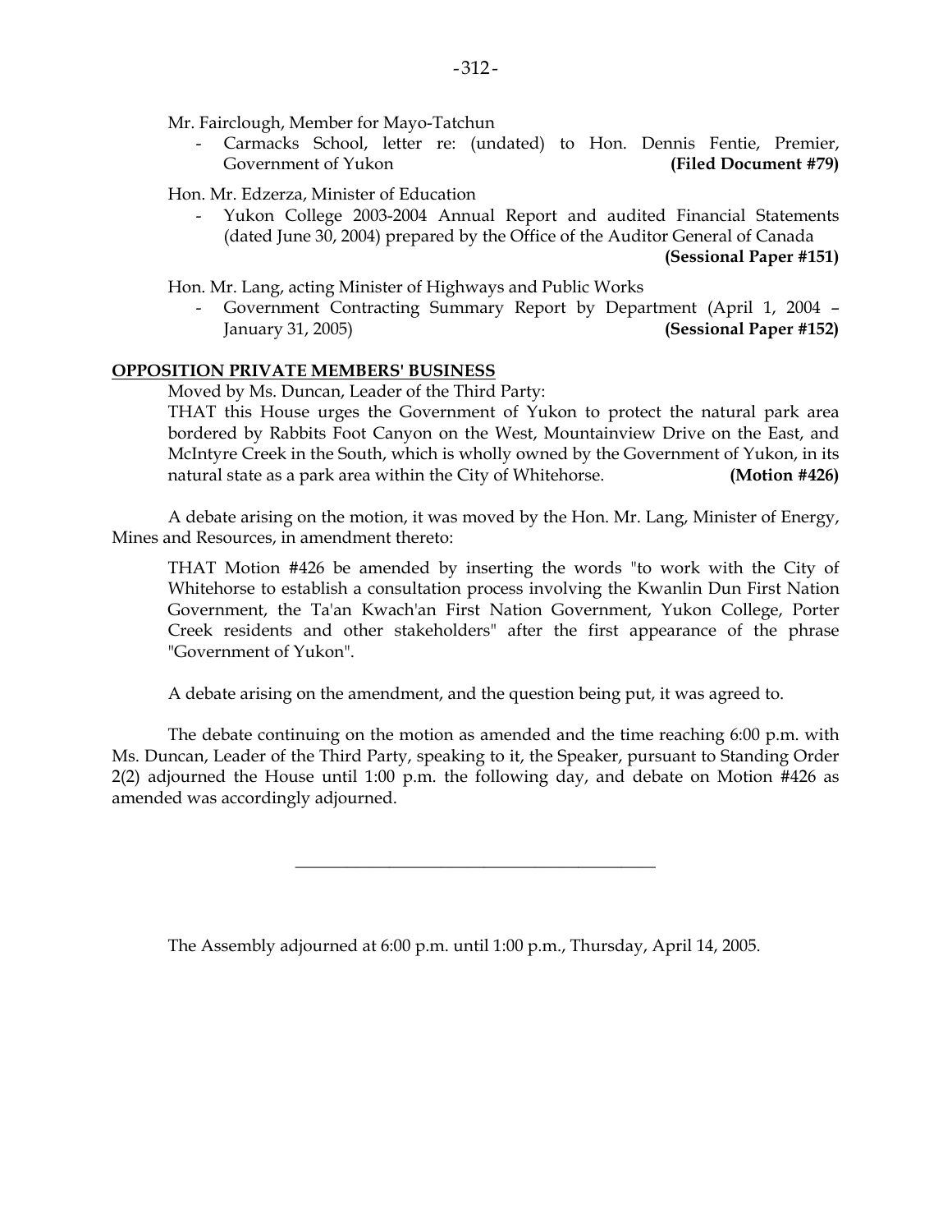Mr. Fairclough, Member for Mayo-Tatchun

- Carmacks School, letter re: (undated) to Hon. Dennis Fentie, Premier, Government of Yukon **(Filed Document #79)**

Hon. Mr. Edzerza, Minister of Education

- Yukon College 2003-2004 Annual Report and audited Financial Statements (dated June 30, 2004) prepared by the Office of the Auditor General of Canada **(Sessional Paper #151)**

Hon. Mr. Lang, acting Minister of Highways and Public Works

- Government Contracting Summary Report by Department (April 1, 2004 – January 31, 2005) **(Sessional Paper #152)**

## OPPOSITION PRIVATE MEMBERS' BUSINESS

Moved by Ms. Duncan, Leader of the Third Party:

THAT this House urges the Government of Yukon to protect the natural park area bordered by Rabbits Foot Canyon on the West, Mountainview Drive on the East, and McIntyre Creek in the South, which is wholly owned by the Government of Yukon, in its natural state as a park area within the City of Whitehorse. **(Motion #426)**

A debate arising on the motion, it was moved by the Hon. Mr. Lang, Minister of Energy, Mines and Resources, in amendment thereto:

THAT Motion #426 be amended by inserting the words "to work with the City of Whitehorse to establish a consultation process involving the Kwanlin Dun First Nation Government, the Ta'an Kwach'an First Nation Government, Yukon College, Porter Creek residents and other stakeholders" after the first appearance of the phrase "Government of Yukon".

A debate arising on the amendment, and the question being put, it was agreed to.

The debate continuing on the motion as amended and the time reaching 6:00 p.m. with Ms. Duncan, Leader of the Third Party, speaking to it, the Speaker, pursuant to Standing Order 2(2) adjourned the House until 1:00 p.m. the following day, and debate on Motion #426 as amended was accordingly adjourned.

---

The Assembly adjourned at 6:00 p.m. until 1:00 p.m., Thursday, April 14, 2005.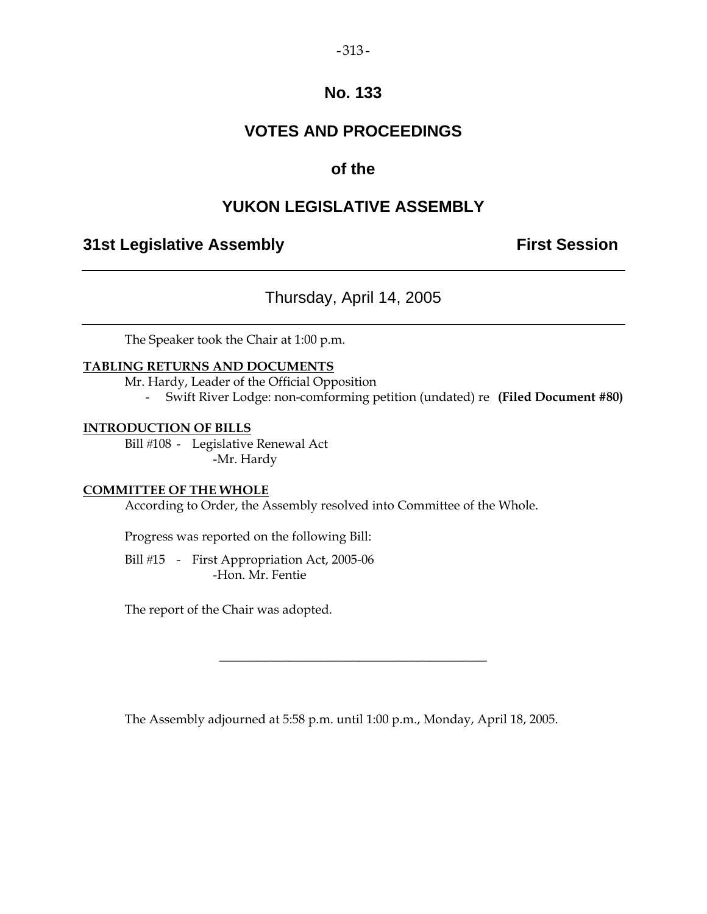# No. 133

# VOTES AND PROCEEDINGS

# of the

# YUKON LEGISLATIVE ASSEMBLY

## 31st Legislative Assembly — First Session

---

Thursday, April 14, 2005

---

The Speaker took the Chair at 1:00 p.m.

**TABLING RETURNS AND DOCUMENTS**

Mr. Hardy, Leader of the Official Opposition

- Swift River Lodge: non-comforming petition (undated) re **(Filed Document #80)**

**INTRODUCTION OF BILLS**

Bill #108 - Legislative Renewal Act
-Mr. Hardy

**COMMITTEE OF THE WHOLE**

According to Order, the Assembly resolved into Committee of the Whole.

Progress was reported on the following Bill:

Bill #15 - First Appropriation Act, 2005-06
-Hon. Mr. Fentie

The report of the Chair was adopted.

---

The Assembly adjourned at 5:58 p.m. until 1:00 p.m., Monday, April 18, 2005.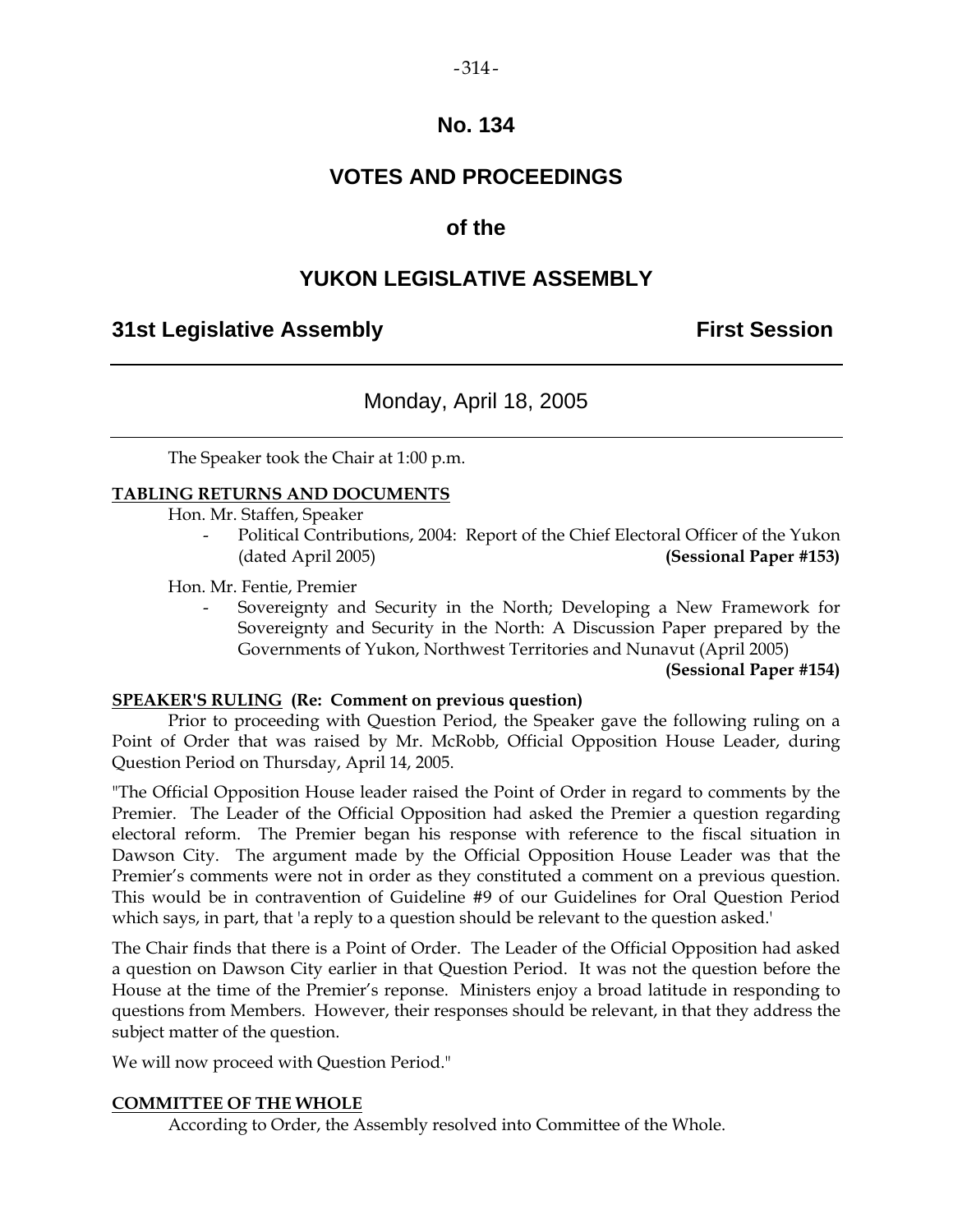# No. 134

# VOTES AND PROCEEDINGS

## of the

# YUKON LEGISLATIVE ASSEMBLY

**31st Legislative Assembly** **First Session**

---

Monday, April 18, 2005

---

The Speaker took the Chair at 1:00 p.m.

**TABLING RETURNS AND DOCUMENTS**

Hon. Mr. Staffen, Speaker

- Political Contributions, 2004: Report of the Chief Electoral Officer of the Yukon (dated April 2005) **(Sessional Paper #153)**

Hon. Mr. Fentie, Premier

- Sovereignty and Security in the North; Developing a New Framework for Sovereignty and Security in the North: A Discussion Paper prepared by the Governments of Yukon, Northwest Territories and Nunavut (April 2005) **(Sessional Paper #154)**

**SPEAKER'S RULING (Re: Comment on previous question)**

Prior to proceeding with Question Period, the Speaker gave the following ruling on a Point of Order that was raised by Mr. McRobb, Official Opposition House Leader, during Question Period on Thursday, April 14, 2005.

"The Official Opposition House leader raised the Point of Order in regard to comments by the Premier. The Leader of the Official Opposition had asked the Premier a question regarding electoral reform. The Premier began his response with reference to the fiscal situation in Dawson City. The argument made by the Official Opposition House Leader was that the Premier's comments were not in order as they constituted a comment on a previous question. This would be in contravention of Guideline #9 of our Guidelines for Oral Question Period which says, in part, that 'a reply to a question should be relevant to the question asked.'

The Chair finds that there is a Point of Order. The Leader of the Official Opposition had asked a question on Dawson City earlier in that Question Period. It was not the question before the House at the time of the Premier's reponse. Ministers enjoy a broad latitude in responding to questions from Members. However, their responses should be relevant, in that they address the subject matter of the question.

We will now proceed with Question Period."

**COMMITTEE OF THE WHOLE**

According to Order, the Assembly resolved into Committee of the Whole.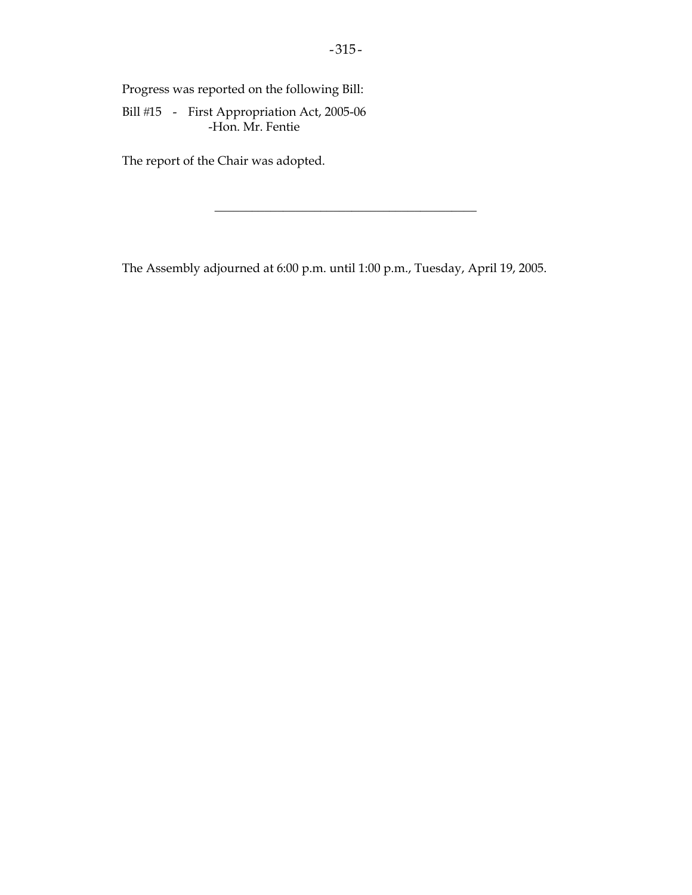Progress was reported on the following Bill:

Bill #15 - First Appropriation Act, 2005-06
-Hon. Mr. Fentie

The report of the Chair was adopted.

---

The Assembly adjourned at 6:00 p.m. until 1:00 p.m., Tuesday, April 19, 2005.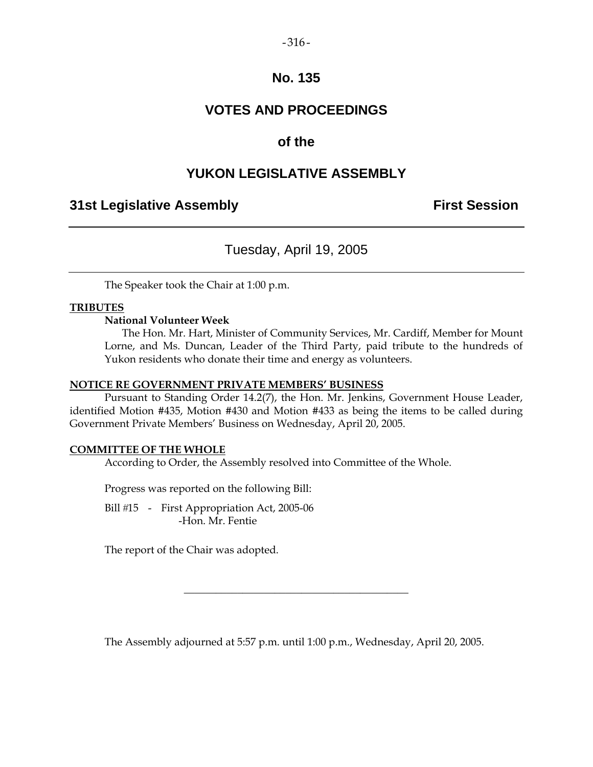# No. 135

# VOTES AND PROCEEDINGS

## of the

# YUKON LEGISLATIVE ASSEMBLY

**31st Legislative Assembly** **First Session**

---

Tuesday, April 19, 2005

---

The Speaker took the Chair at 1:00 p.m.

**TRIBUTES**

**National Volunteer Week**

The Hon. Mr. Hart, Minister of Community Services, Mr. Cardiff, Member for Mount Lorne, and Ms. Duncan, Leader of the Third Party, paid tribute to the hundreds of Yukon residents who donate their time and energy as volunteers.

**NOTICE RE GOVERNMENT PRIVATE MEMBERS' BUSINESS**

Pursuant to Standing Order 14.2(7), the Hon. Mr. Jenkins, Government House Leader, identified Motion #435, Motion #430 and Motion #433 as being the items to be called during Government Private Members' Business on Wednesday, April 20, 2005.

**COMMITTEE OF THE WHOLE**

According to Order, the Assembly resolved into Committee of the Whole.

Progress was reported on the following Bill:

Bill #15 - First Appropriation Act, 2005-06
-Hon. Mr. Fentie

The report of the Chair was adopted.

---

The Assembly adjourned at 5:57 p.m. until 1:00 p.m., Wednesday, April 20, 2005.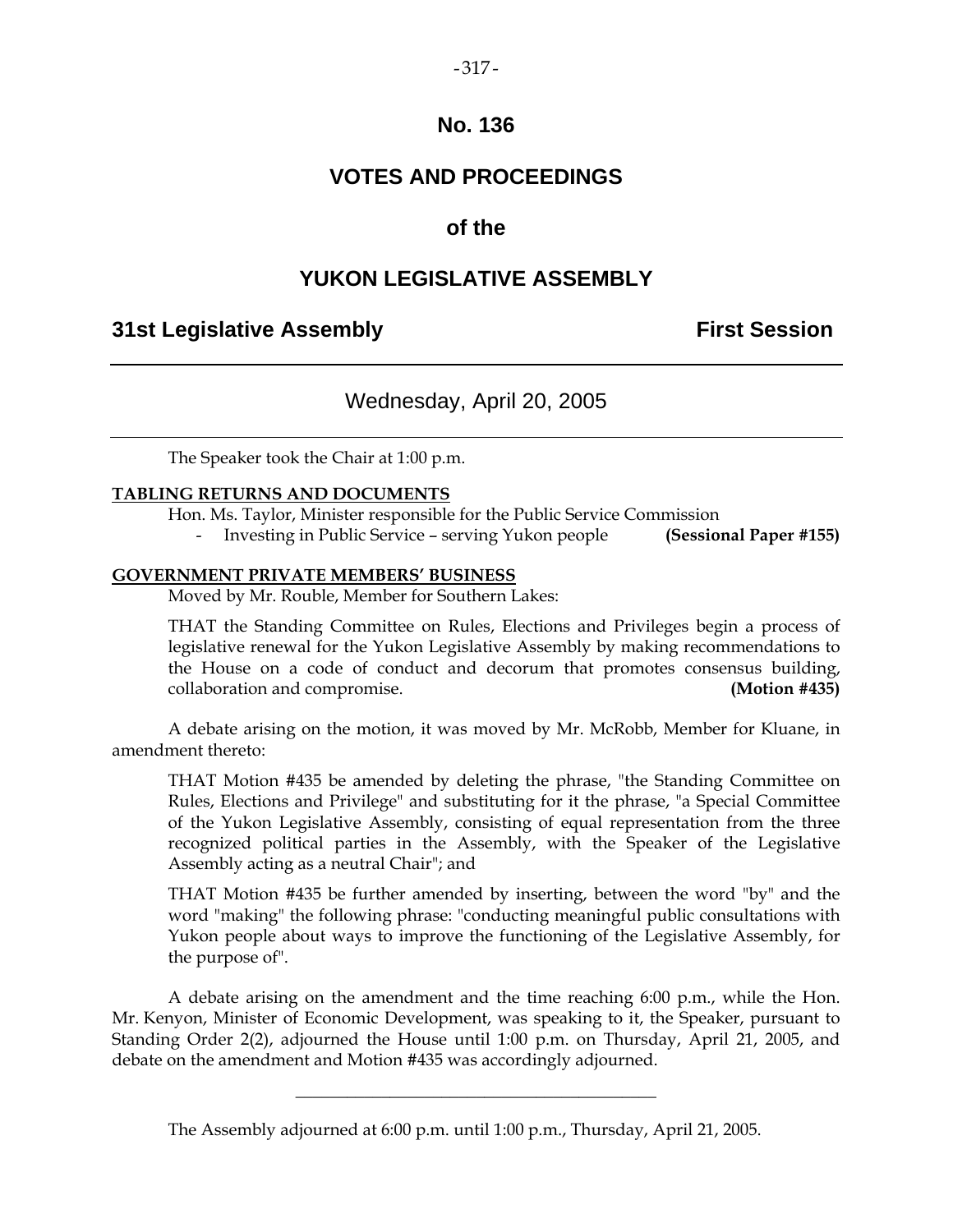# No. 136

# VOTES AND PROCEEDINGS

## of the

# YUKON LEGISLATIVE ASSEMBLY

**31st Legislative Assembly** **First Session**

---

Wednesday, April 20, 2005

---

The Speaker took the Chair at 1:00 p.m.

**TABLING RETURNS AND DOCUMENTS**

Hon. Ms. Taylor, Minister responsible for the Public Service Commission

- Investing in Public Service – serving Yukon people **(Sessional Paper #155)**

**GOVERNMENT PRIVATE MEMBERS' BUSINESS**

Moved by Mr. Rouble, Member for Southern Lakes:

THAT the Standing Committee on Rules, Elections and Privileges begin a process of legislative renewal for the Yukon Legislative Assembly by making recommendations to the House on a code of conduct and decorum that promotes consensus building, collaboration and compromise. **(Motion #435)**

A debate arising on the motion, it was moved by Mr. McRobb, Member for Kluane, in amendment thereto:

THAT Motion #435 be amended by deleting the phrase, "the Standing Committee on Rules, Elections and Privilege" and substituting for it the phrase, "a Special Committee of the Yukon Legislative Assembly, consisting of equal representation from the three recognized political parties in the Assembly, with the Speaker of the Legislative Assembly acting as a neutral Chair"; and

THAT Motion #435 be further amended by inserting, between the word "by" and the word "making" the following phrase: "conducting meaningful public consultations with Yukon people about ways to improve the functioning of the Legislative Assembly, for the purpose of".

A debate arising on the amendment and the time reaching 6:00 p.m., while the Hon. Mr. Kenyon, Minister of Economic Development, was speaking to it, the Speaker, pursuant to Standing Order 2(2), adjourned the House until 1:00 p.m. on Thursday, April 21, 2005, and debate on the amendment and Motion #435 was accordingly adjourned.

---

The Assembly adjourned at 6:00 p.m. until 1:00 p.m., Thursday, April 21, 2005.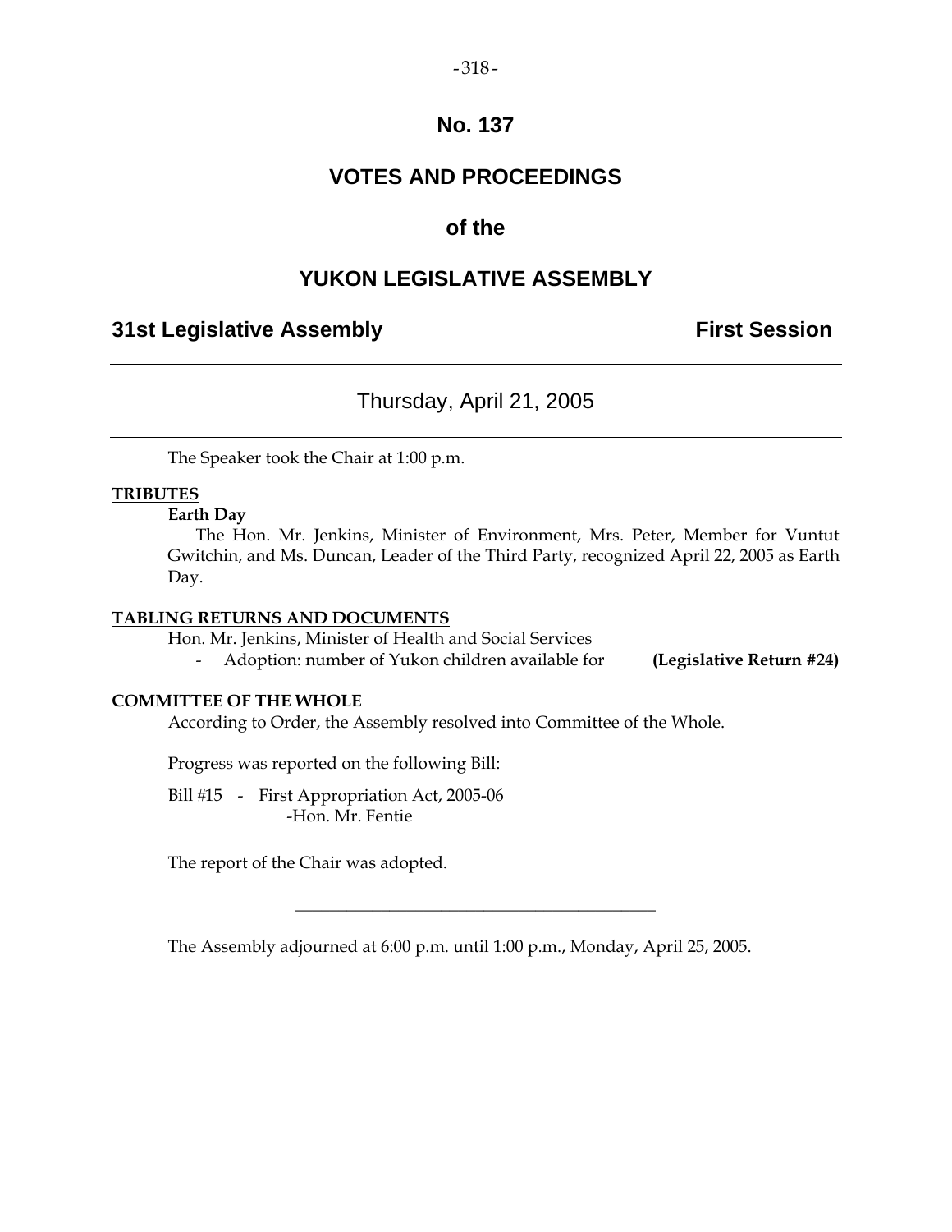# No. 137

# VOTES AND PROCEEDINGS

# of the

# YUKON LEGISLATIVE ASSEMBLY

## 31st Legislative Assembly — First Session

---

### Thursday, April 21, 2005

---

The Speaker took the Chair at 1:00 p.m.

**TRIBUTES**

**Earth Day**

The Hon. Mr. Jenkins, Minister of Environment, Mrs. Peter, Member for Vuntut Gwitchin, and Ms. Duncan, Leader of the Third Party, recognized April 22, 2005 as Earth Day.

**TABLING RETURNS AND DOCUMENTS**

Hon. Mr. Jenkins, Minister of Health and Social Services

- Adoption: number of Yukon children available for **(Legislative Return #24)**

**COMMITTEE OF THE WHOLE**

According to Order, the Assembly resolved into Committee of the Whole.

Progress was reported on the following Bill:

Bill #15 - First Appropriation Act, 2005-06
-Hon. Mr. Fentie

The report of the Chair was adopted.

---

The Assembly adjourned at 6:00 p.m. until 1:00 p.m., Monday, April 25, 2005.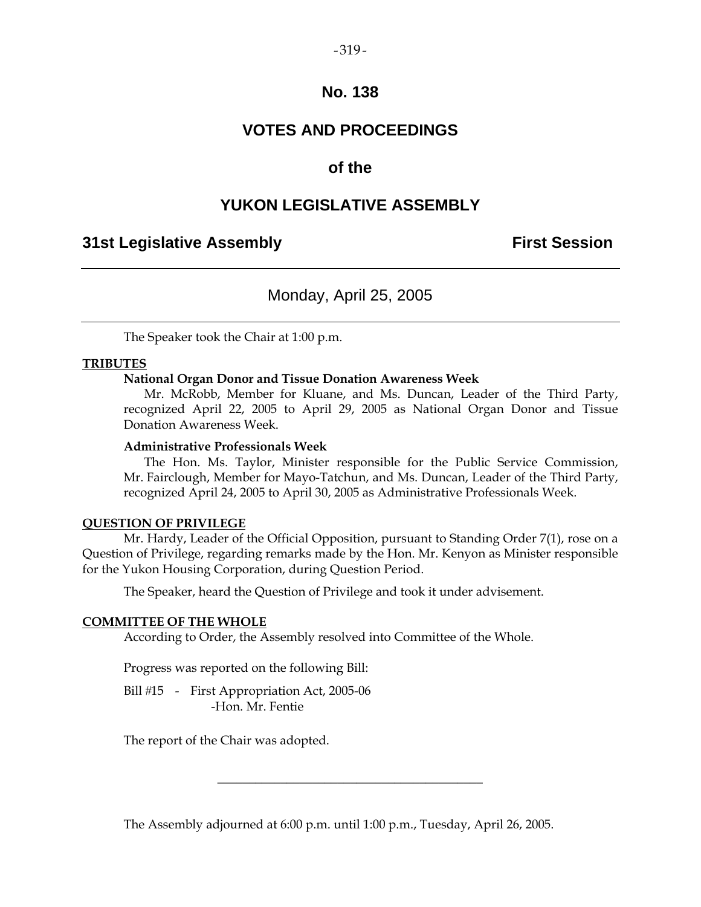# No. 138

# VOTES AND PROCEEDINGS

# of the

# YUKON LEGISLATIVE ASSEMBLY

## 31st Legislative Assembly — First Session

### Monday, April 25, 2005

The Speaker took the Chair at 1:00 p.m.

**TRIBUTES**

**National Organ Donor and Tissue Donation Awareness Week**

Mr. McRobb, Member for Kluane, and Ms. Duncan, Leader of the Third Party, recognized April 22, 2005 to April 29, 2005 as National Organ Donor and Tissue Donation Awareness Week.

**Administrative Professionals Week**

The Hon. Ms. Taylor, Minister responsible for the Public Service Commission, Mr. Fairclough, Member for Mayo-Tatchun, and Ms. Duncan, Leader of the Third Party, recognized April 24, 2005 to April 30, 2005 as Administrative Professionals Week.

**QUESTION OF PRIVILEGE**

Mr. Hardy, Leader of the Official Opposition, pursuant to Standing Order 7(1), rose on a Question of Privilege, regarding remarks made by the Hon. Mr. Kenyon as Minister responsible for the Yukon Housing Corporation, during Question Period.

The Speaker, heard the Question of Privilege and took it under advisement.

**COMMITTEE OF THE WHOLE**

According to Order, the Assembly resolved into Committee of the Whole.

Progress was reported on the following Bill:

Bill #15 - First Appropriation Act, 2005-06
-Hon. Mr. Fentie

The report of the Chair was adopted.

---

The Assembly adjourned at 6:00 p.m. until 1:00 p.m., Tuesday, April 26, 2005.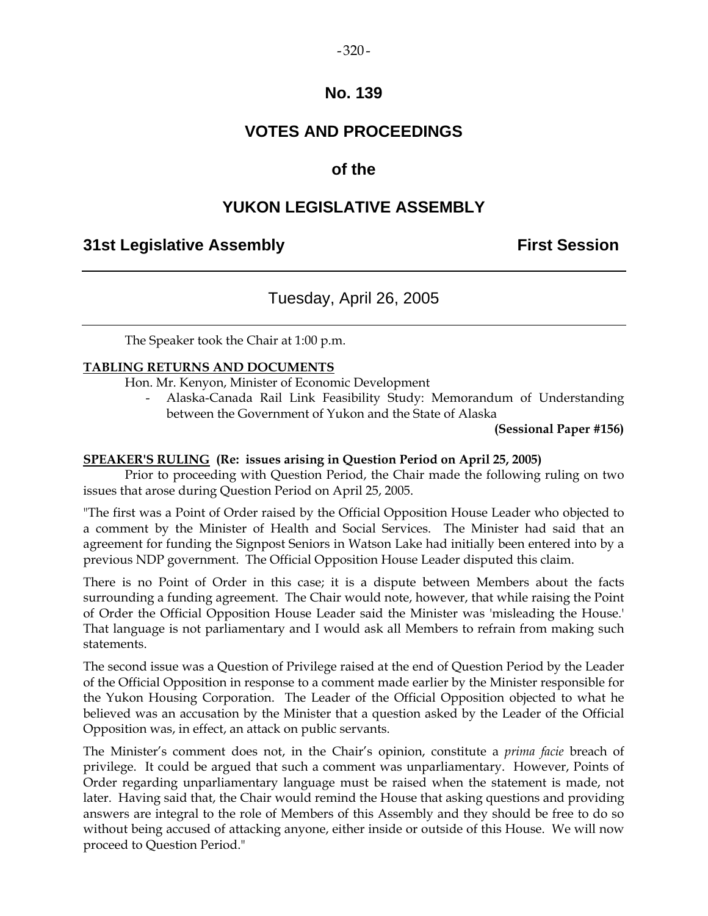# No. 139

# VOTES AND PROCEEDINGS

# of the

# YUKON LEGISLATIVE ASSEMBLY

**31st Legislative Assembly** **First Session**

---

Tuesday, April 26, 2005

---

The Speaker took the Chair at 1:00 p.m.

**TABLING RETURNS AND DOCUMENTS**

Hon. Mr. Kenyon, Minister of Economic Development

- Alaska-Canada Rail Link Feasibility Study: Memorandum of Understanding between the Government of Yukon and the State of Alaska

**(Sessional Paper #156)**

**SPEAKER'S RULING (Re: issues arising in Question Period on April 25, 2005)**

Prior to proceeding with Question Period, the Chair made the following ruling on two issues that arose during Question Period on April 25, 2005.

"The first was a Point of Order raised by the Official Opposition House Leader who objected to a comment by the Minister of Health and Social Services. The Minister had said that an agreement for funding the Signpost Seniors in Watson Lake had initially been entered into by a previous NDP government. The Official Opposition House Leader disputed this claim.

There is no Point of Order in this case; it is a dispute between Members about the facts surrounding a funding agreement. The Chair would note, however, that while raising the Point of Order the Official Opposition House Leader said the Minister was 'misleading the House.' That language is not parliamentary and I would ask all Members to refrain from making such statements.

The second issue was a Question of Privilege raised at the end of Question Period by the Leader of the Official Opposition in response to a comment made earlier by the Minister responsible for the Yukon Housing Corporation. The Leader of the Official Opposition objected to what he believed was an accusation by the Minister that a question asked by the Leader of the Official Opposition was, in effect, an attack on public servants.

The Minister's comment does not, in the Chair's opinion, constitute a *prima facie* breach of privilege. It could be argued that such a comment was unparliamentary. However, Points of Order regarding unparliamentary language must be raised when the statement is made, not later. Having said that, the Chair would remind the House that asking questions and providing answers are integral to the role of Members of this Assembly and they should be free to do so without being accused of attacking anyone, either inside or outside of this House. We will now proceed to Question Period."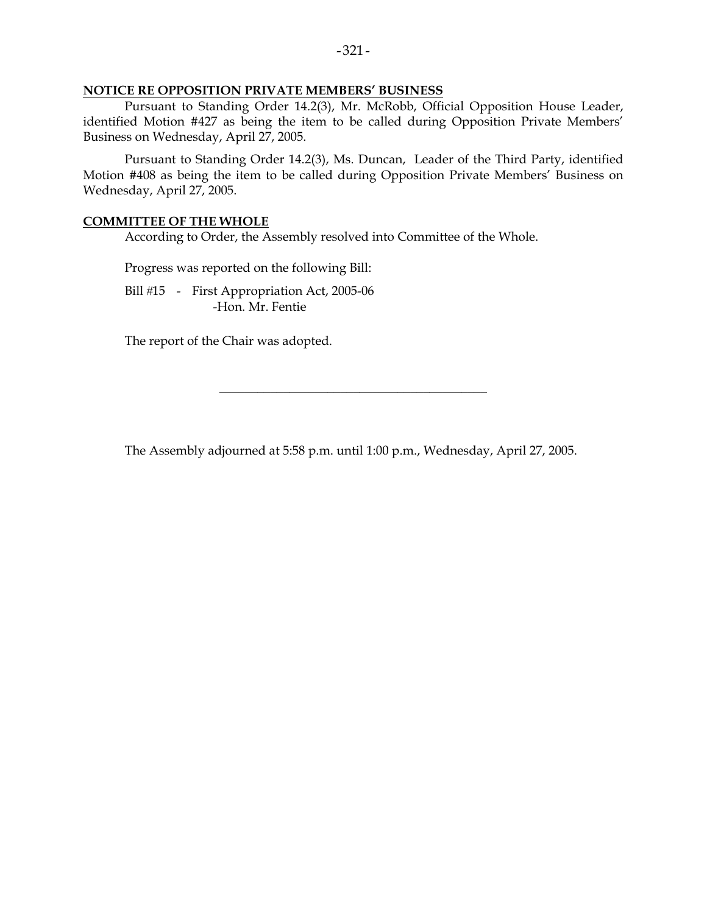## NOTICE RE OPPOSITION PRIVATE MEMBERS' BUSINESS

Pursuant to Standing Order 14.2(3), Mr. McRobb, Official Opposition House Leader, identified Motion #427 as being the item to be called during Opposition Private Members' Business on Wednesday, April 27, 2005.

Pursuant to Standing Order 14.2(3), Ms. Duncan, Leader of the Third Party, identified Motion #408 as being the item to be called during Opposition Private Members' Business on Wednesday, April 27, 2005.

## COMMITTEE OF THE WHOLE

According to Order, the Assembly resolved into Committee of the Whole.

Progress was reported on the following Bill:

Bill #15 - First Appropriation Act, 2005-06
-Hon. Mr. Fentie

The report of the Chair was adopted.

---

The Assembly adjourned at 5:58 p.m. until 1:00 p.m., Wednesday, April 27, 2005.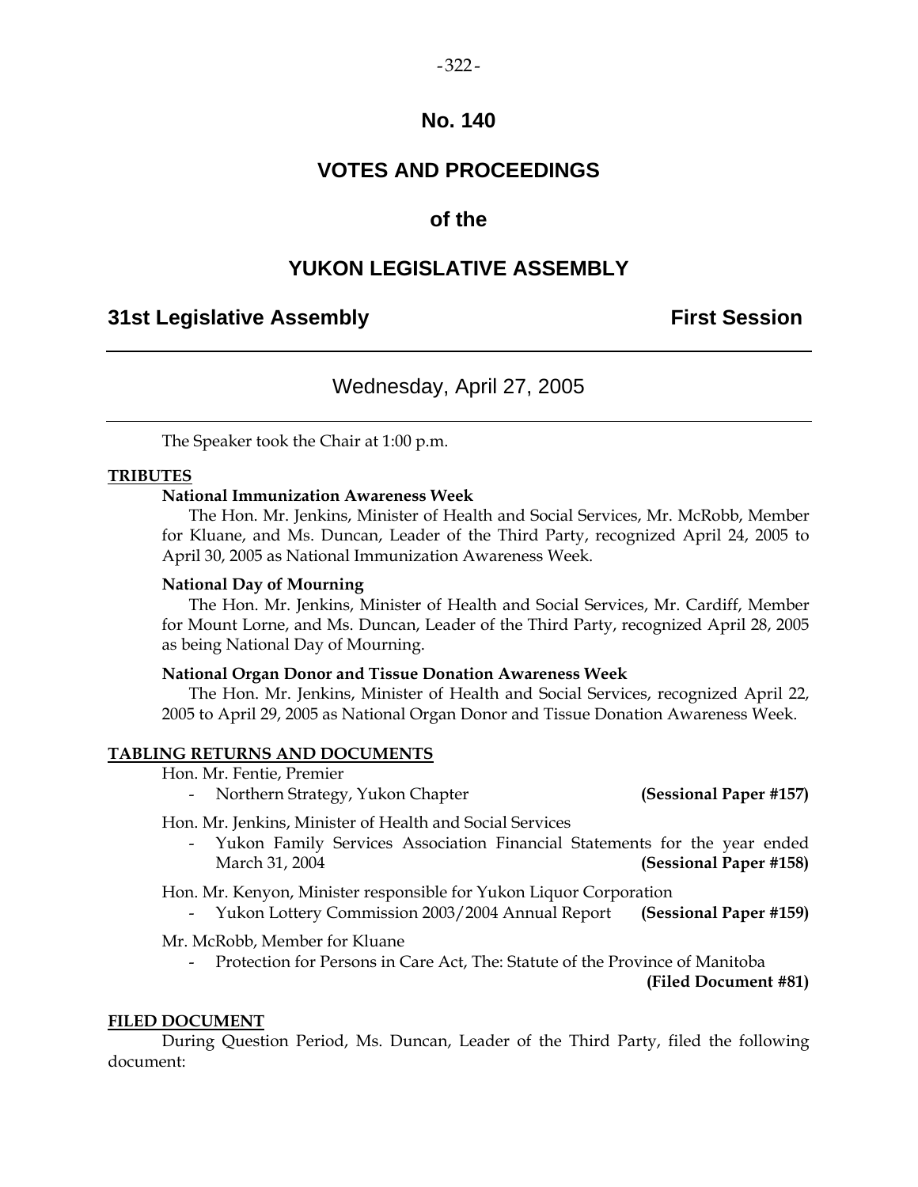# No. 140

# VOTES AND PROCEEDINGS

## of the

# YUKON LEGISLATIVE ASSEMBLY

**31st Legislative Assembly** **First Session**

---

Wednesday, April 27, 2005

---

The Speaker took the Chair at 1:00 p.m.

**TRIBUTES**

**National Immunization Awareness Week**

The Hon. Mr. Jenkins, Minister of Health and Social Services, Mr. McRobb, Member for Kluane, and Ms. Duncan, Leader of the Third Party, recognized April 24, 2005 to April 30, 2005 as National Immunization Awareness Week.

**National Day of Mourning**

The Hon. Mr. Jenkins, Minister of Health and Social Services, Mr. Cardiff, Member for Mount Lorne, and Ms. Duncan, Leader of the Third Party, recognized April 28, 2005 as being National Day of Mourning.

**National Organ Donor and Tissue Donation Awareness Week**

The Hon. Mr. Jenkins, Minister of Health and Social Services, recognized April 22, 2005 to April 29, 2005 as National Organ Donor and Tissue Donation Awareness Week.

**TABLING RETURNS AND DOCUMENTS**

Hon. Mr. Fentie, Premier

- Northern Strategy, Yukon Chapter **(Sessional Paper #157)**

Hon. Mr. Jenkins, Minister of Health and Social Services

- Yukon Family Services Association Financial Statements for the year ended March 31, 2004 **(Sessional Paper #158)**

Hon. Mr. Kenyon, Minister responsible for Yukon Liquor Corporation

- Yukon Lottery Commission 2003/2004 Annual Report **(Sessional Paper #159)**

Mr. McRobb, Member for Kluane

- Protection for Persons in Care Act, The: Statute of the Province of Manitoba **(Filed Document #81)**

**FILED DOCUMENT**

During Question Period, Ms. Duncan, Leader of the Third Party, filed the following document: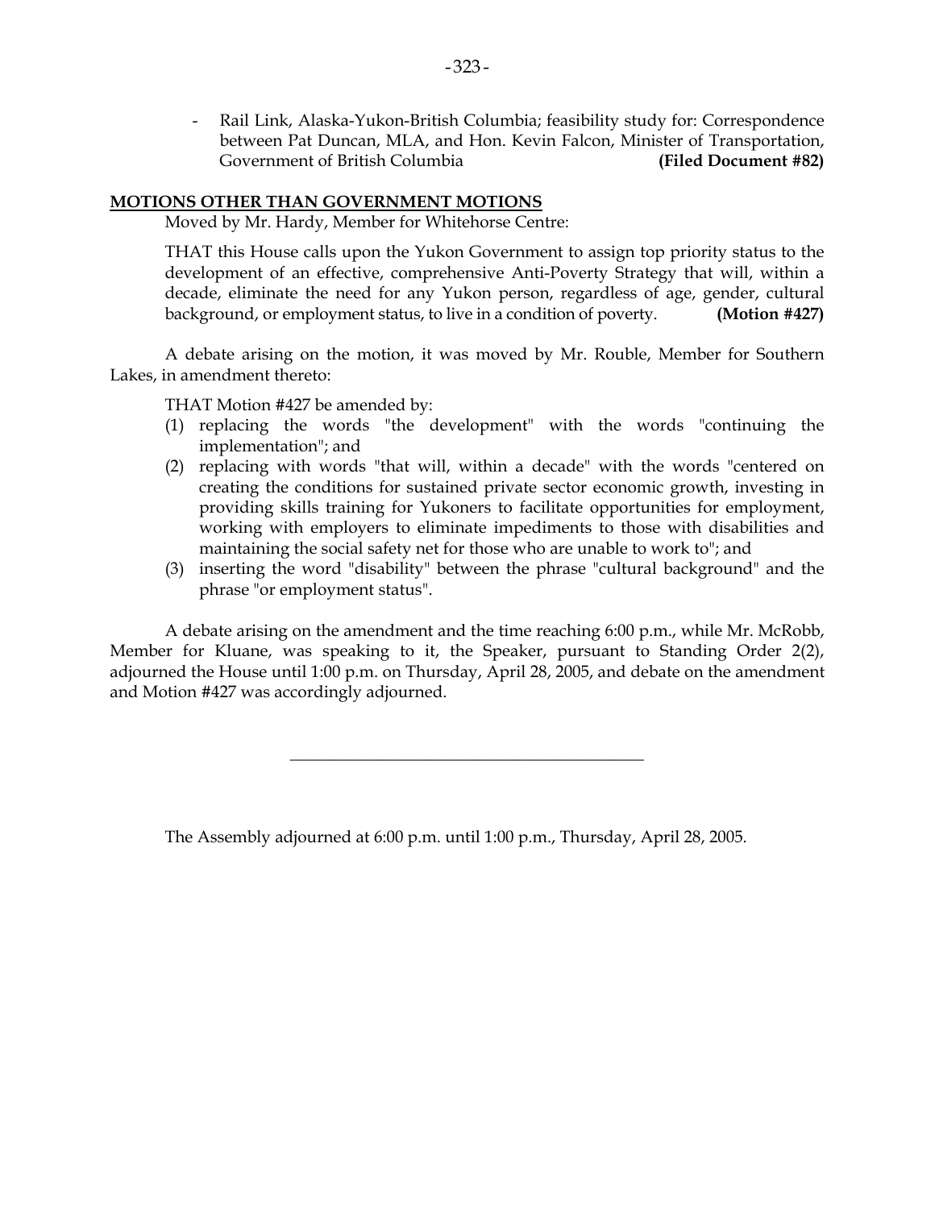- Rail Link, Alaska-Yukon-British Columbia; feasibility study for: Correspondence between Pat Duncan, MLA, and Hon. Kevin Falcon, Minister of Transportation, Government of British Columbia **(Filed Document #82)**

## MOTIONS OTHER THAN GOVERNMENT MOTIONS

Moved by Mr. Hardy, Member for Whitehorse Centre:

THAT this House calls upon the Yukon Government to assign top priority status to the development of an effective, comprehensive Anti-Poverty Strategy that will, within a decade, eliminate the need for any Yukon person, regardless of age, gender, cultural background, or employment status, to live in a condition of poverty. **(Motion #427)**

A debate arising on the motion, it was moved by Mr. Rouble, Member for Southern Lakes, in amendment thereto:

THAT Motion #427 be amended by:

(1) replacing the words "the development" with the words "continuing the implementation"; and
(2) replacing with words "that will, within a decade" with the words "centered on creating the conditions for sustained private sector economic growth, investing in providing skills training for Yukoners to facilitate opportunities for employment, working with employers to eliminate impediments to those with disabilities and maintaining the social safety net for those who are unable to work to"; and
(3) inserting the word "disability" between the phrase "cultural background" and the phrase "or employment status".

A debate arising on the amendment and the time reaching 6:00 p.m., while Mr. McRobb, Member for Kluane, was speaking to it, the Speaker, pursuant to Standing Order 2(2), adjourned the House until 1:00 p.m. on Thursday, April 28, 2005, and debate on the amendment and Motion #427 was accordingly adjourned.

---

The Assembly adjourned at 6:00 p.m. until 1:00 p.m., Thursday, April 28, 2005.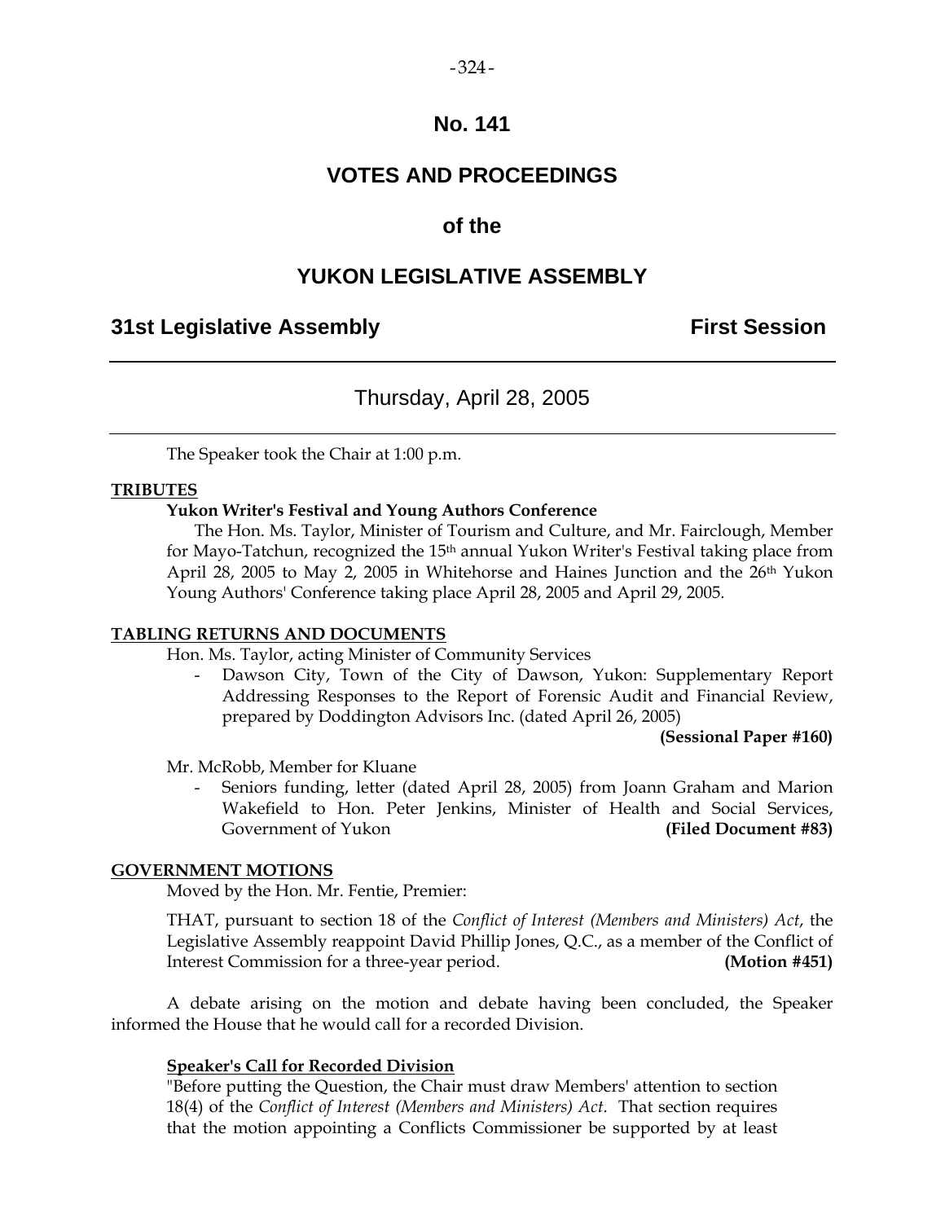# No. 141

# VOTES AND PROCEEDINGS

# of the

# YUKON LEGISLATIVE ASSEMBLY

## 31st Legislative Assembly — First Session

### Thursday, April 28, 2005

The Speaker took the Chair at 1:00 p.m.

**TRIBUTES**

**Yukon Writer's Festival and Young Authors Conference**

The Hon. Ms. Taylor, Minister of Tourism and Culture, and Mr. Fairclough, Member for Mayo-Tatchun, recognized the 15th annual Yukon Writer's Festival taking place from April 28, 2005 to May 2, 2005 in Whitehorse and Haines Junction and the 26th Yukon Young Authors' Conference taking place April 28, 2005 and April 29, 2005.

**TABLING RETURNS AND DOCUMENTS**

Hon. Ms. Taylor, acting Minister of Community Services

- Dawson City, Town of the City of Dawson, Yukon: Supplementary Report Addressing Responses to the Report of Forensic Audit and Financial Review, prepared by Doddington Advisors Inc. (dated April 26, 2005) **(Sessional Paper #160)**

Mr. McRobb, Member for Kluane

- Seniors funding, letter (dated April 28, 2005) from Joann Graham and Marion Wakefield to Hon. Peter Jenkins, Minister of Health and Social Services, Government of Yukon **(Filed Document #83)**

**GOVERNMENT MOTIONS**

Moved by the Hon. Mr. Fentie, Premier:

THAT, pursuant to section 18 of the *Conflict of Interest (Members and Ministers) Act*, the Legislative Assembly reappoint David Phillip Jones, Q.C., as a member of the Conflict of Interest Commission for a three-year period. **(Motion #451)**

A debate arising on the motion and debate having been concluded, the Speaker informed the House that he would call for a recorded Division.

**Speaker's Call for Recorded Division**

"Before putting the Question, the Chair must draw Members' attention to section 18(4) of the *Conflict of Interest (Members and Ministers) Act*. That section requires that the motion appointing a Conflicts Commissioner be supported by at least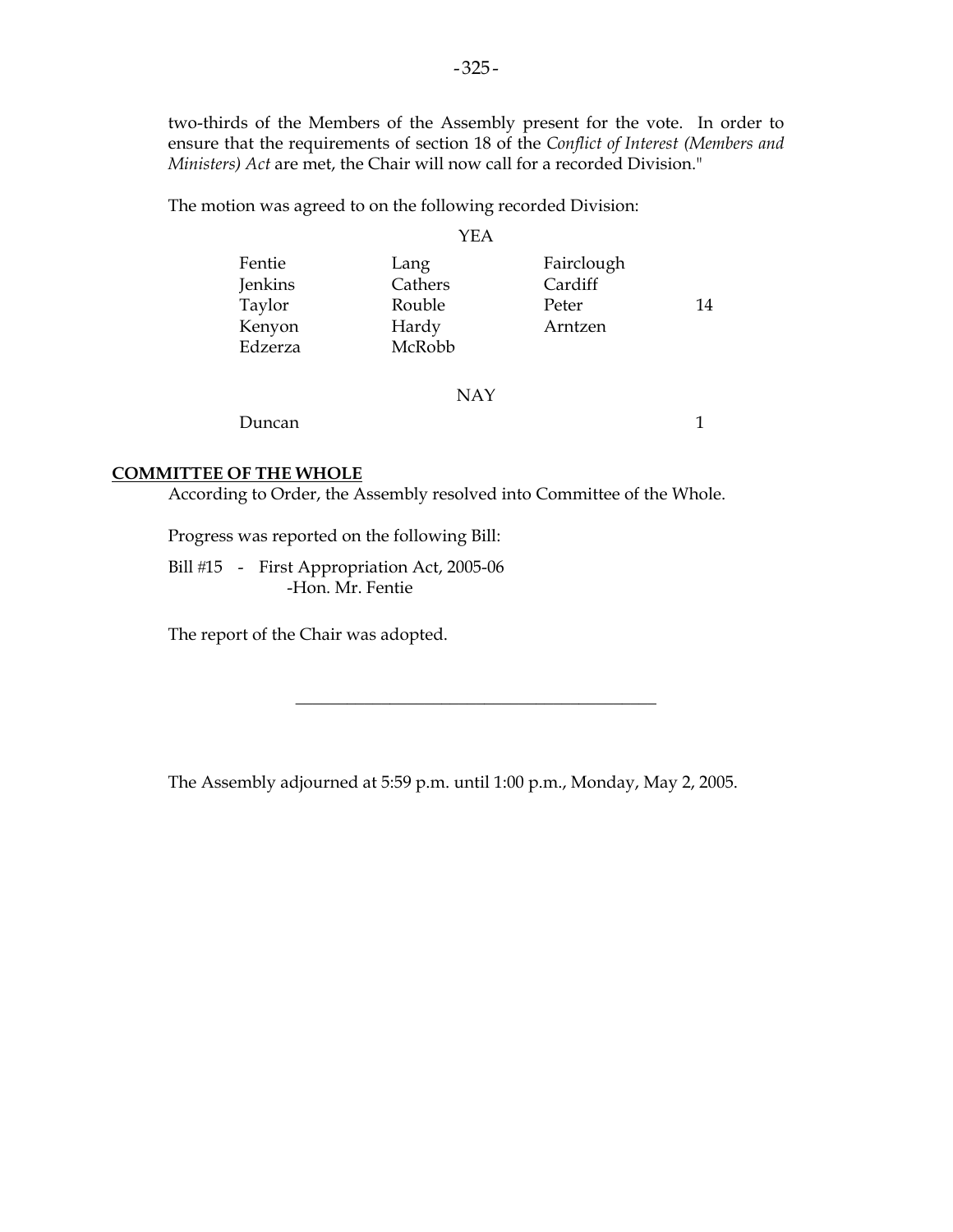two-thirds of the Members of the Assembly present for the vote. In order to ensure that the requirements of section 18 of the *Conflict of Interest (Members and Ministers) Act* are met, the Chair will now call for a recorded Division."

The motion was agreed to on the following recorded Division:

YEA

| | | | |
|---|---|---|---|
| Fentie | Lang | Fairclough | |
| Jenkins | Cathers | Cardiff | |
| Taylor | Rouble | Peter | 14 |
| Kenyon | Hardy | Arntzen | |
| Edzerza | McRobb | | |

NAY

| | |
|---|---|
| Duncan | 1 |

## COMMITTEE OF THE WHOLE

According to Order, the Assembly resolved into Committee of the Whole.

Progress was reported on the following Bill:

Bill #15 - First Appropriation Act, 2005-06
-Hon. Mr. Fentie

The report of the Chair was adopted.

---

The Assembly adjourned at 5:59 p.m. until 1:00 p.m., Monday, May 2, 2005.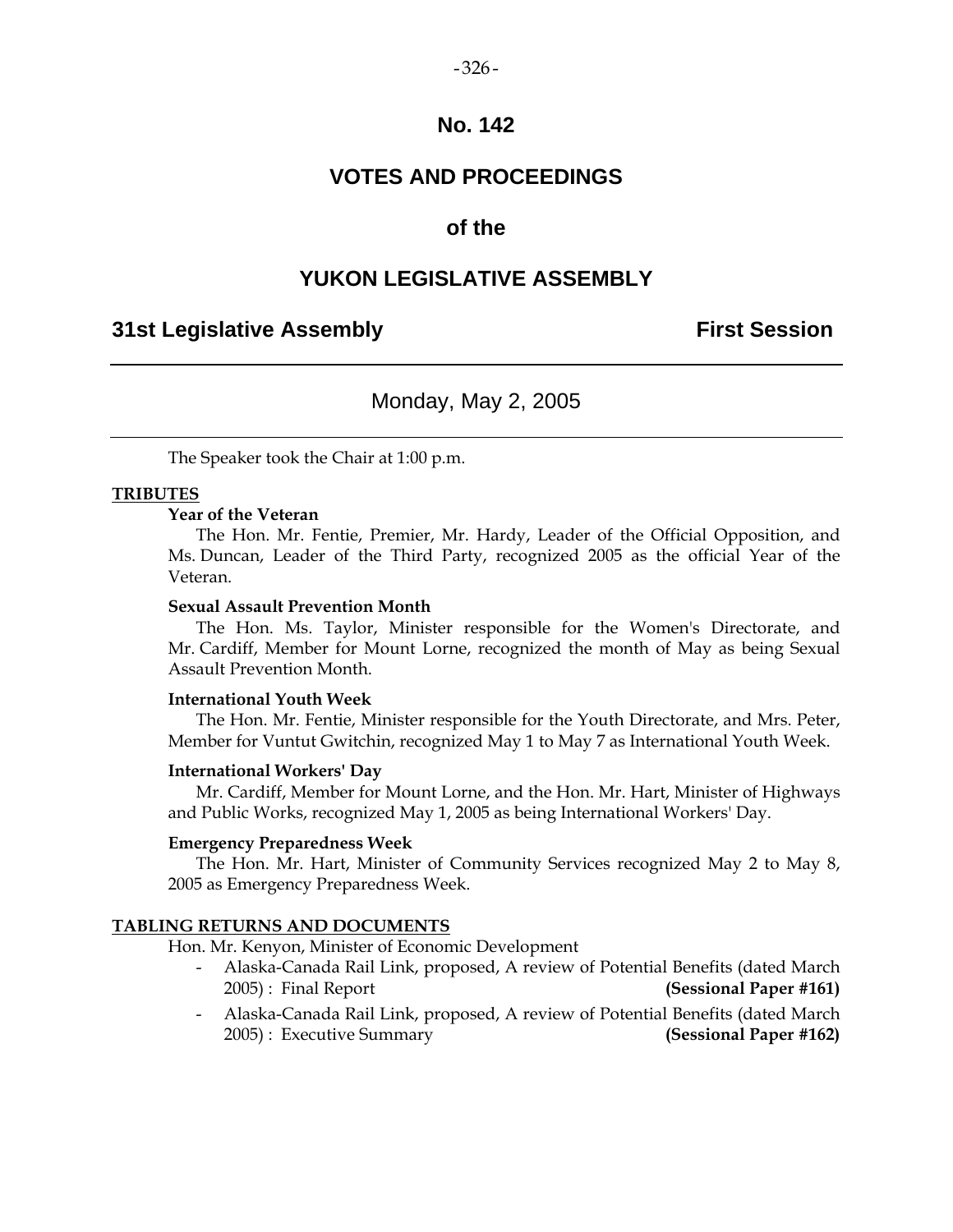# No. 142

# VOTES AND PROCEEDINGS

## of the

# YUKON LEGISLATIVE ASSEMBLY

**31st Legislative Assembly** **First Session**

---

Monday, May 2, 2005

---

The Speaker took the Chair at 1:00 p.m.

**TRIBUTES**

**Year of the Veteran**

The Hon. Mr. Fentie, Premier, Mr. Hardy, Leader of the Official Opposition, and Ms. Duncan, Leader of the Third Party, recognized 2005 as the official Year of the Veteran.

**Sexual Assault Prevention Month**

The Hon. Ms. Taylor, Minister responsible for the Women's Directorate, and Mr. Cardiff, Member for Mount Lorne, recognized the month of May as being Sexual Assault Prevention Month.

**International Youth Week**

The Hon. Mr. Fentie, Minister responsible for the Youth Directorate, and Mrs. Peter, Member for Vuntut Gwitchin, recognized May 1 to May 7 as International Youth Week.

**International Workers' Day**

Mr. Cardiff, Member for Mount Lorne, and the Hon. Mr. Hart, Minister of Highways and Public Works, recognized May 1, 2005 as being International Workers' Day.

**Emergency Preparedness Week**

The Hon. Mr. Hart, Minister of Community Services recognized May 2 to May 8, 2005 as Emergency Preparedness Week.

**TABLING RETURNS AND DOCUMENTS**

Hon. Mr. Kenyon, Minister of Economic Development

- Alaska-Canada Rail Link, proposed, A review of Potential Benefits (dated March 2005) : Final Report **(Sessional Paper #161)**
- Alaska-Canada Rail Link, proposed, A review of Potential Benefits (dated March 2005) : Executive Summary **(Sessional Paper #162)**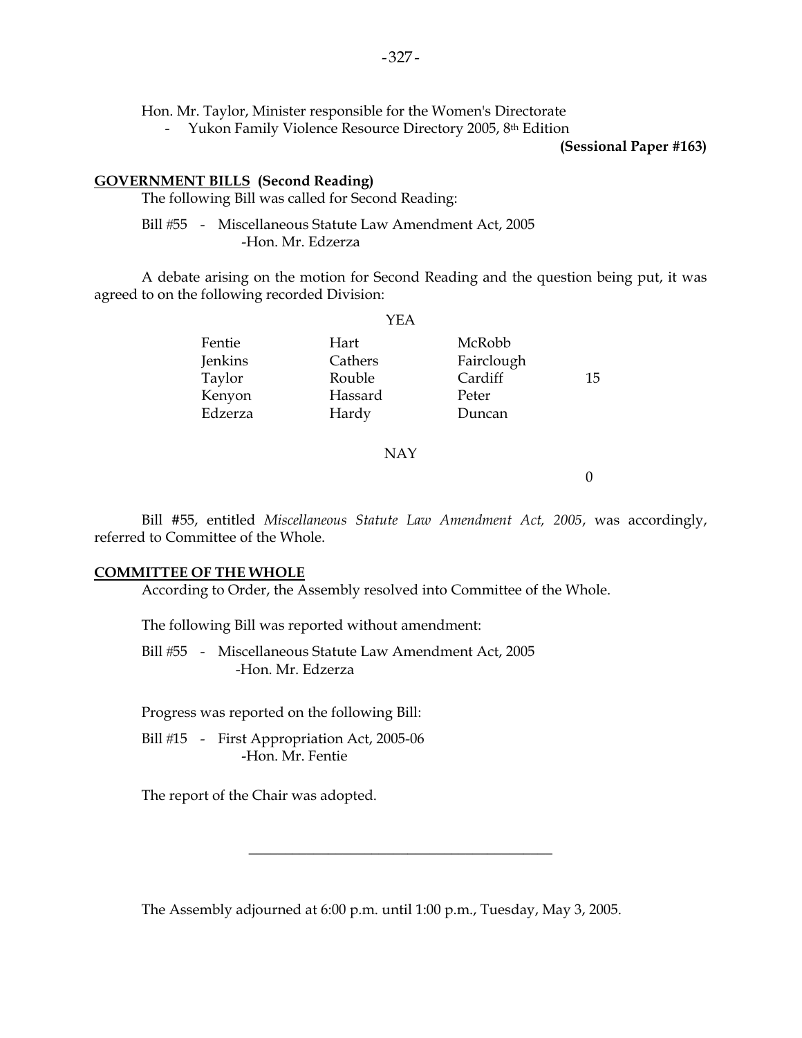Hon. Mr. Taylor, Minister responsible for the Women's Directorate

- Yukon Family Violence Resource Directory 2005, 8th Edition

**(Sessional Paper #163)**

**GOVERNMENT BILLS (Second Reading)**

The following Bill was called for Second Reading:

Bill #55 - Miscellaneous Statute Law Amendment Act, 2005
-Hon. Mr. Edzerza

A debate arising on the motion for Second Reading and the question being put, it was agreed to on the following recorded Division:

YEA

| | | | |
|---|---|---|---|
| Fentie | Hart | McRobb | |
| Jenkins | Cathers | Fairclough | |
| Taylor | Rouble | Cardiff | 15 |
| Kenyon | Hassard | Peter | |
| Edzerza | Hardy | Duncan | |

NAY

0

Bill #55, entitled *Miscellaneous Statute Law Amendment Act, 2005*, was accordingly, referred to Committee of the Whole.

**COMMITTEE OF THE WHOLE**

According to Order, the Assembly resolved into Committee of the Whole.

The following Bill was reported without amendment:

Bill #55 - Miscellaneous Statute Law Amendment Act, 2005
-Hon. Mr. Edzerza

Progress was reported on the following Bill:

Bill #15 - First Appropriation Act, 2005-06
-Hon. Mr. Fentie

The report of the Chair was adopted.

---

The Assembly adjourned at 6:00 p.m. until 1:00 p.m., Tuesday, May 3, 2005.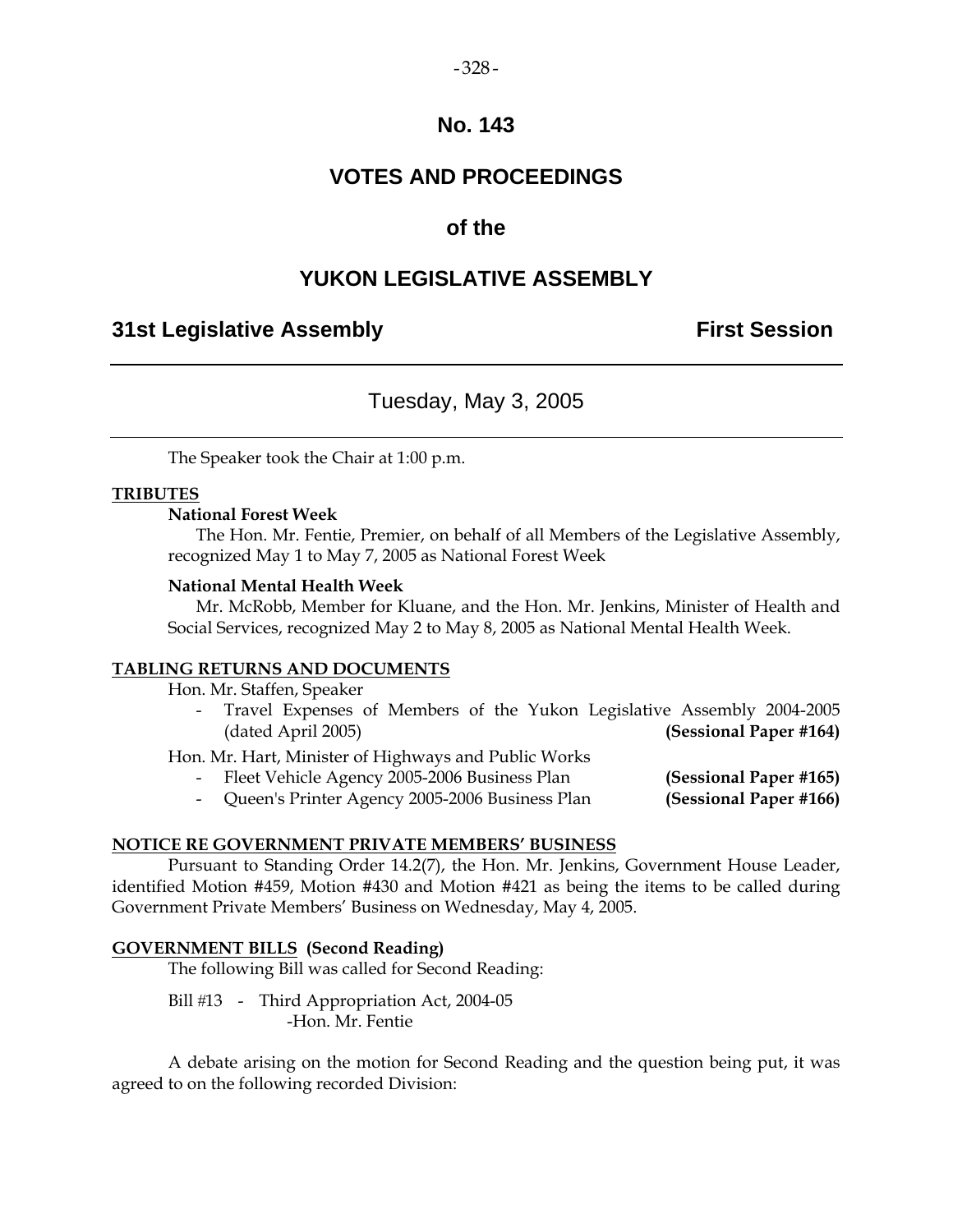# No. 143

# VOTES AND PROCEEDINGS

## of the

# YUKON LEGISLATIVE ASSEMBLY

**31st Legislative Assembly** **First Session**

---

Tuesday, May 3, 2005

---

The Speaker took the Chair at 1:00 p.m.

**TRIBUTES**

**National Forest Week**

The Hon. Mr. Fentie, Premier, on behalf of all Members of the Legislative Assembly, recognized May 1 to May 7, 2005 as National Forest Week

**National Mental Health Week**

Mr. McRobb, Member for Kluane, and the Hon. Mr. Jenkins, Minister of Health and Social Services, recognized May 2 to May 8, 2005 as National Mental Health Week.

**TABLING RETURNS AND DOCUMENTS**

Hon. Mr. Staffen, Speaker

- Travel Expenses of Members of the Yukon Legislative Assembly 2004-2005 (dated April 2005) **(Sessional Paper #164)**

Hon. Mr. Hart, Minister of Highways and Public Works

- Fleet Vehicle Agency 2005-2006 Business Plan **(Sessional Paper #165)**
- Queen's Printer Agency 2005-2006 Business Plan **(Sessional Paper #166)**

**NOTICE RE GOVERNMENT PRIVATE MEMBERS' BUSINESS**

Pursuant to Standing Order 14.2(7), the Hon. Mr. Jenkins, Government House Leader, identified Motion #459, Motion #430 and Motion #421 as being the items to be called during Government Private Members' Business on Wednesday, May 4, 2005.

**GOVERNMENT BILLS (Second Reading)**

The following Bill was called for Second Reading:

Bill #13 - Third Appropriation Act, 2004-05
-Hon. Mr. Fentie

A debate arising on the motion for Second Reading and the question being put, it was agreed to on the following recorded Division: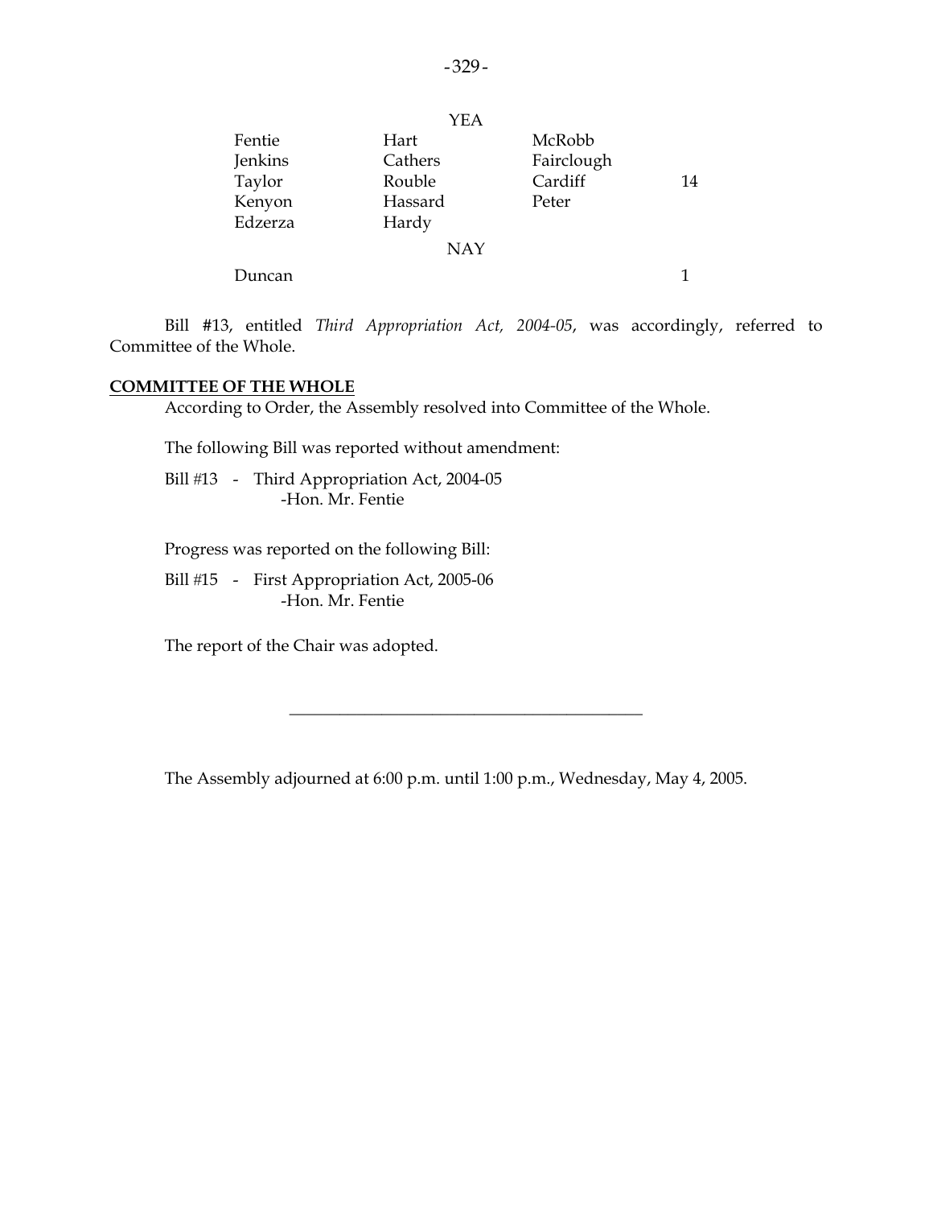YEA

| | | | |
|---|---|---|---|
| Fentie | Hart | McRobb | |
| Jenkins | Cathers | Fairclough | |
| Taylor | Rouble | Cardiff | 14 |
| Kenyon | Hassard | Peter | |
| Edzerza | Hardy | | |

NAY

| | | | |
|---|---|---|---|
| Duncan | | | 1 |

Bill #13, entitled *Third Appropriation Act, 2004-05*, was accordingly, referred to Committee of the Whole.

**COMMITTEE OF THE WHOLE**

According to Order, the Assembly resolved into Committee of the Whole.

The following Bill was reported without amendment:

Bill #13 - Third Appropriation Act, 2004-05
-Hon. Mr. Fentie

Progress was reported on the following Bill:

Bill #15 - First Appropriation Act, 2005-06
-Hon. Mr. Fentie

The report of the Chair was adopted.

---

The Assembly adjourned at 6:00 p.m. until 1:00 p.m., Wednesday, May 4, 2005.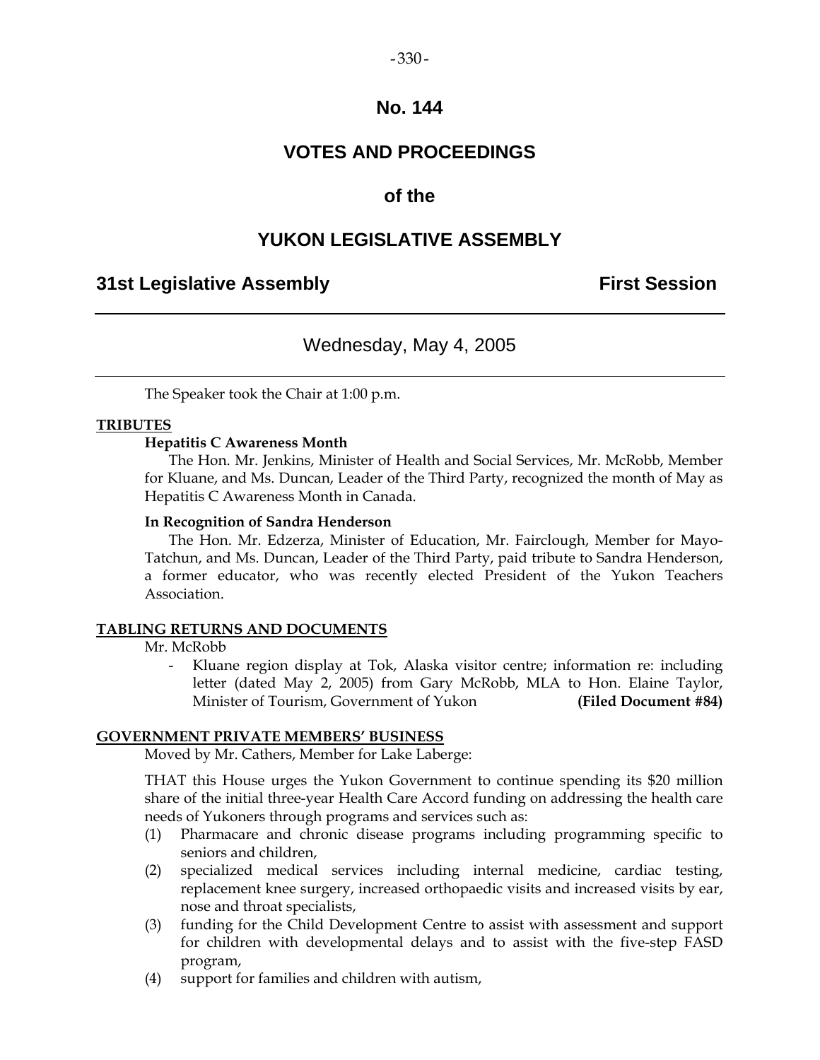# No. 144

# VOTES AND PROCEEDINGS

# of the

# YUKON LEGISLATIVE ASSEMBLY

**31st Legislative Assembly** **First Session**

---

Wednesday, May 4, 2005

---

The Speaker took the Chair at 1:00 p.m.

**TRIBUTES**

**Hepatitis C Awareness Month**

The Hon. Mr. Jenkins, Minister of Health and Social Services, Mr. McRobb, Member for Kluane, and Ms. Duncan, Leader of the Third Party, recognized the month of May as Hepatitis C Awareness Month in Canada.

**In Recognition of Sandra Henderson**

The Hon. Mr. Edzerza, Minister of Education, Mr. Fairclough, Member for Mayo-Tatchun, and Ms. Duncan, Leader of the Third Party, paid tribute to Sandra Henderson, a former educator, who was recently elected President of the Yukon Teachers Association.

**TABLING RETURNS AND DOCUMENTS**

Mr. McRobb

- Kluane region display at Tok, Alaska visitor centre; information re: including letter (dated May 2, 2005) from Gary McRobb, MLA to Hon. Elaine Taylor, Minister of Tourism, Government of Yukon **(Filed Document #84)**

**GOVERNMENT PRIVATE MEMBERS' BUSINESS**

Moved by Mr. Cathers, Member for Lake Laberge:

THAT this House urges the Yukon Government to continue spending its $20 million share of the initial three-year Health Care Accord funding on addressing the health care needs of Yukoners through programs and services such as:

(1) Pharmacare and chronic disease programs including programming specific to seniors and children,

(2) specialized medical services including internal medicine, cardiac testing, replacement knee surgery, increased orthopaedic visits and increased visits by ear, nose and throat specialists,

(3) funding for the Child Development Centre to assist with assessment and support for children with developmental delays and to assist with the five-step FASD program,

(4) support for families and children with autism,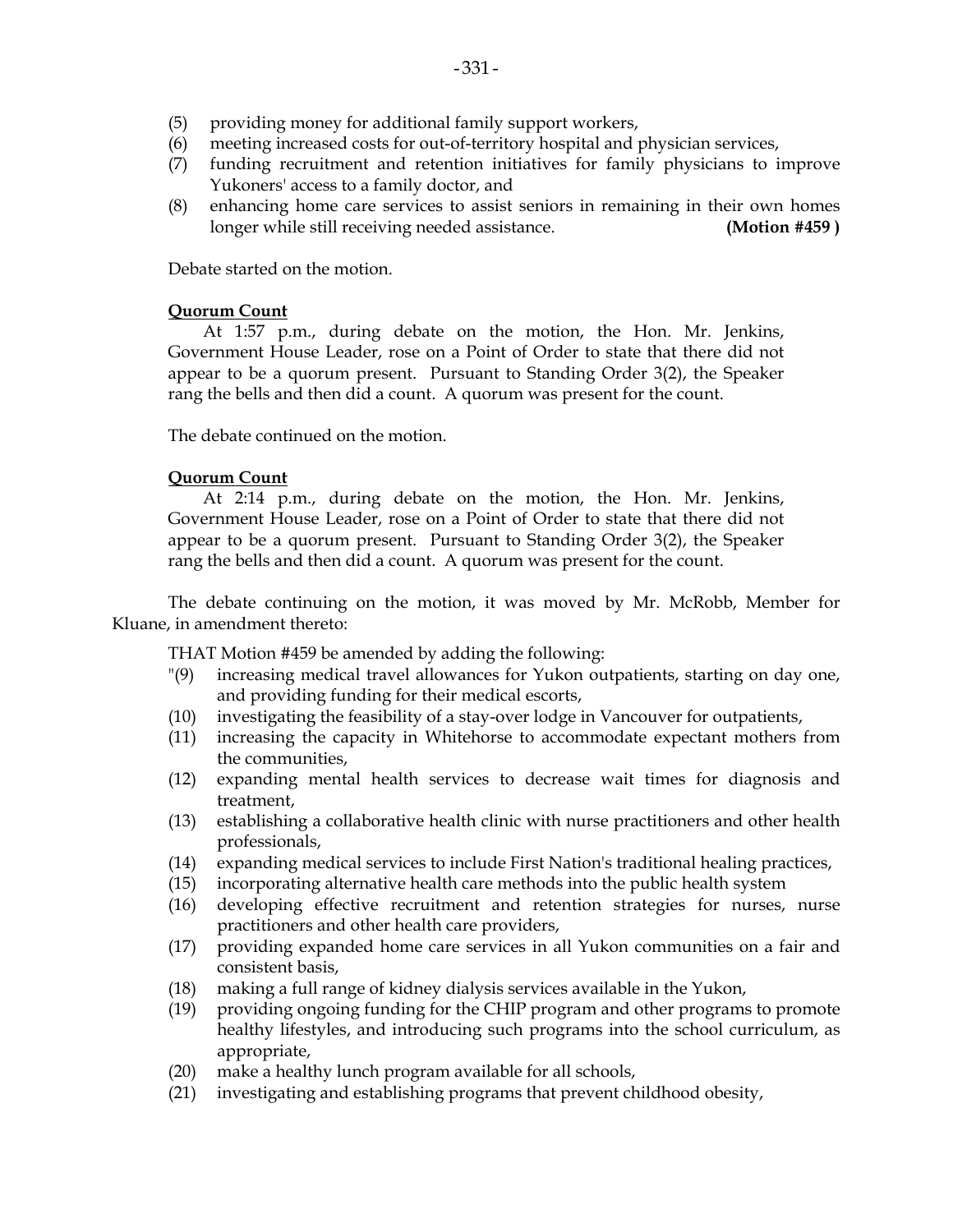(5) providing money for additional family support workers,
(6) meeting increased costs for out-of-territory hospital and physician services,
(7) funding recruitment and retention initiatives for family physicians to improve Yukoners' access to a family doctor, and
(8) enhancing home care services to assist seniors in remaining in their own homes longer while still receiving needed assistance. **(Motion #459 )**

Debate started on the motion.

**Quorum Count**

At 1:57 p.m., during debate on the motion, the Hon. Mr. Jenkins, Government House Leader, rose on a Point of Order to state that there did not appear to be a quorum present. Pursuant to Standing Order 3(2), the Speaker rang the bells and then did a count. A quorum was present for the count.

The debate continued on the motion.

**Quorum Count**

At 2:14 p.m., during debate on the motion, the Hon. Mr. Jenkins, Government House Leader, rose on a Point of Order to state that there did not appear to be a quorum present. Pursuant to Standing Order 3(2), the Speaker rang the bells and then did a count. A quorum was present for the count.

The debate continuing on the motion, it was moved by Mr. McRobb, Member for Kluane, in amendment thereto:

THAT Motion #459 be amended by adding the following:

"(9) increasing medical travel allowances for Yukon outpatients, starting on day one, and providing funding for their medical escorts,
(10) investigating the feasibility of a stay-over lodge in Vancouver for outpatients,
(11) increasing the capacity in Whitehorse to accommodate expectant mothers from the communities,
(12) expanding mental health services to decrease wait times for diagnosis and treatment,
(13) establishing a collaborative health clinic with nurse practitioners and other health professionals,
(14) expanding medical services to include First Nation's traditional healing practices,
(15) incorporating alternative health care methods into the public health system
(16) developing effective recruitment and retention strategies for nurses, nurse practitioners and other health care providers,
(17) providing expanded home care services in all Yukon communities on a fair and consistent basis,
(18) making a full range of kidney dialysis services available in the Yukon,
(19) providing ongoing funding for the CHIP program and other programs to promote healthy lifestyles, and introducing such programs into the school curriculum, as appropriate,
(20) make a healthy lunch program available for all schools,
(21) investigating and establishing programs that prevent childhood obesity,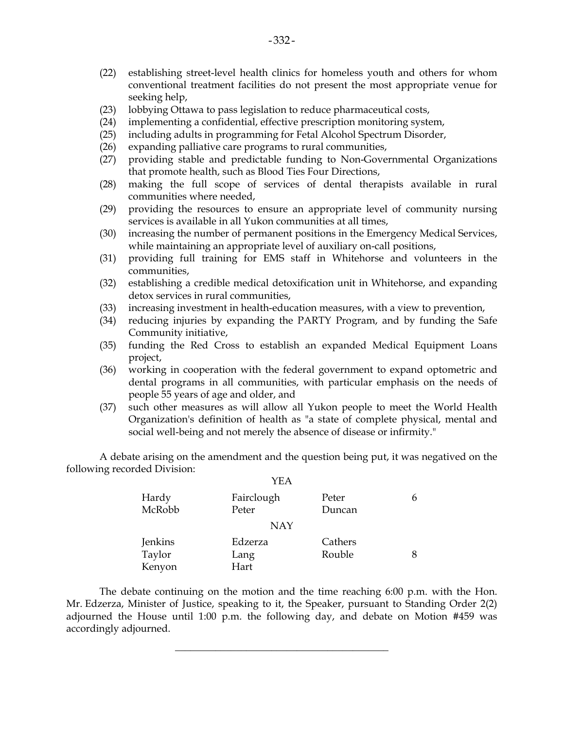(22) establishing street-level health clinics for homeless youth and others for whom conventional treatment facilities do not present the most appropriate venue for seeking help,
(23) lobbying Ottawa to pass legislation to reduce pharmaceutical costs,
(24) implementing a confidential, effective prescription monitoring system,
(25) including adults in programming for Fetal Alcohol Spectrum Disorder,
(26) expanding palliative care programs to rural communities,
(27) providing stable and predictable funding to Non-Governmental Organizations that promote health, such as Blood Ties Four Directions,
(28) making the full scope of services of dental therapists available in rural communities where needed,
(29) providing the resources to ensure an appropriate level of community nursing services is available in all Yukon communities at all times,
(30) increasing the number of permanent positions in the Emergency Medical Services, while maintaining an appropriate level of auxiliary on-call positions,
(31) providing full training for EMS staff in Whitehorse and volunteers in the communities,
(32) establishing a credible medical detoxification unit in Whitehorse, and expanding detox services in rural communities,
(33) increasing investment in health-education measures, with a view to prevention,
(34) reducing injuries by expanding the PARTY Program, and by funding the Safe Community initiative,
(35) funding the Red Cross to establish an expanded Medical Equipment Loans project,
(36) working in cooperation with the federal government to expand optometric and dental programs in all communities, with particular emphasis on the needs of people 55 years of age and older, and
(37) such other measures as will allow all Yukon people to meet the World Health Organization's definition of health as "a state of complete physical, mental and social well-being and not merely the absence of disease or infirmity."

A debate arising on the amendment and the question being put, it was negatived on the following recorded Division:

YEA

| | | | |
|---|---|---|---|
| Hardy | Fairclough | Peter | 6 |
| McRobb | Peter | Duncan | |

NAY

| | | | |
|---|---|---|---|
| Jenkins | Edzerza | Cathers | |
| Taylor | Lang | Rouble | 8 |
| Kenyon | Hart | | |

The debate continuing on the motion and the time reaching 6:00 p.m. with the Hon. Mr. Edzerza, Minister of Justice, speaking to it, the Speaker, pursuant to Standing Order 2(2) adjourned the House until 1:00 p.m. the following day, and debate on Motion #459 was accordingly adjourned.

---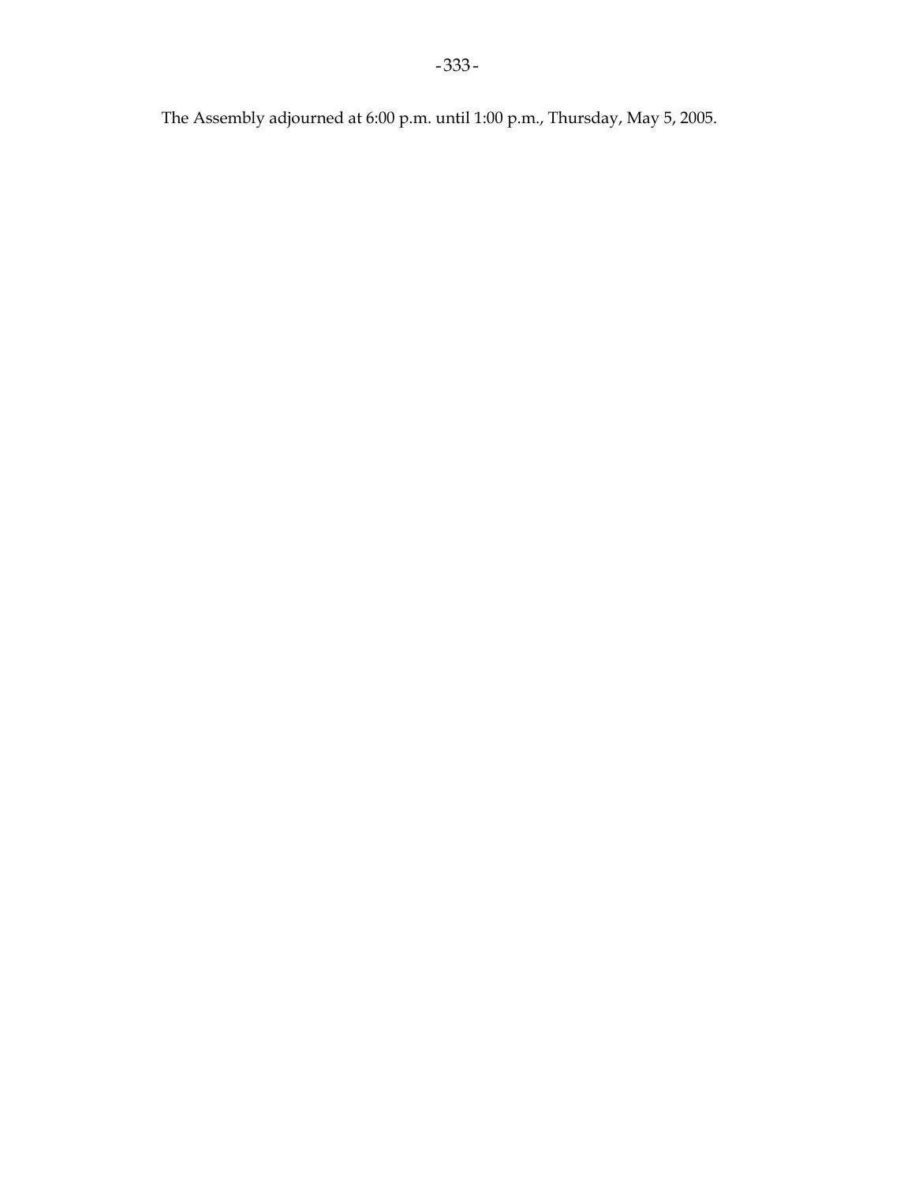The Assembly adjourned at 6:00 p.m. until 1:00 p.m., Thursday, May 5, 2005.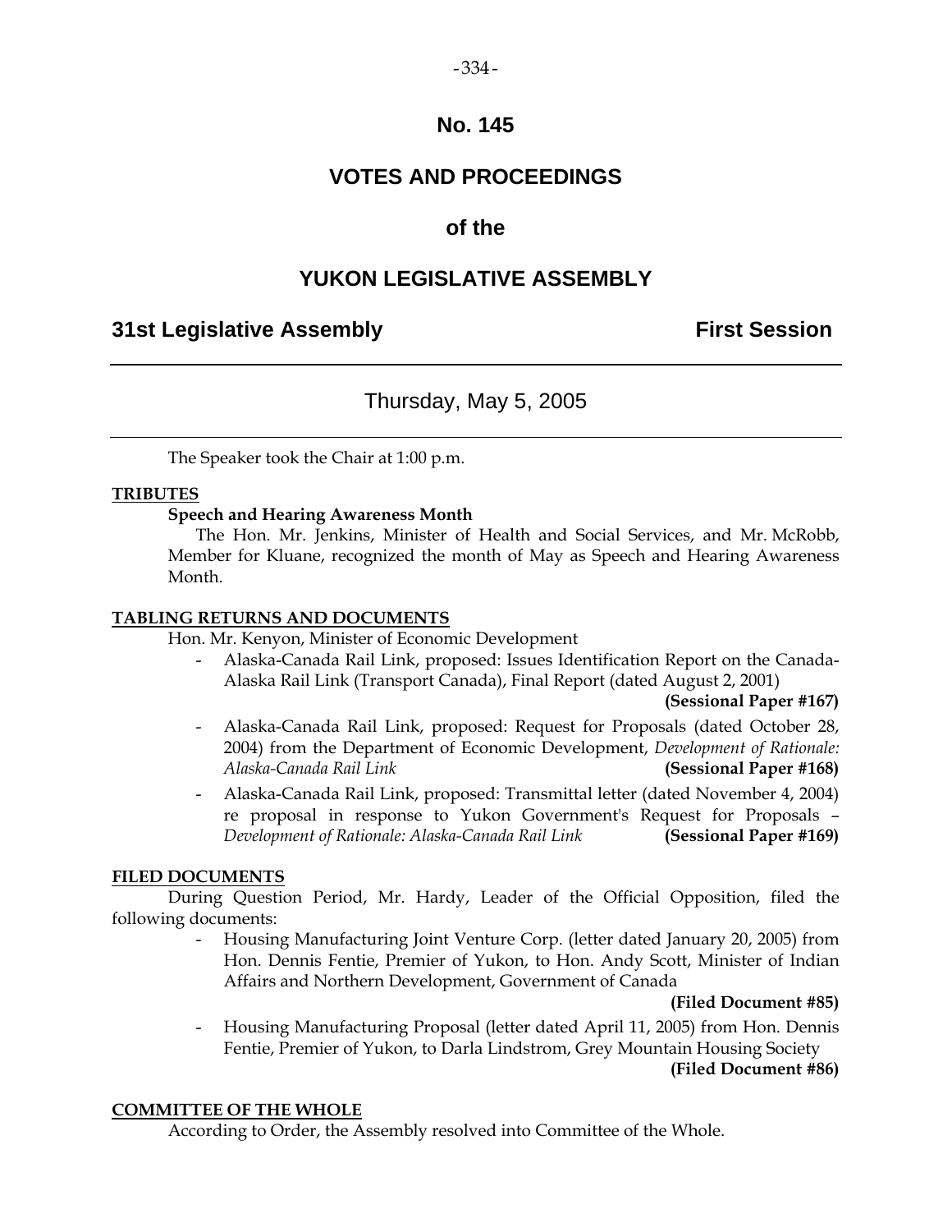# No. 145

# VOTES AND PROCEEDINGS

## of the

# YUKON LEGISLATIVE ASSEMBLY

**31st Legislative Assembly** **First Session**

---

Thursday, May 5, 2005

---

The Speaker took the Chair at 1:00 p.m.

**TRIBUTES**

**Speech and Hearing Awareness Month**

The Hon. Mr. Jenkins, Minister of Health and Social Services, and Mr. McRobb, Member for Kluane, recognized the month of May as Speech and Hearing Awareness Month.

**TABLING RETURNS AND DOCUMENTS**

Hon. Mr. Kenyon, Minister of Economic Development

- Alaska-Canada Rail Link, proposed: Issues Identification Report on the Canada-Alaska Rail Link (Transport Canada), Final Report (dated August 2, 2001) **(Sessional Paper #167)**
- Alaska-Canada Rail Link, proposed: Request for Proposals (dated October 28, 2004) from the Department of Economic Development, *Development of Rationale: Alaska-Canada Rail Link* **(Sessional Paper #168)**
- Alaska-Canada Rail Link, proposed: Transmittal letter (dated November 4, 2004) re proposal in response to Yukon Government's Request for Proposals – *Development of Rationale: Alaska-Canada Rail Link* **(Sessional Paper #169)**

**FILED DOCUMENTS**

During Question Period, Mr. Hardy, Leader of the Official Opposition, filed the following documents:

- Housing Manufacturing Joint Venture Corp. (letter dated January 20, 2005) from Hon. Dennis Fentie, Premier of Yukon, to Hon. Andy Scott, Minister of Indian Affairs and Northern Development, Government of Canada **(Filed Document #85)**
- Housing Manufacturing Proposal (letter dated April 11, 2005) from Hon. Dennis Fentie, Premier of Yukon, to Darla Lindstrom, Grey Mountain Housing Society **(Filed Document #86)**

**COMMITTEE OF THE WHOLE**

According to Order, the Assembly resolved into Committee of the Whole.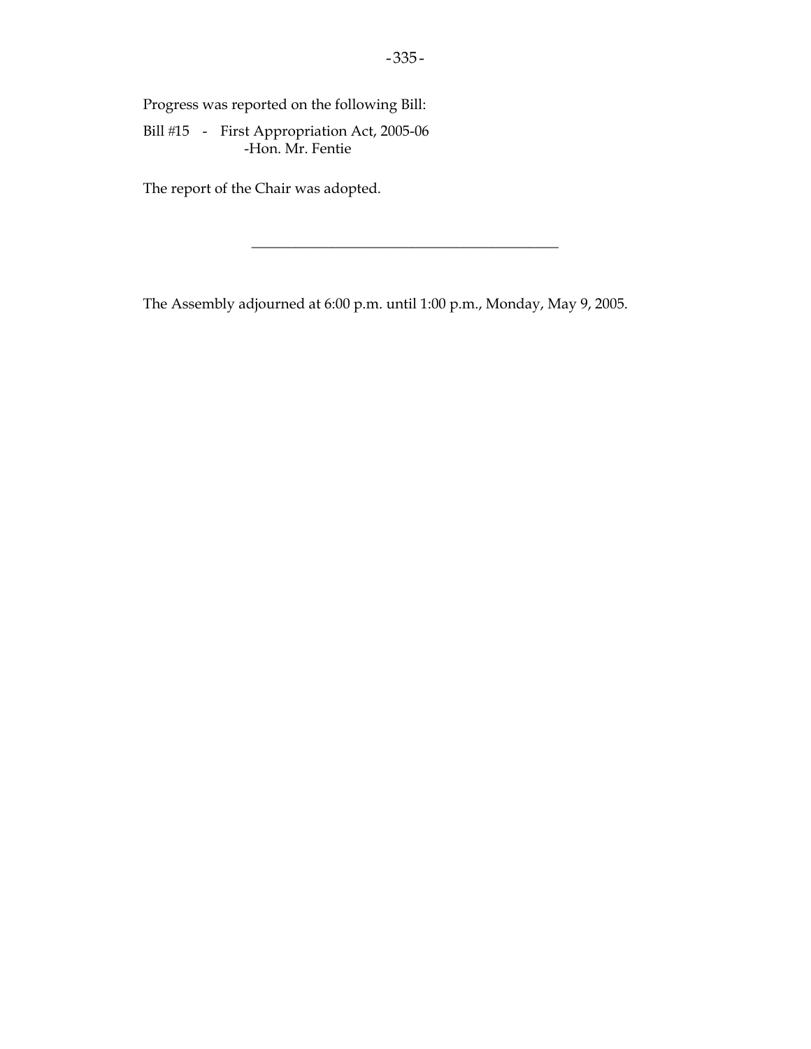Progress was reported on the following Bill:

Bill #15 - First Appropriation Act, 2005-06
-Hon. Mr. Fentie

The report of the Chair was adopted.

---

The Assembly adjourned at 6:00 p.m. until 1:00 p.m., Monday, May 9, 2005.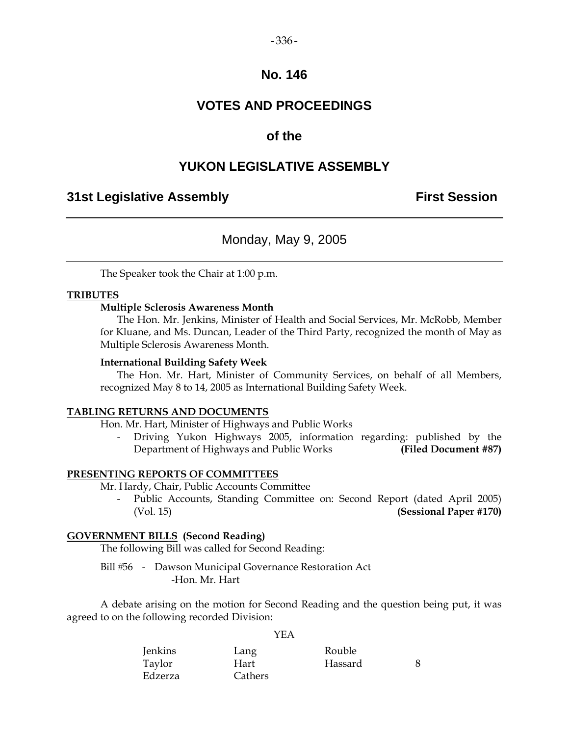# No. 146

# VOTES AND PROCEEDINGS

## of the

# YUKON LEGISLATIVE ASSEMBLY

**31st Legislative Assembly** **First Session**

---

Monday, May 9, 2005

---

The Speaker took the Chair at 1:00 p.m.

**TRIBUTES**

**Multiple Sclerosis Awareness Month**

The Hon. Mr. Jenkins, Minister of Health and Social Services, Mr. McRobb, Member for Kluane, and Ms. Duncan, Leader of the Third Party, recognized the month of May as Multiple Sclerosis Awareness Month.

**International Building Safety Week**

The Hon. Mr. Hart, Minister of Community Services, on behalf of all Members, recognized May 8 to 14, 2005 as International Building Safety Week.

**TABLING RETURNS AND DOCUMENTS**

Hon. Mr. Hart, Minister of Highways and Public Works

- Driving Yukon Highways 2005, information regarding: published by the Department of Highways and Public Works **(Filed Document #87)**

**PRESENTING REPORTS OF COMMITTEES**

Mr. Hardy, Chair, Public Accounts Committee

- Public Accounts, Standing Committee on: Second Report (dated April 2005) (Vol. 15) **(Sessional Paper #170)**

**GOVERNMENT BILLS (Second Reading)**

The following Bill was called for Second Reading:

Bill #56 - Dawson Municipal Governance Restoration Act
-Hon. Mr. Hart

A debate arising on the motion for Second Reading and the question being put, it was agreed to on the following recorded Division:

YEA

| | | | |
|---|---|---|---|
| Jenkins | Lang | Rouble | |
| Taylor | Hart | Hassard | 8 |
| Edzerza | Cathers | | |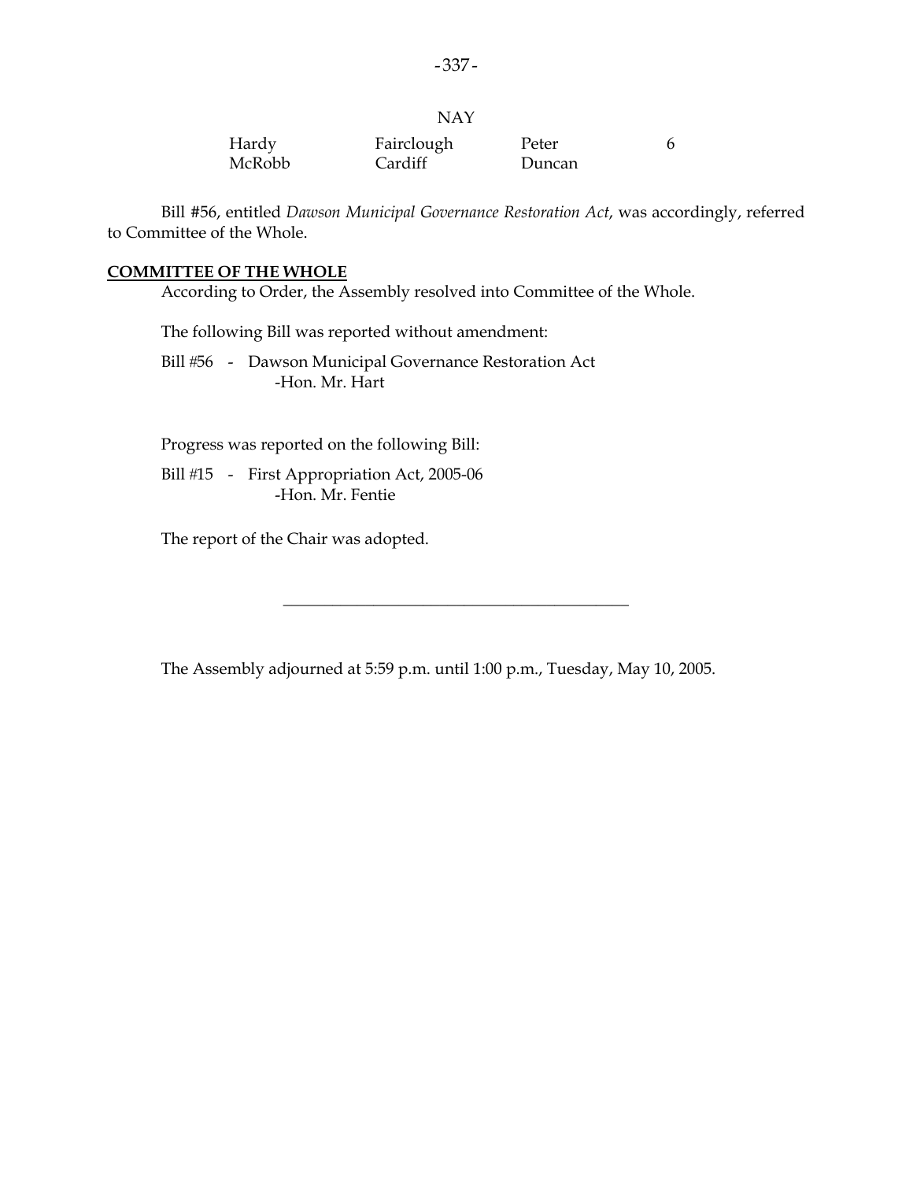NAY

| | | | |
|---|---|---|---|
| Hardy | Fairclough | Peter | 6 |
| McRobb | Cardiff | Duncan | |

Bill #56, entitled *Dawson Municipal Governance Restoration Act*, was accordingly, referred to Committee of the Whole.

**COMMITTEE OF THE WHOLE**

According to Order, the Assembly resolved into Committee of the Whole.

The following Bill was reported without amendment:

Bill #56 - Dawson Municipal Governance Restoration Act
-Hon. Mr. Hart

Progress was reported on the following Bill:

Bill #15 - First Appropriation Act, 2005-06
-Hon. Mr. Fentie

The report of the Chair was adopted.

---

The Assembly adjourned at 5:59 p.m. until 1:00 p.m., Tuesday, May 10, 2005.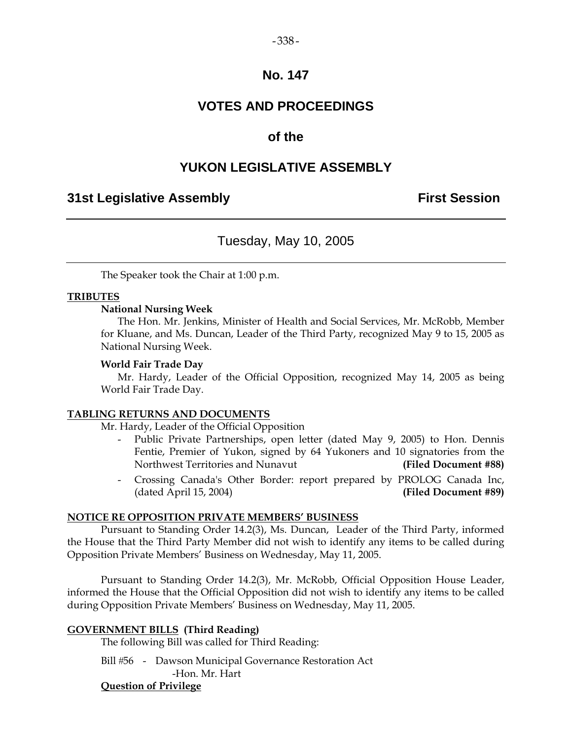# No. 147

# VOTES AND PROCEEDINGS

# of the

# YUKON LEGISLATIVE ASSEMBLY

**31st Legislative Assembly** **First Session**

---

## Tuesday, May 10, 2005

---

The Speaker took the Chair at 1:00 p.m.

**TRIBUTES**

**National Nursing Week**

The Hon. Mr. Jenkins, Minister of Health and Social Services, Mr. McRobb, Member for Kluane, and Ms. Duncan, Leader of the Third Party, recognized May 9 to 15, 2005 as National Nursing Week.

**World Fair Trade Day**

Mr. Hardy, Leader of the Official Opposition, recognized May 14, 2005 as being World Fair Trade Day.

**TABLING RETURNS AND DOCUMENTS**

Mr. Hardy, Leader of the Official Opposition

- Public Private Partnerships, open letter (dated May 9, 2005) to Hon. Dennis Fentie, Premier of Yukon, signed by 64 Yukoners and 10 signatories from the Northwest Territories and Nunavut **(Filed Document #88)**
- Crossing Canada's Other Border: report prepared by PROLOG Canada Inc, (dated April 15, 2004) **(Filed Document #89)**

**NOTICE RE OPPOSITION PRIVATE MEMBERS' BUSINESS**

Pursuant to Standing Order 14.2(3), Ms. Duncan, Leader of the Third Party, informed the House that the Third Party Member did not wish to identify any items to be called during Opposition Private Members' Business on Wednesday, May 11, 2005.

Pursuant to Standing Order 14.2(3), Mr. McRobb, Official Opposition House Leader, informed the House that the Official Opposition did not wish to identify any items to be called during Opposition Private Members' Business on Wednesday, May 11, 2005.

**GOVERNMENT BILLS (Third Reading)**

The following Bill was called for Third Reading:

Bill #56 - Dawson Municipal Governance Restoration Act
-Hon. Mr. Hart

**Question of Privilege**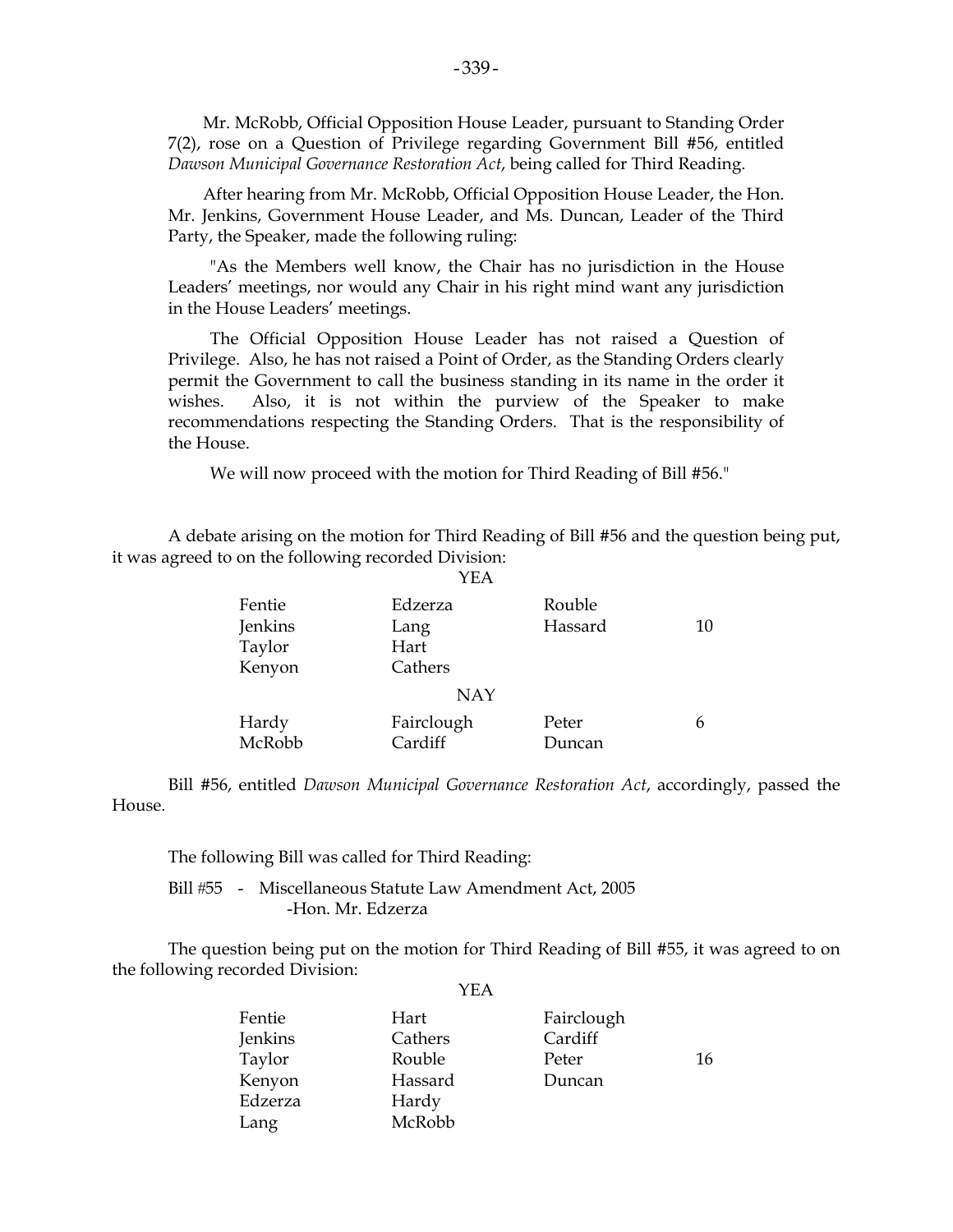Mr. McRobb, Official Opposition House Leader, pursuant to Standing Order 7(2), rose on a Question of Privilege regarding Government Bill #56, entitled *Dawson Municipal Governance Restoration Act*, being called for Third Reading.

After hearing from Mr. McRobb, Official Opposition House Leader, the Hon. Mr. Jenkins, Government House Leader, and Ms. Duncan, Leader of the Third Party, the Speaker, made the following ruling:

"As the Members well know, the Chair has no jurisdiction in the House Leaders' meetings, nor would any Chair in his right mind want any jurisdiction in the House Leaders' meetings.

The Official Opposition House Leader has not raised a Question of Privilege. Also, he has not raised a Point of Order, as the Standing Orders clearly permit the Government to call the business standing in its name in the order it wishes. Also, it is not within the purview of the Speaker to make recommendations respecting the Standing Orders. That is the responsibility of the House.

We will now proceed with the motion for Third Reading of Bill #56."

A debate arising on the motion for Third Reading of Bill #56 and the question being put, it was agreed to on the following recorded Division:

YEA

| | | | |
|---|---|---|---|
| Fentie | Edzerza | Rouble | |
| Jenkins | Lang | Hassard | 10 |
| Taylor | Hart | | |
| Kenyon | Cathers | | |

NAY

| | | | |
|---|---|---|---|
| Hardy | Fairclough | Peter | 6 |
| McRobb | Cardiff | Duncan | |

Bill #56, entitled *Dawson Municipal Governance Restoration Act*, accordingly, passed the House.

The following Bill was called for Third Reading:

Bill #55 - Miscellaneous Statute Law Amendment Act, 2005
-Hon. Mr. Edzerza

The question being put on the motion for Third Reading of Bill #55, it was agreed to on the following recorded Division:

YEA

| | | | |
|---|---|---|---|
| Fentie | Hart | Fairclough | |
| Jenkins | Cathers | Cardiff | |
| Taylor | Rouble | Peter | 16 |
| Kenyon | Hassard | Duncan | |
| Edzerza | Hardy | | |
| Lang | McRobb | | |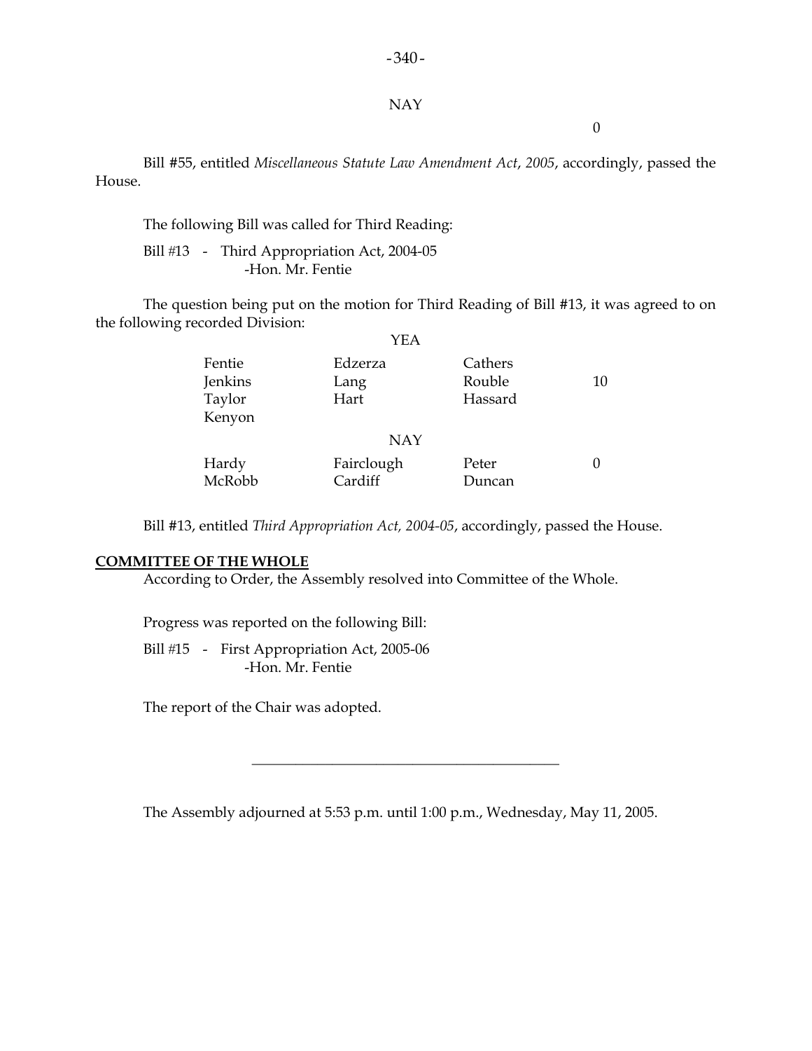NAY

0

Bill #55, entitled *Miscellaneous Statute Law Amendment Act, 2005*, accordingly, passed the House.

The following Bill was called for Third Reading:

Bill #13 - Third Appropriation Act, 2004-05
-Hon. Mr. Fentie

The question being put on the motion for Third Reading of Bill #13, it was agreed to on the following recorded Division:

YEA

| | | | |
|---|---|---|---|
| Fentie | Edzerza | Cathers | |
| Jenkins | Lang | Rouble | 10 |
| Taylor | Hart | Hassard | |
| Kenyon | | | |

NAY

| | | | |
|---|---|---|---|
| Hardy | Fairclough | Peter | 0 |
| McRobb | Cardiff | Duncan | |

Bill #13, entitled *Third Appropriation Act, 2004-05*, accordingly, passed the House.

**COMMITTEE OF THE WHOLE**

According to Order, the Assembly resolved into Committee of the Whole.

Progress was reported on the following Bill:

Bill #15 - First Appropriation Act, 2005-06
-Hon. Mr. Fentie

The report of the Chair was adopted.

---

The Assembly adjourned at 5:53 p.m. until 1:00 p.m., Wednesday, May 11, 2005.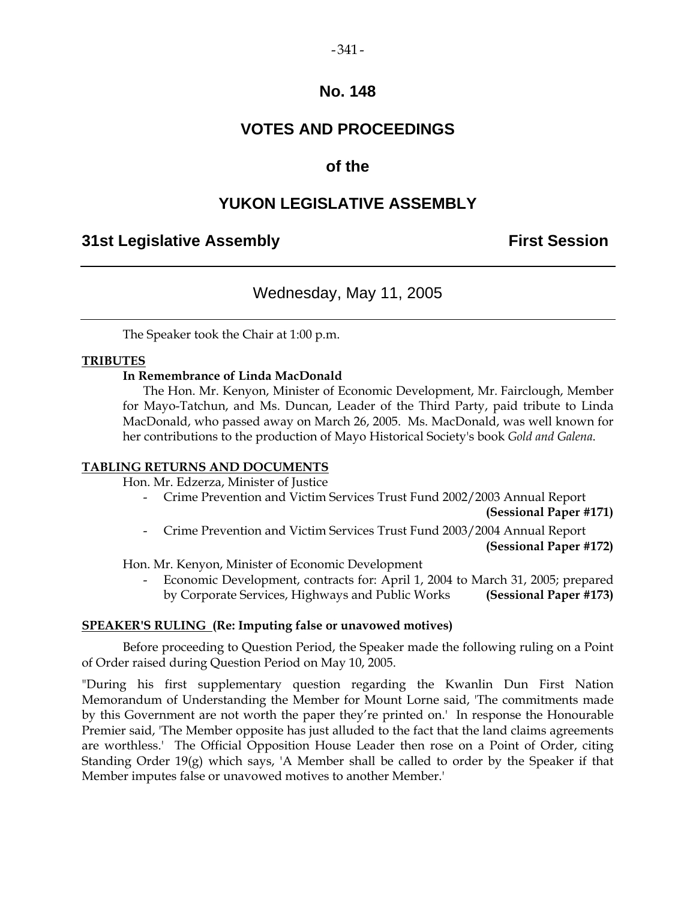# No. 148

# VOTES AND PROCEEDINGS

# of the

# YUKON LEGISLATIVE ASSEMBLY

**31st Legislative Assembly** **First Session**

---

## Wednesday, May 11, 2005

---

The Speaker took the Chair at 1:00 p.m.

**TRIBUTES**

**In Remembrance of Linda MacDonald**

The Hon. Mr. Kenyon, Minister of Economic Development, Mr. Fairclough, Member for Mayo-Tatchun, and Ms. Duncan, Leader of the Third Party, paid tribute to Linda MacDonald, who passed away on March 26, 2005. Ms. MacDonald, was well known for her contributions to the production of Mayo Historical Society's book *Gold and Galena*.

**TABLING RETURNS AND DOCUMENTS**

Hon. Mr. Edzerza, Minister of Justice

- Crime Prevention and Victim Services Trust Fund 2002/2003 Annual Report **(Sessional Paper #171)**
- Crime Prevention and Victim Services Trust Fund 2003/2004 Annual Report **(Sessional Paper #172)**

Hon. Mr. Kenyon, Minister of Economic Development

- Economic Development, contracts for: April 1, 2004 to March 31, 2005; prepared by Corporate Services, Highways and Public Works **(Sessional Paper #173)**

**SPEAKER'S RULING (Re: Imputing false or unavowed motives)**

Before proceeding to Question Period, the Speaker made the following ruling on a Point of Order raised during Question Period on May 10, 2005.

"During his first supplementary question regarding the Kwanlin Dun First Nation Memorandum of Understanding the Member for Mount Lorne said, 'The commitments made by this Government are not worth the paper they're printed on.' In response the Honourable Premier said, 'The Member opposite has just alluded to the fact that the land claims agreements are worthless.' The Official Opposition House Leader then rose on a Point of Order, citing Standing Order 19(g) which says, 'A Member shall be called to order by the Speaker if that Member imputes false or unavowed motives to another Member.'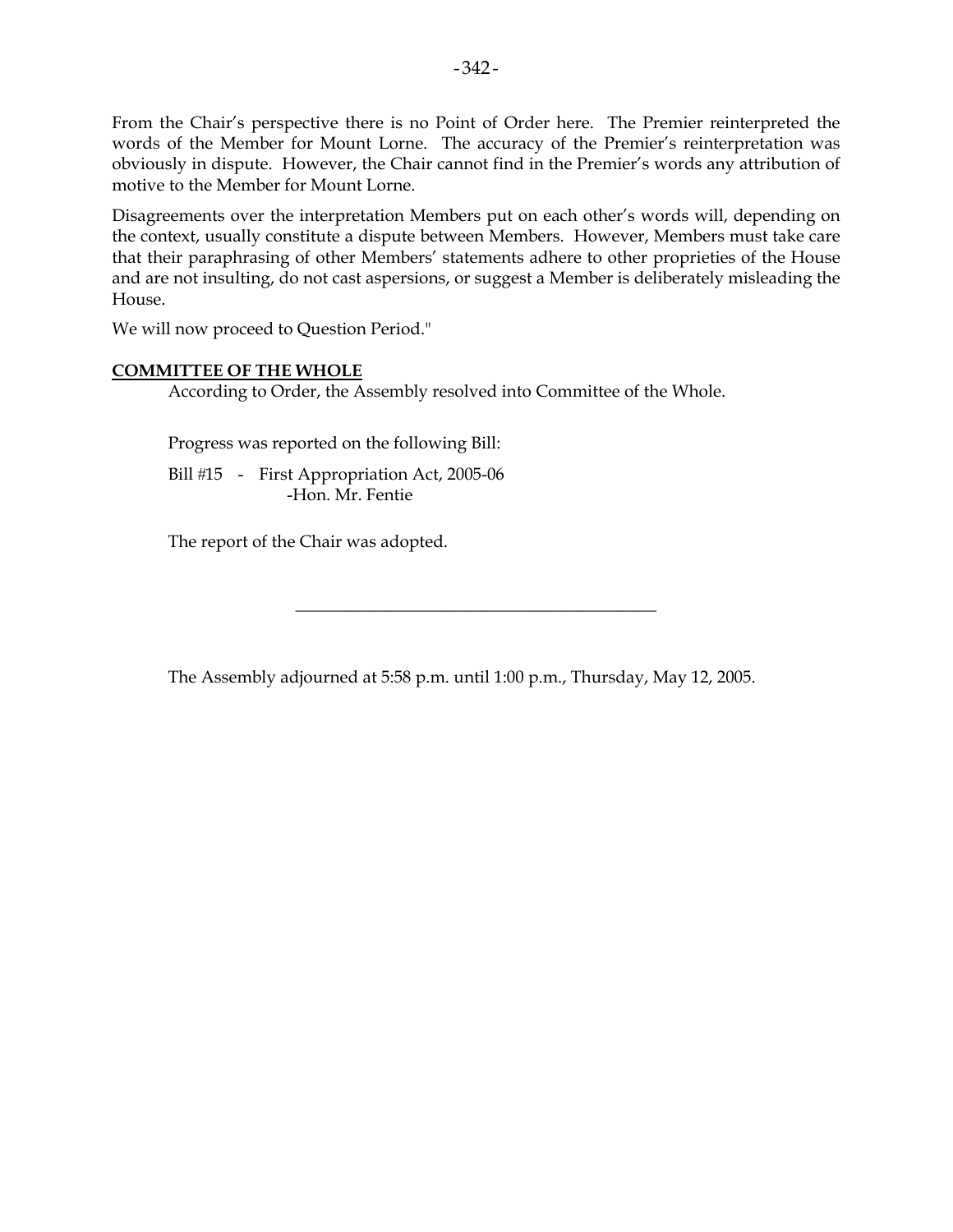From the Chair's perspective there is no Point of Order here. The Premier reinterpreted the words of the Member for Mount Lorne. The accuracy of the Premier's reinterpretation was obviously in dispute. However, the Chair cannot find in the Premier's words any attribution of motive to the Member for Mount Lorne.

Disagreements over the interpretation Members put on each other's words will, depending on the context, usually constitute a dispute between Members. However, Members must take care that their paraphrasing of other Members' statements adhere to other proprieties of the House and are not insulting, do not cast aspersions, or suggest a Member is deliberately misleading the House.

We will now proceed to Question Period."

## COMMITTEE OF THE WHOLE

According to Order, the Assembly resolved into Committee of the Whole.

Progress was reported on the following Bill:

Bill #15 - First Appropriation Act, 2005-06
-Hon. Mr. Fentie

The report of the Chair was adopted.

---

The Assembly adjourned at 5:58 p.m. until 1:00 p.m., Thursday, May 12, 2005.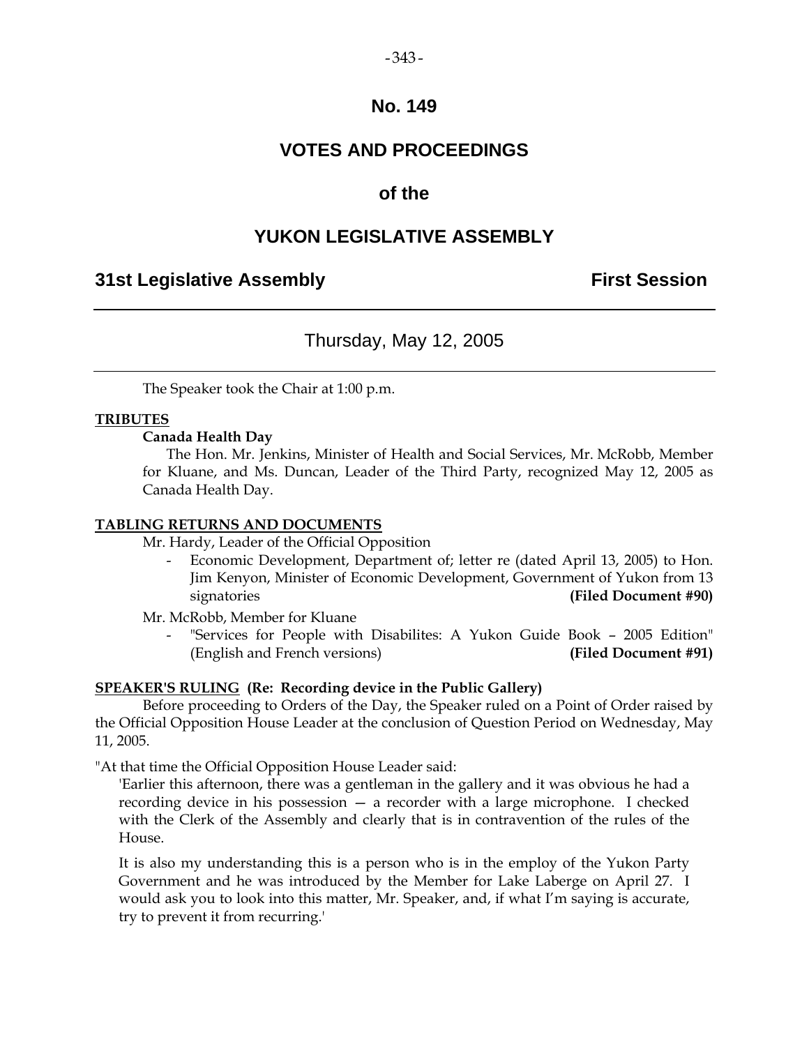# No. 149

# VOTES AND PROCEEDINGS

# of the

# YUKON LEGISLATIVE ASSEMBLY

## 31st Legislative Assembly — First Session

### Thursday, May 12, 2005

The Speaker took the Chair at 1:00 p.m.

**TRIBUTES**

**Canada Health Day**

The Hon. Mr. Jenkins, Minister of Health and Social Services, Mr. McRobb, Member for Kluane, and Ms. Duncan, Leader of the Third Party, recognized May 12, 2005 as Canada Health Day.

**TABLING RETURNS AND DOCUMENTS**

Mr. Hardy, Leader of the Official Opposition

- Economic Development, Department of; letter re (dated April 13, 2005) to Hon. Jim Kenyon, Minister of Economic Development, Government of Yukon from 13 signatories **(Filed Document #90)**

Mr. McRobb, Member for Kluane

- "Services for People with Disabilites: A Yukon Guide Book – 2005 Edition" (English and French versions) **(Filed Document #91)**

**SPEAKER'S RULING (Re: Recording device in the Public Gallery)**

Before proceeding to Orders of the Day, the Speaker ruled on a Point of Order raised by the Official Opposition House Leader at the conclusion of Question Period on Wednesday, May 11, 2005.

"At that time the Official Opposition House Leader said:

'Earlier this afternoon, there was a gentleman in the gallery and it was obvious he had a recording device in his possession — a recorder with a large microphone. I checked with the Clerk of the Assembly and clearly that is in contravention of the rules of the House.

It is also my understanding this is a person who is in the employ of the Yukon Party Government and he was introduced by the Member for Lake Laberge on April 27. I would ask you to look into this matter, Mr. Speaker, and, if what I'm saying is accurate, try to prevent it from recurring.'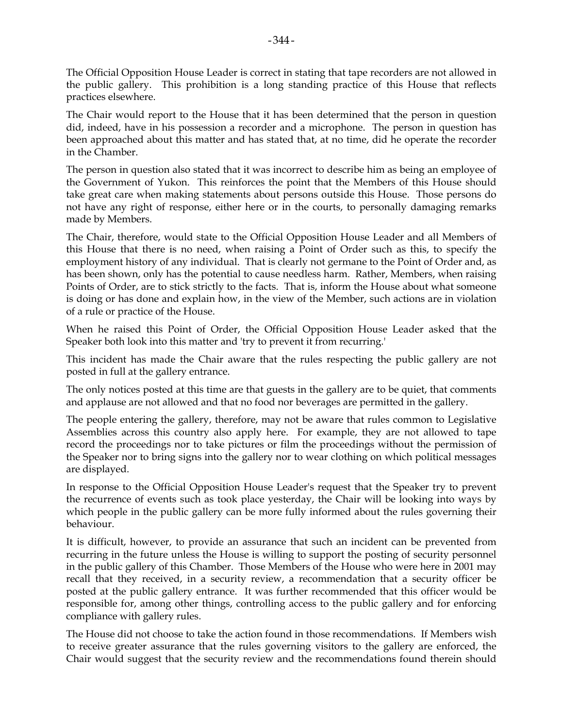The Official Opposition House Leader is correct in stating that tape recorders are not allowed in the public gallery. This prohibition is a long standing practice of this House that reflects practices elsewhere.

The Chair would report to the House that it has been determined that the person in question did, indeed, have in his possession a recorder and a microphone. The person in question has been approached about this matter and has stated that, at no time, did he operate the recorder in the Chamber.

The person in question also stated that it was incorrect to describe him as being an employee of the Government of Yukon. This reinforces the point that the Members of this House should take great care when making statements about persons outside this House. Those persons do not have any right of response, either here or in the courts, to personally damaging remarks made by Members.

The Chair, therefore, would state to the Official Opposition House Leader and all Members of this House that there is no need, when raising a Point of Order such as this, to specify the employment history of any individual. That is clearly not germane to the Point of Order and, as has been shown, only has the potential to cause needless harm. Rather, Members, when raising Points of Order, are to stick strictly to the facts. That is, inform the House about what someone is doing or has done and explain how, in the view of the Member, such actions are in violation of a rule or practice of the House.

When he raised this Point of Order, the Official Opposition House Leader asked that the Speaker both look into this matter and 'try to prevent it from recurring.'

This incident has made the Chair aware that the rules respecting the public gallery are not posted in full at the gallery entrance.

The only notices posted at this time are that guests in the gallery are to be quiet, that comments and applause are not allowed and that no food nor beverages are permitted in the gallery.

The people entering the gallery, therefore, may not be aware that rules common to Legislative Assemblies across this country also apply here. For example, they are not allowed to tape record the proceedings nor to take pictures or film the proceedings without the permission of the Speaker nor to bring signs into the gallery nor to wear clothing on which political messages are displayed.

In response to the Official Opposition House Leader's request that the Speaker try to prevent the recurrence of events such as took place yesterday, the Chair will be looking into ways by which people in the public gallery can be more fully informed about the rules governing their behaviour.

It is difficult, however, to provide an assurance that such an incident can be prevented from recurring in the future unless the House is willing to support the posting of security personnel in the public gallery of this Chamber. Those Members of the House who were here in 2001 may recall that they received, in a security review, a recommendation that a security officer be posted at the public gallery entrance. It was further recommended that this officer would be responsible for, among other things, controlling access to the public gallery and for enforcing compliance with gallery rules.

The House did not choose to take the action found in those recommendations. If Members wish to receive greater assurance that the rules governing visitors to the gallery are enforced, the Chair would suggest that the security review and the recommendations found therein should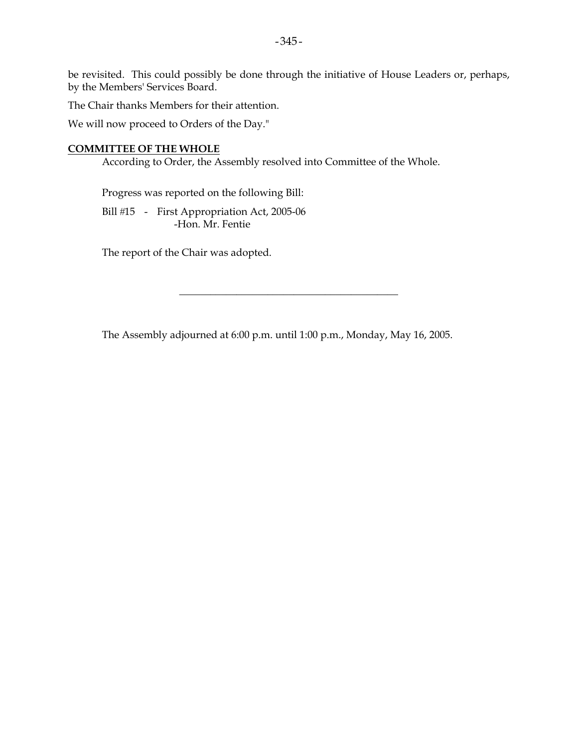be revisited. This could possibly be done through the initiative of House Leaders or, perhaps, by the Members' Services Board.

The Chair thanks Members for their attention.

We will now proceed to Orders of the Day."

**COMMITTEE OF THE WHOLE**

According to Order, the Assembly resolved into Committee of the Whole.

Progress was reported on the following Bill:

Bill #15 - First Appropriation Act, 2005-06
-Hon. Mr. Fentie

The report of the Chair was adopted.

---

The Assembly adjourned at 6:00 p.m. until 1:00 p.m., Monday, May 16, 2005.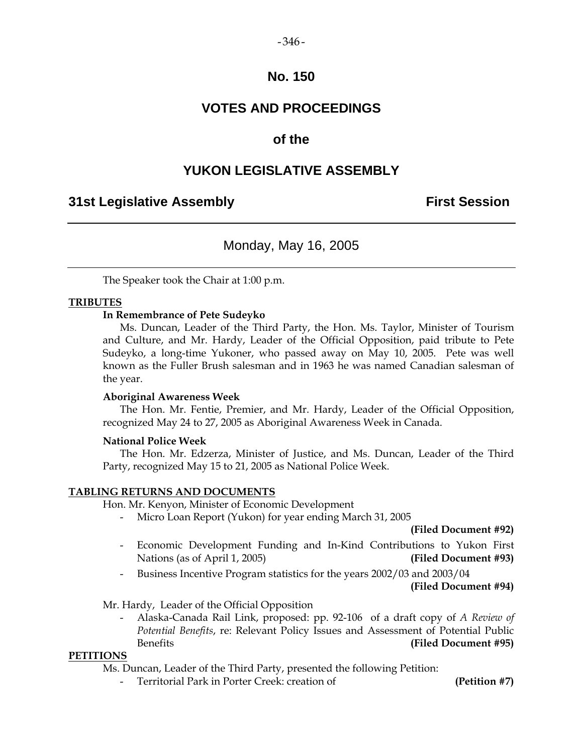# No. 150

# VOTES AND PROCEEDINGS

# of the

# YUKON LEGISLATIVE ASSEMBLY

**31st Legislative Assembly** **First Session**

---

Monday, May 16, 2005

---

The Speaker took the Chair at 1:00 p.m.

**TRIBUTES**

**In Remembrance of Pete Sudeyko**

Ms. Duncan, Leader of the Third Party, the Hon. Ms. Taylor, Minister of Tourism and Culture, and Mr. Hardy, Leader of the Official Opposition, paid tribute to Pete Sudeyko, a long-time Yukoner, who passed away on May 10, 2005. Pete was well known as the Fuller Brush salesman and in 1963 he was named Canadian salesman of the year.

**Aboriginal Awareness Week**

The Hon. Mr. Fentie, Premier, and Mr. Hardy, Leader of the Official Opposition, recognized May 24 to 27, 2005 as Aboriginal Awareness Week in Canada.

**National Police Week**

The Hon. Mr. Edzerza, Minister of Justice, and Ms. Duncan, Leader of the Third Party, recognized May 15 to 21, 2005 as National Police Week.

**TABLING RETURNS AND DOCUMENTS**

Hon. Mr. Kenyon, Minister of Economic Development

- Micro Loan Report (Yukon) for year ending March 31, 2005 **(Filed Document #92)**
- Economic Development Funding and In-Kind Contributions to Yukon First Nations (as of April 1, 2005) **(Filed Document #93)**
- Business Incentive Program statistics for the years 2002/03 and 2003/04 **(Filed Document #94)**

Mr. Hardy, Leader of the Official Opposition

- Alaska-Canada Rail Link, proposed: pp. 92-106 of a draft copy of *A Review of Potential Benefits*, re: Relevant Policy Issues and Assessment of Potential Public Benefits **(Filed Document #95)**

**PETITIONS**

Ms. Duncan, Leader of the Third Party, presented the following Petition:

- Territorial Park in Porter Creek: creation of **(Petition #7)**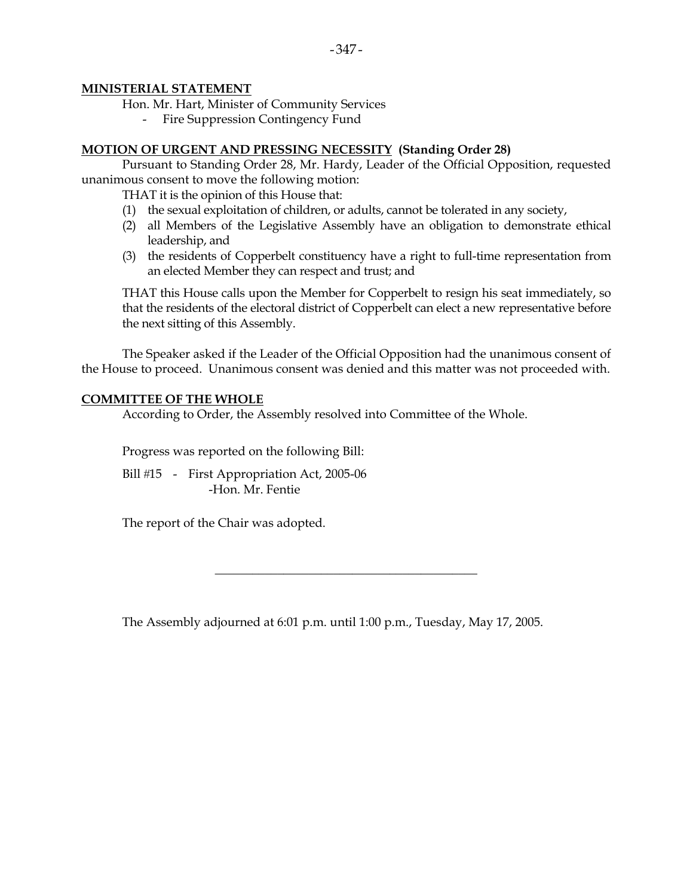**MINISTERIAL STATEMENT**

Hon. Mr. Hart, Minister of Community Services

- Fire Suppression Contingency Fund

**MOTION OF URGENT AND PRESSING NECESSITY (Standing Order 28)**

Pursuant to Standing Order 28, Mr. Hardy, Leader of the Official Opposition, requested unanimous consent to move the following motion:

THAT it is the opinion of this House that:

(1) the sexual exploitation of children, or adults, cannot be tolerated in any society,

(2) all Members of the Legislative Assembly have an obligation to demonstrate ethical leadership, and

(3) the residents of Copperbelt constituency have a right to full-time representation from an elected Member they can respect and trust; and

THAT this House calls upon the Member for Copperbelt to resign his seat immediately, so that the residents of the electoral district of Copperbelt can elect a new representative before the next sitting of this Assembly.

The Speaker asked if the Leader of the Official Opposition had the unanimous consent of the House to proceed. Unanimous consent was denied and this matter was not proceeded with.

**COMMITTEE OF THE WHOLE**

According to Order, the Assembly resolved into Committee of the Whole.

Progress was reported on the following Bill:

Bill #15 - First Appropriation Act, 2005-06
-Hon. Mr. Fentie

The report of the Chair was adopted.

---

The Assembly adjourned at 6:01 p.m. until 1:00 p.m., Tuesday, May 17, 2005.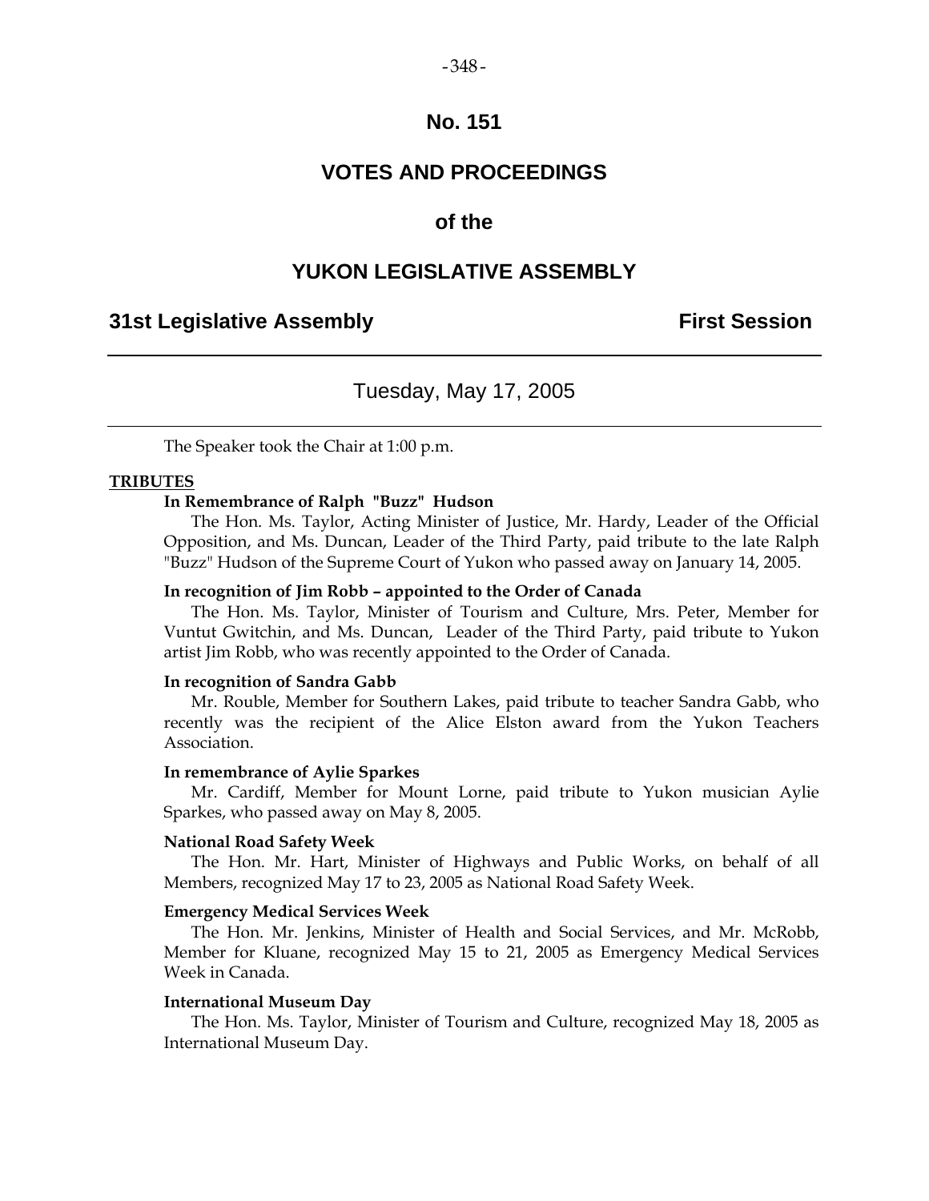# No. 151

# VOTES AND PROCEEDINGS

## of the

# YUKON LEGISLATIVE ASSEMBLY

**31st Legislative Assembly** **First Session**

---

Tuesday, May 17, 2005

---

The Speaker took the Chair at 1:00 p.m.

**TRIBUTES**

**In Remembrance of Ralph "Buzz" Hudson**

The Hon. Ms. Taylor, Acting Minister of Justice, Mr. Hardy, Leader of the Official Opposition, and Ms. Duncan, Leader of the Third Party, paid tribute to the late Ralph "Buzz" Hudson of the Supreme Court of Yukon who passed away on January 14, 2005.

**In recognition of Jim Robb – appointed to the Order of Canada**

The Hon. Ms. Taylor, Minister of Tourism and Culture, Mrs. Peter, Member for Vuntut Gwitchin, and Ms. Duncan, Leader of the Third Party, paid tribute to Yukon artist Jim Robb, who was recently appointed to the Order of Canada.

**In recognition of Sandra Gabb**

Mr. Rouble, Member for Southern Lakes, paid tribute to teacher Sandra Gabb, who recently was the recipient of the Alice Elston award from the Yukon Teachers Association.

**In remembrance of Aylie Sparkes**

Mr. Cardiff, Member for Mount Lorne, paid tribute to Yukon musician Aylie Sparkes, who passed away on May 8, 2005.

**National Road Safety Week**

The Hon. Mr. Hart, Minister of Highways and Public Works, on behalf of all Members, recognized May 17 to 23, 2005 as National Road Safety Week.

**Emergency Medical Services Week**

The Hon. Mr. Jenkins, Minister of Health and Social Services, and Mr. McRobb, Member for Kluane, recognized May 15 to 21, 2005 as Emergency Medical Services Week in Canada.

**International Museum Day**

The Hon. Ms. Taylor, Minister of Tourism and Culture, recognized May 18, 2005 as International Museum Day.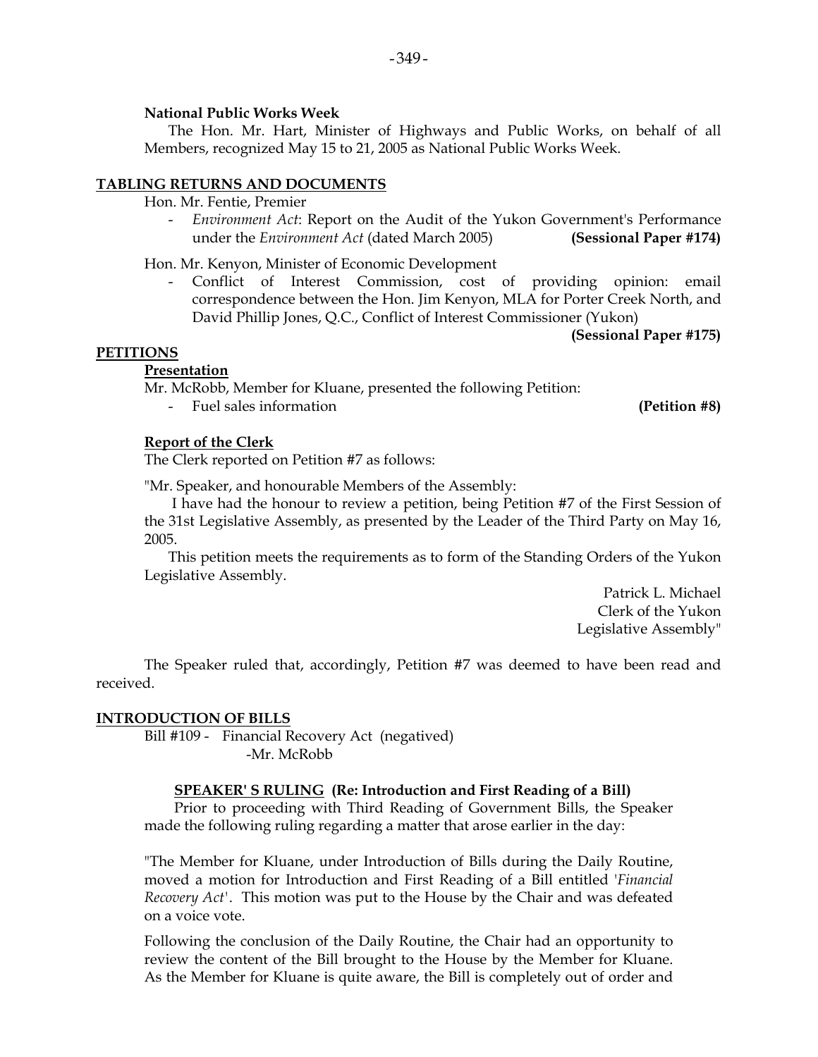**National Public Works Week**

The Hon. Mr. Hart, Minister of Highways and Public Works, on behalf of all Members, recognized May 15 to 21, 2005 as National Public Works Week.

## TABLING RETURNS AND DOCUMENTS

Hon. Mr. Fentie, Premier

- *Environment Act*: Report on the Audit of the Yukon Government's Performance under the *Environment Act* (dated March 2005) **(Sessional Paper #174)**

Hon. Mr. Kenyon, Minister of Economic Development

- Conflict of Interest Commission, cost of providing opinion: email correspondence between the Hon. Jim Kenyon, MLA for Porter Creek North, and David Phillip Jones, Q.C., Conflict of Interest Commissioner (Yukon) **(Sessional Paper #175)**

## PETITIONS

### Presentation

Mr. McRobb, Member for Kluane, presented the following Petition:

- Fuel sales information **(Petition #8)**

### Report of the Clerk

The Clerk reported on Petition #7 as follows:

"Mr. Speaker, and honourable Members of the Assembly:

I have had the honour to review a petition, being Petition #7 of the First Session of the 31st Legislative Assembly, as presented by the Leader of the Third Party on May 16, 2005.

This petition meets the requirements as to form of the Standing Orders of the Yukon Legislative Assembly.

Patrick L. Michael
Clerk of the Yukon
Legislative Assembly"

The Speaker ruled that, accordingly, Petition #7 was deemed to have been read and received.

## INTRODUCTION OF BILLS

Bill #109 - Financial Recovery Act (negatived)
-Mr. McRobb

**SPEAKER' S RULING (Re: Introduction and First Reading of a Bill)**

Prior to proceeding with Third Reading of Government Bills, the Speaker made the following ruling regarding a matter that arose earlier in the day:

"The Member for Kluane, under Introduction of Bills during the Daily Routine, moved a motion for Introduction and First Reading of a Bill entitled '*Financial Recovery Act*'. This motion was put to the House by the Chair and was defeated on a voice vote.

Following the conclusion of the Daily Routine, the Chair had an opportunity to review the content of the Bill brought to the House by the Member for Kluane. As the Member for Kluane is quite aware, the Bill is completely out of order and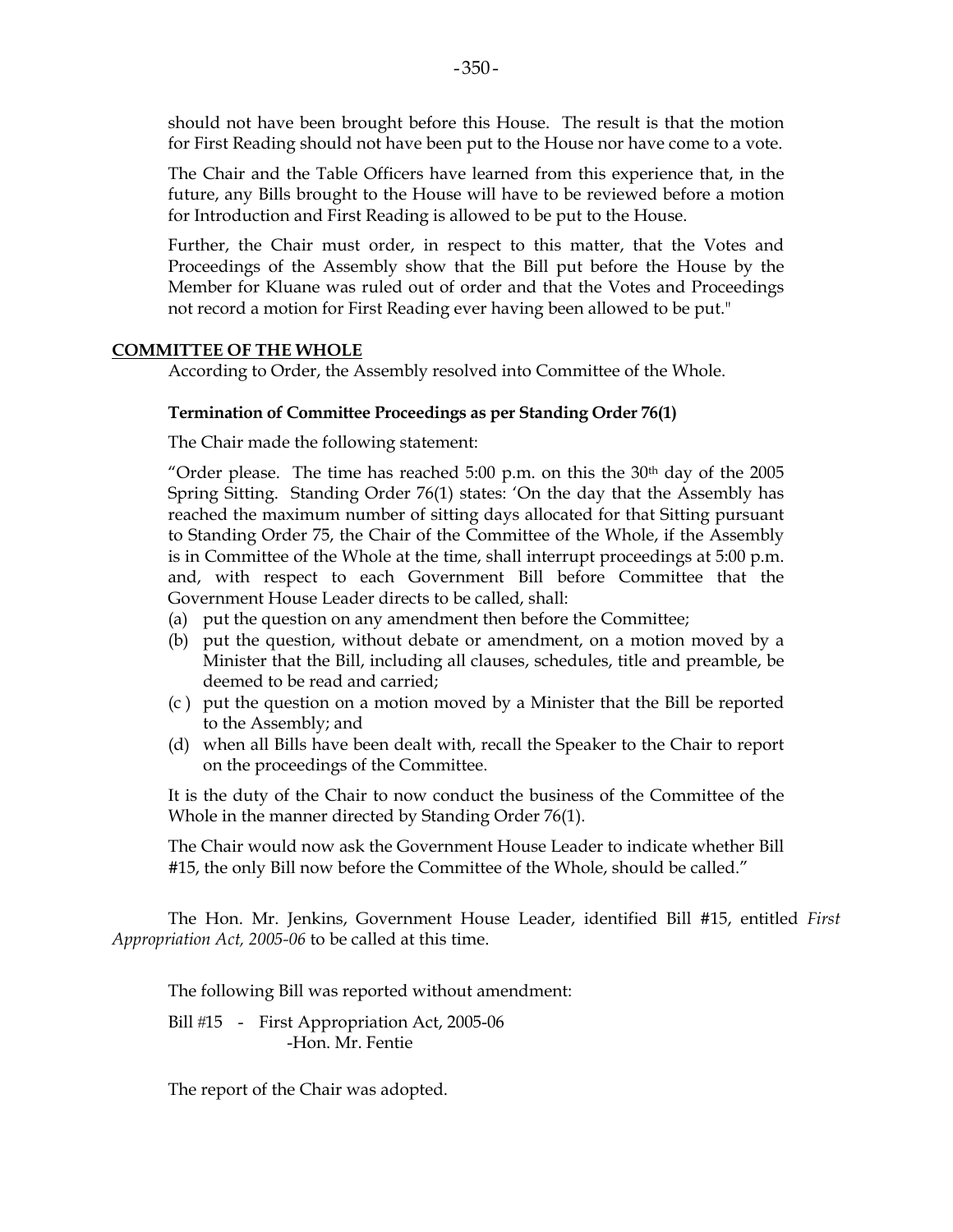should not have been brought before this House. The result is that the motion for First Reading should not have been put to the House nor have come to a vote.

The Chair and the Table Officers have learned from this experience that, in the future, any Bills brought to the House will have to be reviewed before a motion for Introduction and First Reading is allowed to be put to the House.

Further, the Chair must order, in respect to this matter, that the Votes and Proceedings of the Assembly show that the Bill put before the House by the Member for Kluane was ruled out of order and that the Votes and Proceedings not record a motion for First Reading ever having been allowed to be put."

## COMMITTEE OF THE WHOLE

According to Order, the Assembly resolved into Committee of the Whole.

**Termination of Committee Proceedings as per Standing Order 76(1)**

The Chair made the following statement:

"Order please. The time has reached 5:00 p.m. on this the 30th day of the 2005 Spring Sitting. Standing Order 76(1) states: 'On the day that the Assembly has reached the maximum number of sitting days allocated for that Sitting pursuant to Standing Order 75, the Chair of the Committee of the Whole, if the Assembly is in Committee of the Whole at the time, shall interrupt proceedings at 5:00 p.m. and, with respect to each Government Bill before Committee that the Government House Leader directs to be called, shall:

(a) put the question on any amendment then before the Committee;
(b) put the question, without debate or amendment, on a motion moved by a Minister that the Bill, including all clauses, schedules, title and preamble, be deemed to be read and carried;
(c ) put the question on a motion moved by a Minister that the Bill be reported to the Assembly; and
(d) when all Bills have been dealt with, recall the Speaker to the Chair to report on the proceedings of the Committee.

It is the duty of the Chair to now conduct the business of the Committee of the Whole in the manner directed by Standing Order 76(1).

The Chair would now ask the Government House Leader to indicate whether Bill #15, the only Bill now before the Committee of the Whole, should be called."

The Hon. Mr. Jenkins, Government House Leader, identified Bill #15, entitled *First Appropriation Act, 2005-06* to be called at this time.

The following Bill was reported without amendment:

Bill #15 - First Appropriation Act, 2005-06
-Hon. Mr. Fentie

The report of the Chair was adopted.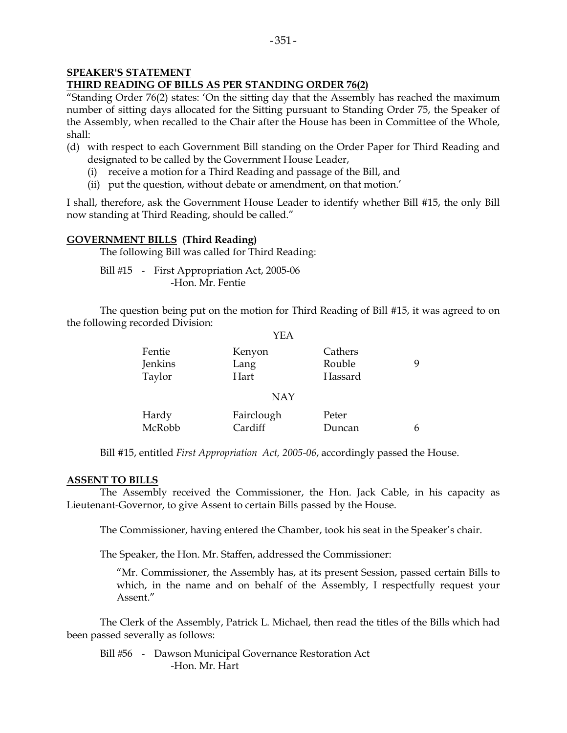**SPEAKER'S STATEMENT**

**THIRD READING OF BILLS AS PER STANDING ORDER 76(2)**

"Standing Order 76(2) states: 'On the sitting day that the Assembly has reached the maximum number of sitting days allocated for the Sitting pursuant to Standing Order 75, the Speaker of the Assembly, when recalled to the Chair after the House has been in Committee of the Whole, shall:

(d) with respect to each Government Bill standing on the Order Paper for Third Reading and designated to be called by the Government House Leader,
   (i) receive a motion for a Third Reading and passage of the Bill, and
   (ii) put the question, without debate or amendment, on that motion.'

I shall, therefore, ask the Government House Leader to identify whether Bill #15, the only Bill now standing at Third Reading, should be called."

**GOVERNMENT BILLS (Third Reading)**

The following Bill was called for Third Reading:

Bill #15 - First Appropriation Act, 2005-06
-Hon. Mr. Fentie

The question being put on the motion for Third Reading of Bill #15, it was agreed to on the following recorded Division:

YEA

| | | | |
|---|---|---|---|
| Fentie | Kenyon | Cathers | |
| Jenkins | Lang | Rouble | 9 |
| Taylor | Hart | Hassard | |

NAY

| | | | |
|---|---|---|---|
| Hardy | Fairclough | Peter | |
| McRobb | Cardiff | Duncan | 6 |

Bill #15, entitled *First Appropriation Act, 2005-06*, accordingly passed the House.

**ASSENT TO BILLS**

The Assembly received the Commissioner, the Hon. Jack Cable, in his capacity as Lieutenant-Governor, to give Assent to certain Bills passed by the House.

The Commissioner, having entered the Chamber, took his seat in the Speaker's chair.

The Speaker, the Hon. Mr. Staffen, addressed the Commissioner:

"Mr. Commissioner, the Assembly has, at its present Session, passed certain Bills to which, in the name and on behalf of the Assembly, I respectfully request your Assent."

The Clerk of the Assembly, Patrick L. Michael, then read the titles of the Bills which had been passed severally as follows:

Bill #56 - Dawson Municipal Governance Restoration Act
-Hon. Mr. Hart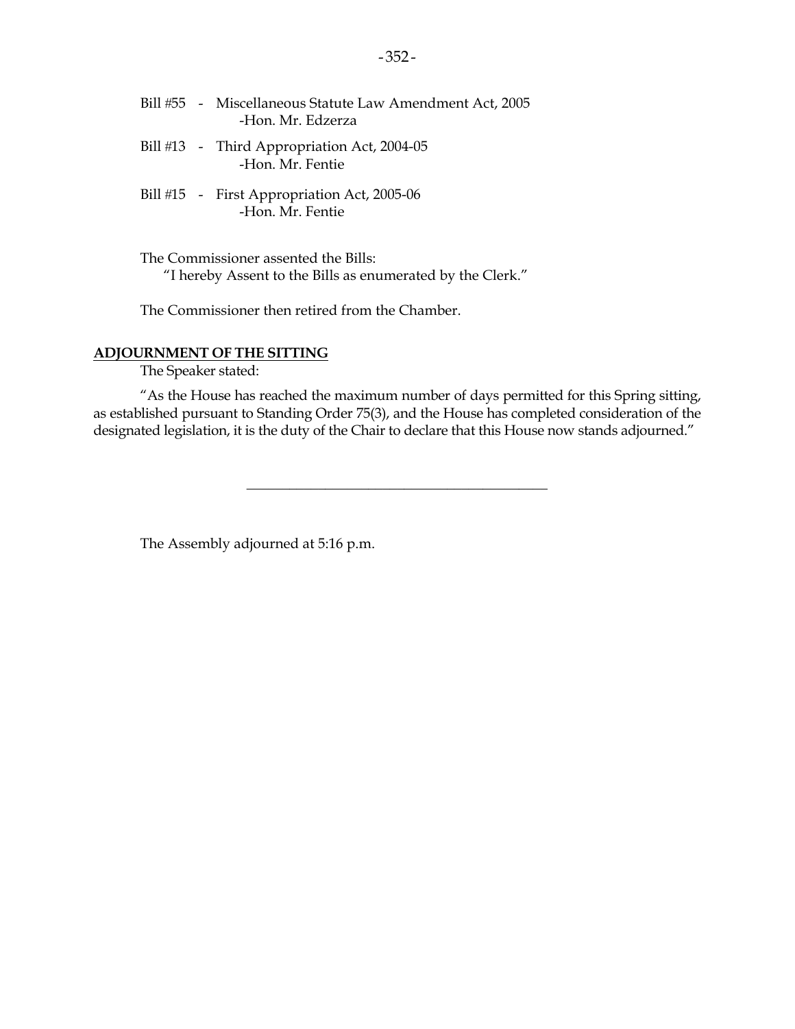Bill #55 - Miscellaneous Statute Law Amendment Act, 2005
-Hon. Mr. Edzerza

Bill #13 - Third Appropriation Act, 2004-05
-Hon. Mr. Fentie

Bill #15 - First Appropriation Act, 2005-06
-Hon. Mr. Fentie

The Commissioner assented the Bills:
"I hereby Assent to the Bills as enumerated by the Clerk."

The Commissioner then retired from the Chamber.

**ADJOURNMENT OF THE SITTING**

The Speaker stated:

"As the House has reached the maximum number of days permitted for this Spring sitting, as established pursuant to Standing Order 75(3), and the House has completed consideration of the designated legislation, it is the duty of the Chair to declare that this House now stands adjourned."

---

The Assembly adjourned at 5:16 p.m.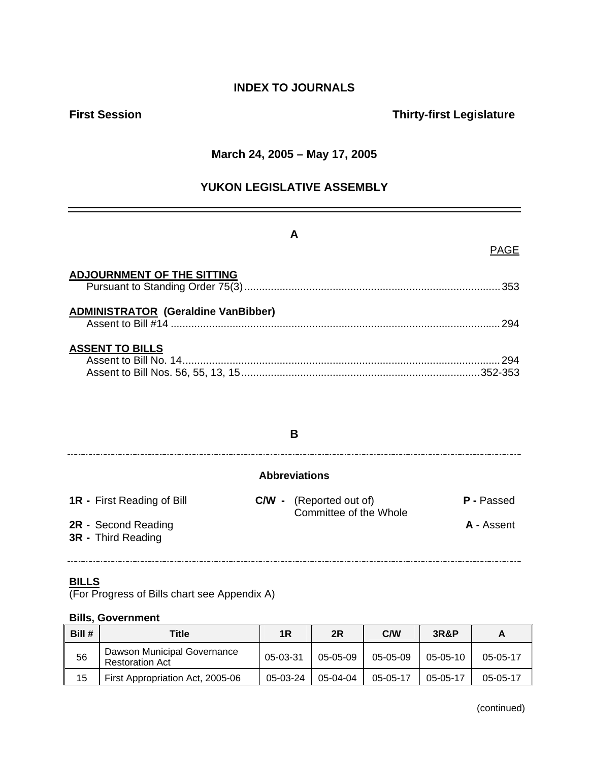# INDEX TO JOURNALS

**First Session** **Thirty-first Legislature**

**March 24, 2005 – May 17, 2005**

**YUKON LEGISLATIVE ASSEMBLY**

---

## A

PAGE

**ADJOURNMENT OF THE SITTING**
Pursuant to Standing Order 75(3) .......... 353

**ADMINISTRATOR (Geraldine VanBibber)**
Assent to Bill #14 .......... 294

**ASSENT TO BILLS**
Assent to Bill No. 14 .......... 294
Assent to Bill Nos. 56, 55, 13, 15 .......... 352-353

## B

---

**Abbreviations**

**1R -** First Reading of Bill
**2R -** Second Reading
**3R -** Third Reading
**C/W -** (Reported out of) Committee of the Whole
**P -** Passed
**A -** Assent

---

**BILLS**
(For Progress of Bills chart see Appendix A)

**Bills, Government**

| Bill # | Title | 1R | 2R | C/W | 3R&P | A |
|---|---|---|---|---|---|---|
| 56 | Dawson Municipal Governance Restoration Act | 05-03-31 | 05-05-09 | 05-05-09 | 05-05-10 | 05-05-17 |
| 15 | First Appropriation Act, 2005-06 | 05-03-24 | 05-04-04 | 05-05-17 | 05-05-17 | 05-05-17 |

(continued)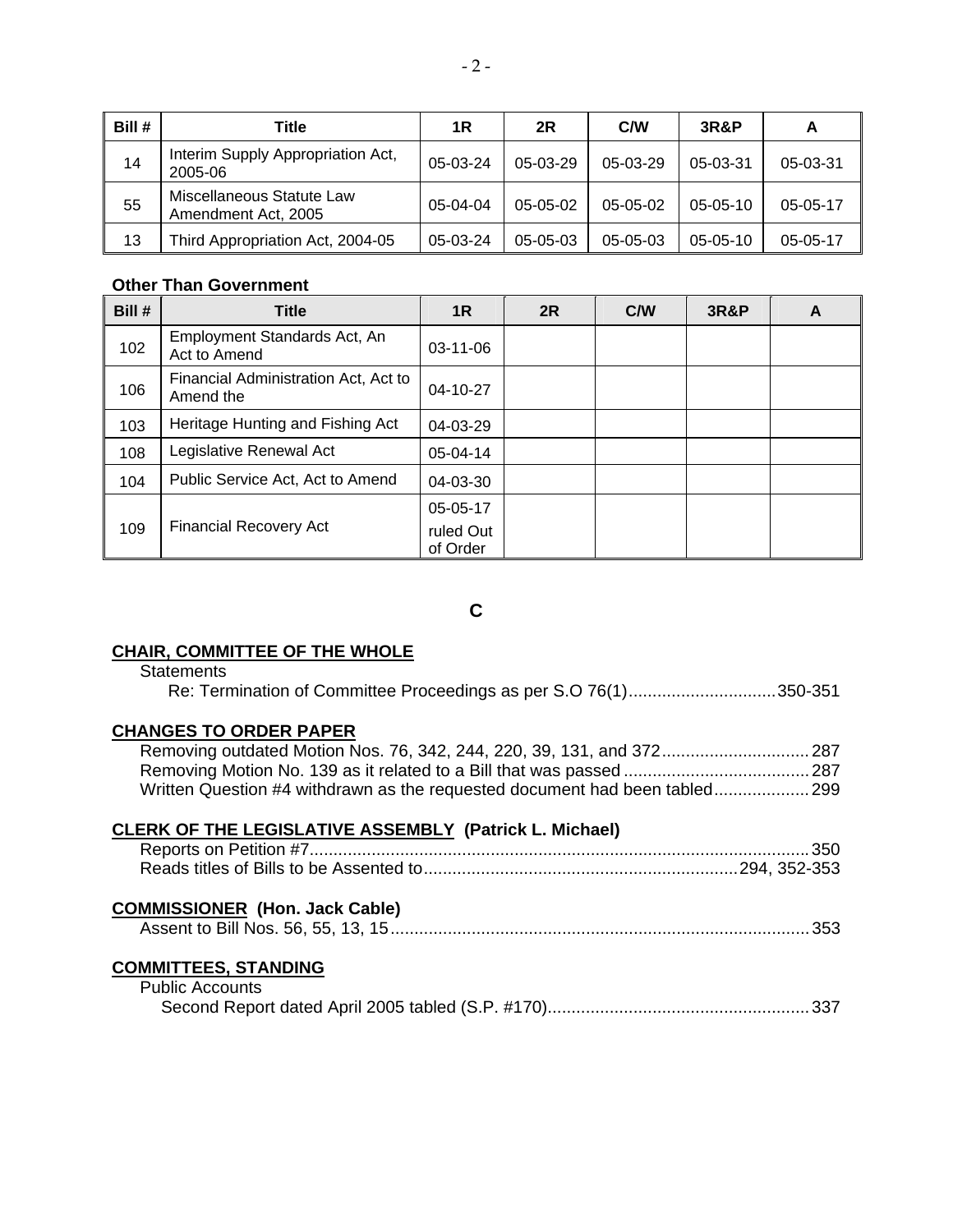| Bill # | Title | 1R | 2R | C/W | 3R&P | A |
|---|---|---|---|---|---|---|
| 14 | Interim Supply Appropriation Act, 2005-06 | 05-03-24 | 05-03-29 | 05-03-29 | 05-03-31 | 05-03-31 |
| 55 | Miscellaneous Statute Law Amendment Act, 2005 | 05-04-04 | 05-05-02 | 05-05-02 | 05-05-10 | 05-05-17 |
| 13 | Third Appropriation Act, 2004-05 | 05-03-24 | 05-05-03 | 05-05-03 | 05-05-10 | 05-05-17 |

**Other Than Government**

| Bill # | Title | 1R | 2R | C/W | 3R&P | A |
|---|---|---|---|---|---|---|
| 102 | Employment Standards Act, An Act to Amend | 03-11-06 | | | | |
| 106 | Financial Administration Act, Act to Amend the | 04-10-27 | | | | |
| 103 | Heritage Hunting and Fishing Act | 04-03-29 | | | | |
| 108 | Legislative Renewal Act | 05-04-14 | | | | |
| 104 | Public Service Act, Act to Amend | 04-03-30 | | | | |
| 109 | Financial Recovery Act | 05-05-17 ruled Out of Order | | | | |

## C

**CHAIR, COMMITTEE OF THE WHOLE**

Statements

Re: Termination of Committee Proceedings as per S.O 76(1)....350-351

**CHANGES TO ORDER PAPER**

Removing outdated Motion Nos. 76, 342, 244, 220, 39, 131, and 372....287
Removing Motion No. 139 as it related to a Bill that was passed....287
Written Question #4 withdrawn as the requested document had been tabled....299

**CLERK OF THE LEGISLATIVE ASSEMBLY (Patrick L. Michael)**

Reports on Petition #7....350
Reads titles of Bills to be Assented to....294, 352-353

**COMMISSIONER (Hon. Jack Cable)**

Assent to Bill Nos. 56, 55, 13, 15....353

**COMMITTEES, STANDING**

Public Accounts

Second Report dated April 2005 tabled (S.P. #170)....337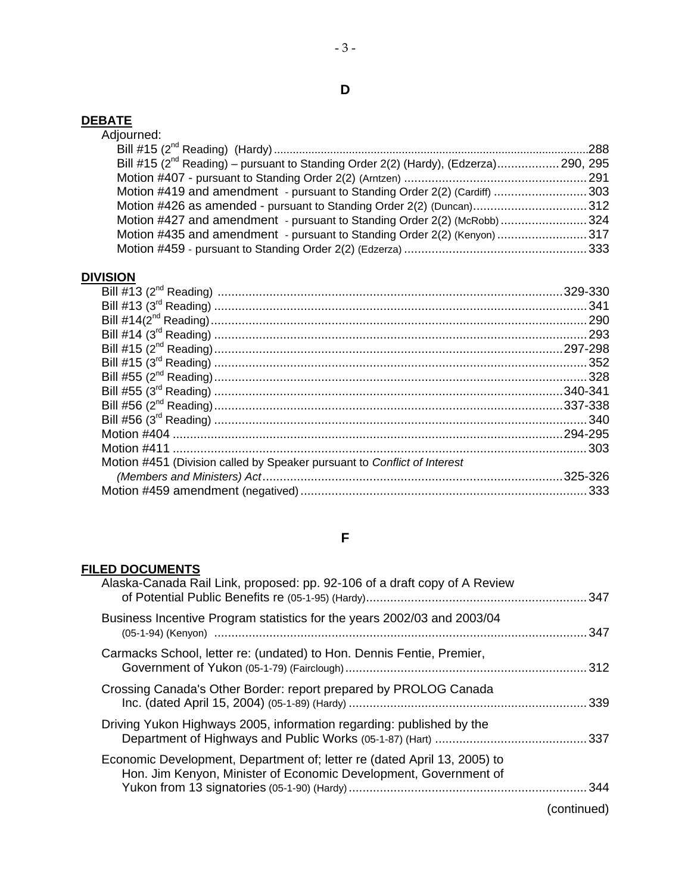## D

**DEBATE**

Adjourned:

- Bill #15 (2nd Reading) (Hardy) ....................................................................................................288
- Bill #15 (2nd Reading) – pursuant to Standing Order 2(2) (Hardy), (Edzerza).................. 290, 295
- Motion #407 - pursuant to Standing Order 2(2) (Arntzen) .....................................................291
- Motion #419 and amendment - pursuant to Standing Order 2(2) (Cardiff) ...........................303
- Motion #426 as amended - pursuant to Standing Order 2(2) (Duncan).................................312
- Motion #427 and amendment - pursuant to Standing Order 2(2) (McRobb)..........................324
- Motion #435 and amendment - pursuant to Standing Order 2(2) (Kenyon)...........................317
- Motion #459 - pursuant to Standing Order 2(2) (Edzerza) .....................................................333

**DIVISION**

- Bill #13 (2nd Reading) ....................................................................................................329-330
- Bill #13 (3rd Reading) ..........................................................................................................341
- Bill #14(2nd Reading)...........................................................................................................290
- Bill #14 (3rd Reading) ..........................................................................................................293
- Bill #15 (2nd Reading)....................................................................................................297-298
- Bill #15 (3rd Reading) ..........................................................................................................352
- Bill #55 (2nd Reading)...........................................................................................................328
- Bill #55 (3rd Reading) ....................................................................................................340-341
- Bill #56 (2nd Reading)....................................................................................................337-338
- Bill #56 (3rd Reading) ..........................................................................................................340
- Motion #404 ...................................................................................................................294-295
- Motion #411 ........................................................................................................................303
- Motion #451 (Division called by Speaker pursuant to *Conflict of Interest (Members and Ministers) Act*........................................................................................325-326
- Motion #459 amendment (negatived)..................................................................................333

## F

**FILED DOCUMENTS**

- Alaska-Canada Rail Link, proposed: pp. 92-106 of a draft copy of A Review of Potential Public Benefits re (05-1-95) (Hardy)...............................................................347
- Business Incentive Program statistics for the years 2002/03 and 2003/04 (05-1-94) (Kenyon) ..........................................................................................................347
- Carmacks School, letter re: (undated) to Hon. Dennis Fentie, Premier, Government of Yukon (05-1-79) (Fairclough).....................................................................312
- Crossing Canada's Other Border: report prepared by PROLOG Canada Inc. (dated April 15, 2004) (05-1-89) (Hardy) ....................................................................339
- Driving Yukon Highways 2005, information regarding: published by the Department of Highways and Public Works (05-1-87) (Hart) ............................................337
- Economic Development, Department of; letter re (dated April 13, 2005) to Hon. Jim Kenyon, Minister of Economic Development, Government of Yukon from 13 signatories (05-1-90) (Hardy)....................................................................344

(continued)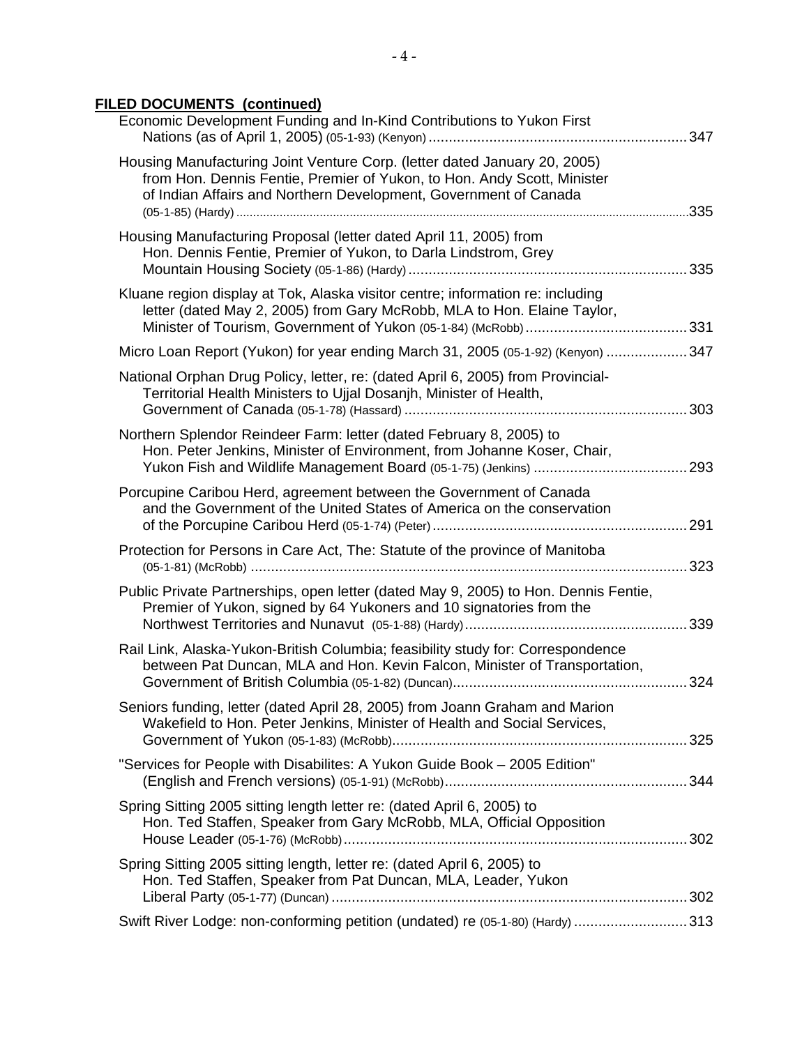**FILED DOCUMENTS (continued)**

Economic Development Funding and In-Kind Contributions to Yukon First Nations (as of April 1, 2005) (05-1-93) (Kenyon) ........ 347

Housing Manufacturing Joint Venture Corp. (letter dated January 20, 2005) from Hon. Dennis Fentie, Premier of Yukon, to Hon. Andy Scott, Minister of Indian Affairs and Northern Development, Government of Canada (05-1-85) (Hardy) ........ 335

Housing Manufacturing Proposal (letter dated April 11, 2005) from Hon. Dennis Fentie, Premier of Yukon, to Darla Lindstrom, Grey Mountain Housing Society (05-1-86) (Hardy) ........ 335

Kluane region display at Tok, Alaska visitor centre; information re: including letter (dated May 2, 2005) from Gary McRobb, MLA to Hon. Elaine Taylor, Minister of Tourism, Government of Yukon (05-1-84) (McRobb) ........ 331

Micro Loan Report (Yukon) for year ending March 31, 2005 (05-1-92) (Kenyon) ........ 347

National Orphan Drug Policy, letter, re: (dated April 6, 2005) from Provincial-Territorial Health Ministers to Ujjal Dosanjh, Minister of Health, Government of Canada (05-1-78) (Hassard) ........ 303

Northern Splendor Reindeer Farm: letter (dated February 8, 2005) to Hon. Peter Jenkins, Minister of Environment, from Johanne Koser, Chair, Yukon Fish and Wildlife Management Board (05-1-75) (Jenkins) ........ 293

Porcupine Caribou Herd, agreement between the Government of Canada and the Government of the United States of America on the conservation of the Porcupine Caribou Herd (05-1-74) (Peter) ........ 291

Protection for Persons in Care Act, The: Statute of the province of Manitoba (05-1-81) (McRobb) ........ 323

Public Private Partnerships, open letter (dated May 9, 2005) to Hon. Dennis Fentie, Premier of Yukon, signed by 64 Yukoners and 10 signatories from the Northwest Territories and Nunavut (05-1-88) (Hardy) ........ 339

Rail Link, Alaska-Yukon-British Columbia; feasibility study for: Correspondence between Pat Duncan, MLA and Hon. Kevin Falcon, Minister of Transportation, Government of British Columbia (05-1-82) (Duncan) ........ 324

Seniors funding, letter (dated April 28, 2005) from Joann Graham and Marion Wakefield to Hon. Peter Jenkins, Minister of Health and Social Services, Government of Yukon (05-1-83) (McRobb) ........ 325

"Services for People with Disabilites: A Yukon Guide Book – 2005 Edition" (English and French versions) (05-1-91) (McRobb) ........ 344

Spring Sitting 2005 sitting length letter re: (dated April 6, 2005) to Hon. Ted Staffen, Speaker from Gary McRobb, MLA, Official Opposition House Leader (05-1-76) (McRobb) ........ 302

Spring Sitting 2005 sitting length, letter re: (dated April 6, 2005) to Hon. Ted Staffen, Speaker from Pat Duncan, MLA, Leader, Yukon Liberal Party (05-1-77) (Duncan) ........ 302

Swift River Lodge: non-conforming petition (undated) re (05-1-80) (Hardy) ........ 313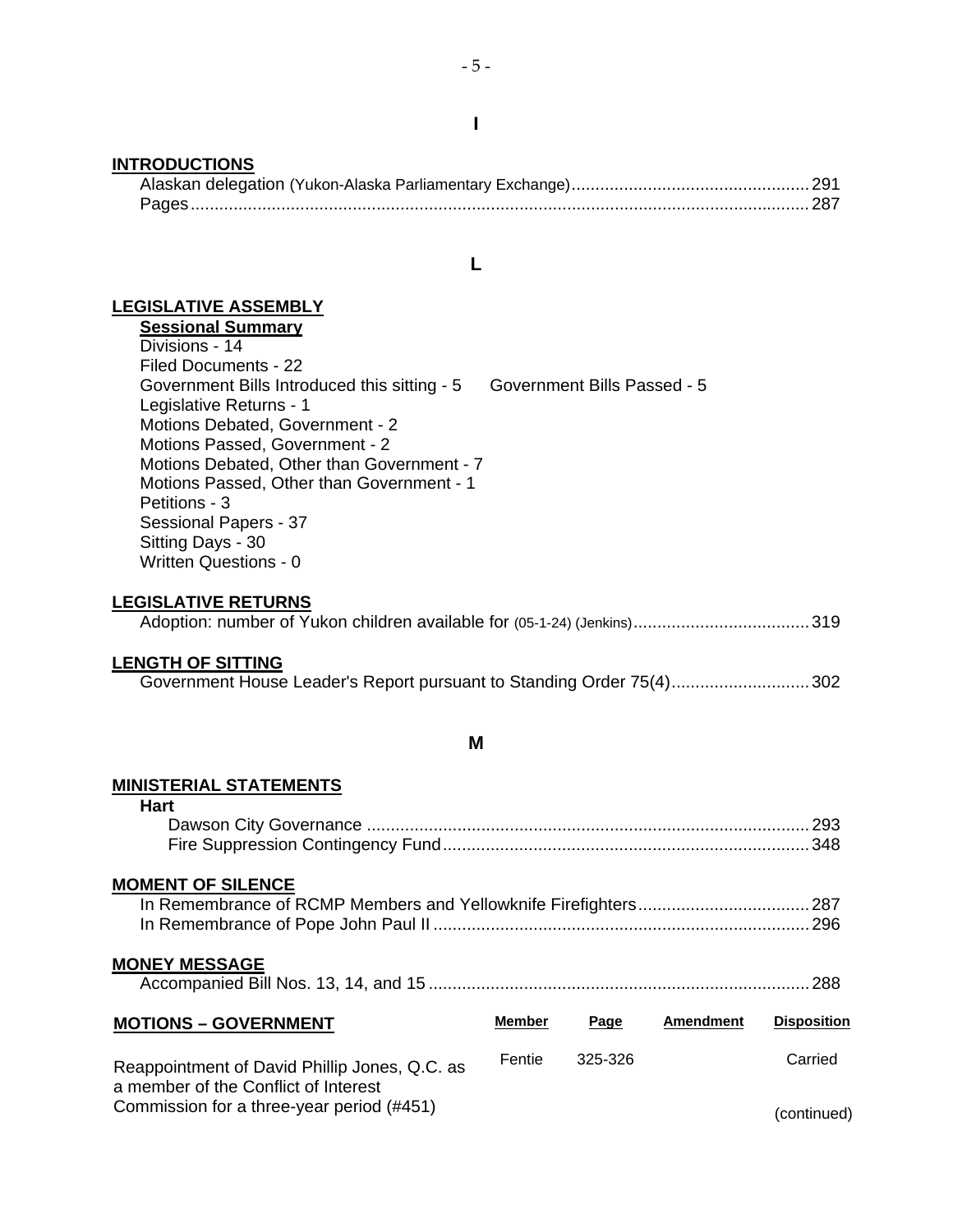## I

**INTRODUCTIONS**

Alaskan delegation (Yukon-Alaska Parliamentary Exchange) .......... 291
Pages .......... 287

## L

**LEGISLATIVE ASSEMBLY**

**Sessional Summary**

Divisions - 14
Filed Documents - 22
Government Bills Introduced this sitting - 5    Government Bills Passed - 5
Legislative Returns - 1
Motions Debated, Government - 2
Motions Passed, Government - 2
Motions Debated, Other than Government - 7
Motions Passed, Other than Government - 1
Petitions - 3
Sessional Papers - 37
Sitting Days - 30
Written Questions - 0

**LEGISLATIVE RETURNS**

Adoption: number of Yukon children available for (05-1-24) (Jenkins) .......... 319

**LENGTH OF SITTING**

Government House Leader's Report pursuant to Standing Order 75(4) .......... 302

## M

**MINISTERIAL STATEMENTS**

**Hart**

Dawson City Governance .......... 293
Fire Suppression Contingency Fund .......... 348

**MOMENT OF SILENCE**

In Remembrance of RCMP Members and Yellowknife Firefighters .......... 287
In Remembrance of Pope John Paul II .......... 296

**MONEY MESSAGE**

Accompanied Bill Nos. 13, 14, and 15 .......... 288

| MOTIONS – GOVERNMENT | Member | Page | Amendment | Disposition |
|---|---|---|---|---|
| Reappointment of David Phillip Jones, Q.C. as a member of the Conflict of Interest Commission for a three-year period (#451) | Fentie | 325-326 | | Carried |

(continued)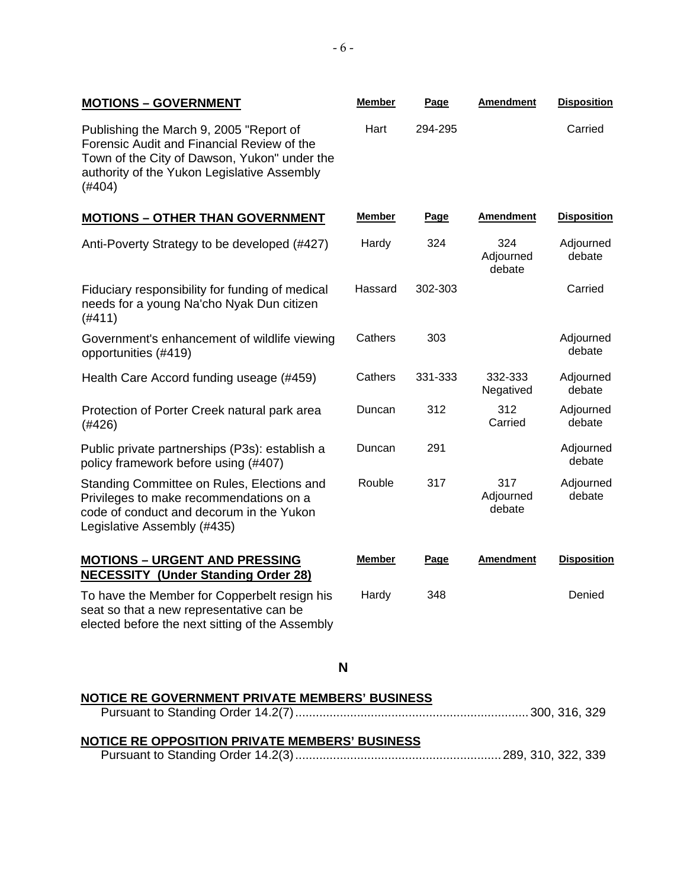| MOTIONS – GOVERNMENT | Member | Page | Amendment | Disposition |
|---|---|---|---|---|
| Publishing the March 9, 2005 "Report of Forensic Audit and Financial Review of the Town of the City of Dawson, Yukon" under the authority of the Yukon Legislative Assembly (#404) | Hart | 294-295 | | Carried |

| MOTIONS – OTHER THAN GOVERNMENT | Member | Page | Amendment | Disposition |
|---|---|---|---|---|
| Anti-Poverty Strategy to be developed (#427) | Hardy | 324 | 324 Adjourned debate | Adjourned debate |
| Fiduciary responsibility for funding of medical needs for a young Na'cho Nyak Dun citizen (#411) | Hassard | 302-303 | | Carried |
| Government's enhancement of wildlife viewing opportunities (#419) | Cathers | 303 | | Adjourned debate |
| Health Care Accord funding useage (#459) | Cathers | 331-333 | 332-333 Negatived | Adjourned debate |
| Protection of Porter Creek natural park area (#426) | Duncan | 312 | 312 Carried | Adjourned debate |
| Public private partnerships (P3s): establish a policy framework before using (#407) | Duncan | 291 | | Adjourned debate |
| Standing Committee on Rules, Elections and Privileges to make recommendations on a code of conduct and decorum in the Yukon Legislative Assembly (#435) | Rouble | 317 | 317 Adjourned debate | Adjourned debate |

| MOTIONS – URGENT AND PRESSING NECESSITY (Under Standing Order 28) | Member | Page | Amendment | Disposition |
|---|---|---|---|---|
| To have the Member for Copperbelt resign his seat so that a new representative can be elected before the next sitting of the Assembly | Hardy | 348 | | Denied |

## N

**NOTICE RE GOVERNMENT PRIVATE MEMBERS' BUSINESS**

Pursuant to Standing Order 14.2(7) .......... 300, 316, 329

**NOTICE RE OPPOSITION PRIVATE MEMBERS' BUSINESS**

Pursuant to Standing Order 14.2(3) .......... 289, 310, 322, 339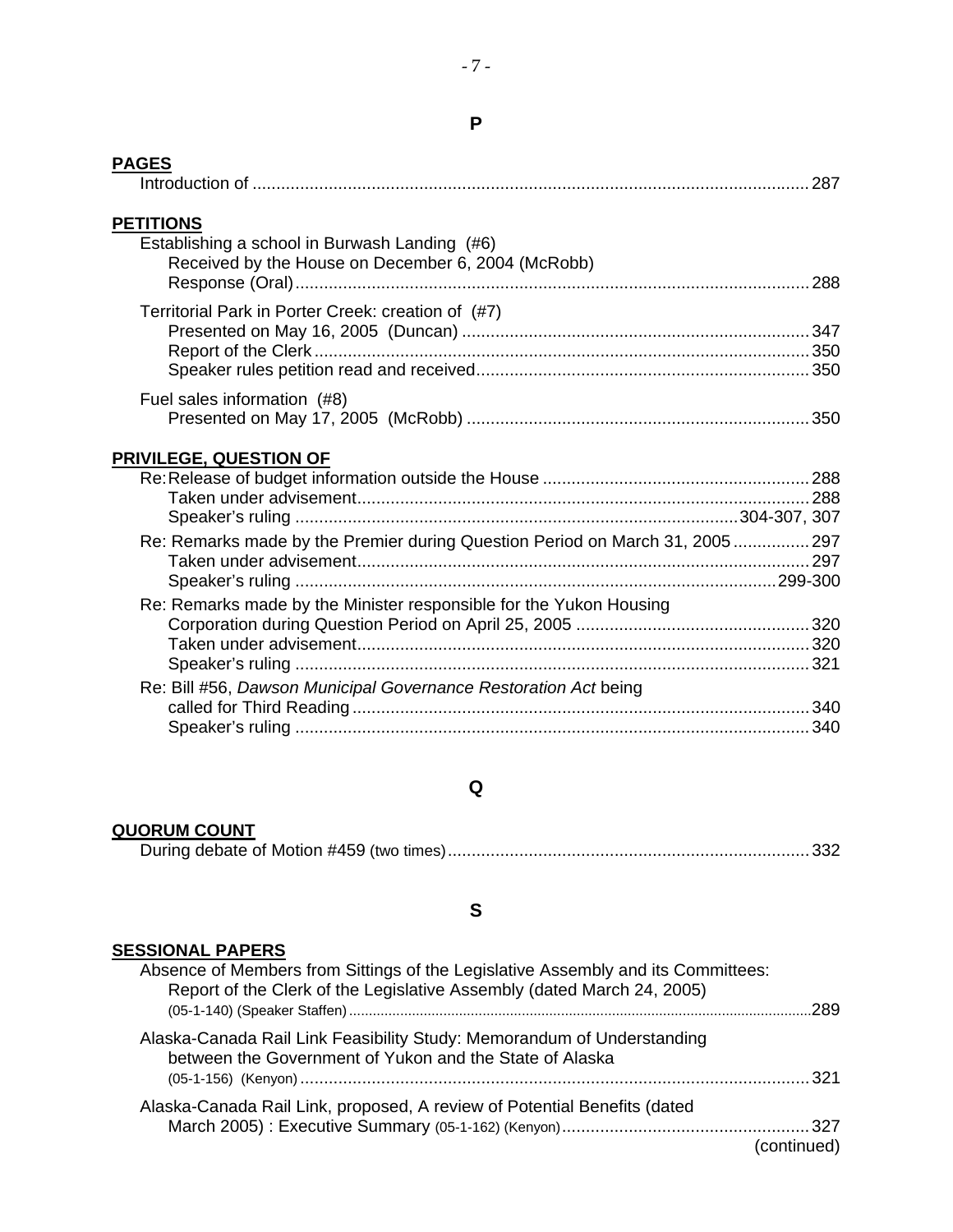## P

**PAGES**

Introduction of ... 287

**PETITIONS**

Establishing a school in Burwash Landing (#6)
- Received by the House on December 6, 2004 (McRobb)
- Response (Oral) ... 288

Territorial Park in Porter Creek: creation of (#7)
- Presented on May 16, 2005 (Duncan) ... 347
- Report of the Clerk ... 350
- Speaker rules petition read and received ... 350

Fuel sales information (#8)
- Presented on May 17, 2005 (McRobb) ... 350

**PRIVILEGE, QUESTION OF**

Re: Release of budget information outside the House ... 288
- Taken under advisement ... 288
- Speaker's ruling ... 304-307, 307

Re: Remarks made by the Premier during Question Period on March 31, 2005 ... 297
- Taken under advisement ... 297
- Speaker's ruling ... 299-300

Re: Remarks made by the Minister responsible for the Yukon Housing Corporation during Question Period on April 25, 2005 ... 320
- Taken under advisement ... 320
- Speaker's ruling ... 321

Re: Bill #56, *Dawson Municipal Governance Restoration Act* being called for Third Reading ... 340
- Speaker's ruling ... 340

## Q

**QUORUM COUNT**

During debate of Motion #459 (two times) ... 332

## S

**SESSIONAL PAPERS**

Absence of Members from Sittings of the Legislative Assembly and its Committees: Report of the Clerk of the Legislative Assembly (dated March 24, 2005) (05-1-140) (Speaker Staffen) ... 289

Alaska-Canada Rail Link Feasibility Study: Memorandum of Understanding between the Government of Yukon and the State of Alaska (05-1-156) (Kenyon) ... 321

Alaska-Canada Rail Link, proposed, A review of Potential Benefits (dated March 2005) : Executive Summary (05-1-162) (Kenyon) ... 327

(continued)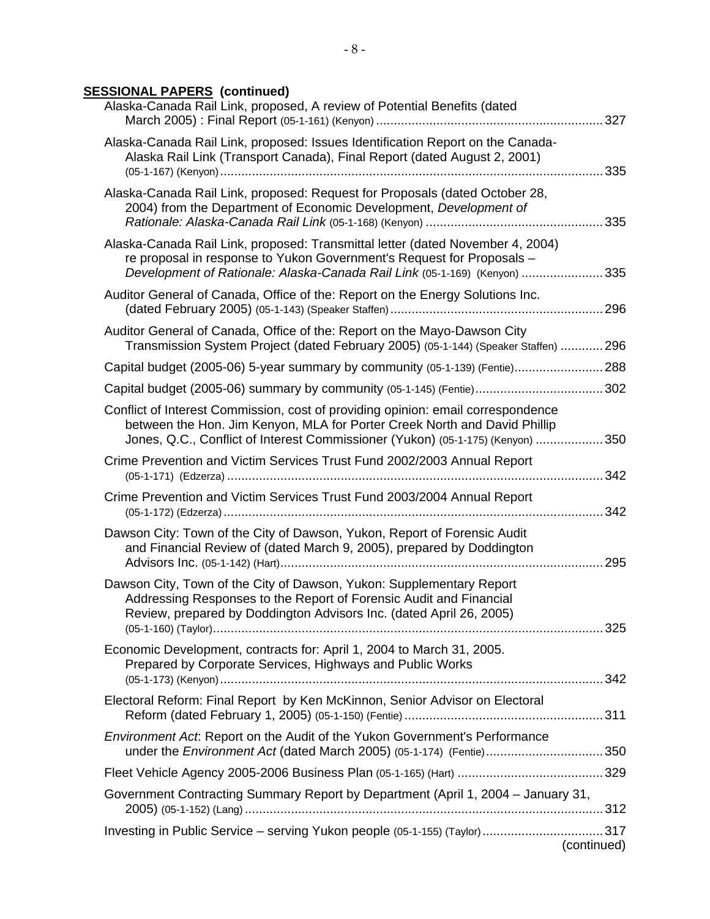**SESSIONAL PAPERS (continued)**

Alaska-Canada Rail Link, proposed, A review of Potential Benefits (dated March 2005) : Final Report (05-1-161) (Kenyon) ............ 327

Alaska-Canada Rail Link, proposed: Issues Identification Report on the Canada-Alaska Rail Link (Transport Canada), Final Report (dated August 2, 2001) (05-1-167) (Kenyon) ............ 335

Alaska-Canada Rail Link, proposed: Request for Proposals (dated October 28, 2004) from the Department of Economic Development, *Development of Rationale: Alaska-Canada Rail Link* (05-1-168) (Kenyon) ............ 335

Alaska-Canada Rail Link, proposed: Transmittal letter (dated November 4, 2004) re proposal in response to Yukon Government's Request for Proposals – *Development of Rationale: Alaska-Canada Rail Link* (05-1-169) (Kenyon) ............ 335

Auditor General of Canada, Office of the: Report on the Energy Solutions Inc. (dated February 2005) (05-1-143) (Speaker Staffen) ............ 296

Auditor General of Canada, Office of the: Report on the Mayo-Dawson City Transmission System Project (dated February 2005) (05-1-144) (Speaker Staffen) ............ 296

Capital budget (2005-06) 5-year summary by community (05-1-139) (Fentie) ............ 288

Capital budget (2005-06) summary by community (05-1-145) (Fentie) ............ 302

Conflict of Interest Commission, cost of providing opinion: email correspondence between the Hon. Jim Kenyon, MLA for Porter Creek North and David Phillip Jones, Q.C., Conflict of Interest Commissioner (Yukon) (05-1-175) (Kenyon) ............ 350

Crime Prevention and Victim Services Trust Fund 2002/2003 Annual Report (05-1-171) (Edzerza) ............ 342

Crime Prevention and Victim Services Trust Fund 2003/2004 Annual Report (05-1-172) (Edzerza) ............ 342

Dawson City: Town of the City of Dawson, Yukon, Report of Forensic Audit and Financial Review of (dated March 9, 2005), prepared by Doddington Advisors Inc. (05-1-142) (Hart) ............ 295

Dawson City, Town of the City of Dawson, Yukon: Supplementary Report Addressing Responses to the Report of Forensic Audit and Financial Review, prepared by Doddington Advisors Inc. (dated April 26, 2005) (05-1-160) (Taylor) ............ 325

Economic Development, contracts for: April 1, 2004 to March 31, 2005. Prepared by Corporate Services, Highways and Public Works (05-1-173) (Kenyon) ............ 342

Electoral Reform: Final Report by Ken McKinnon, Senior Advisor on Electoral Reform (dated February 1, 2005) (05-1-150) (Fentie) ............ 311

*Environment Act*: Report on the Audit of the Yukon Government's Performance under the *Environment Act* (dated March 2005) (05-1-174) (Fentie) ............ 350

Fleet Vehicle Agency 2005-2006 Business Plan (05-1-165) (Hart) ............ 329

Government Contracting Summary Report by Department (April 1, 2004 – January 31, 2005) (05-1-152) (Lang) ............ 312

Investing in Public Service – serving Yukon people (05-1-155) (Taylor) ............ 317

(continued)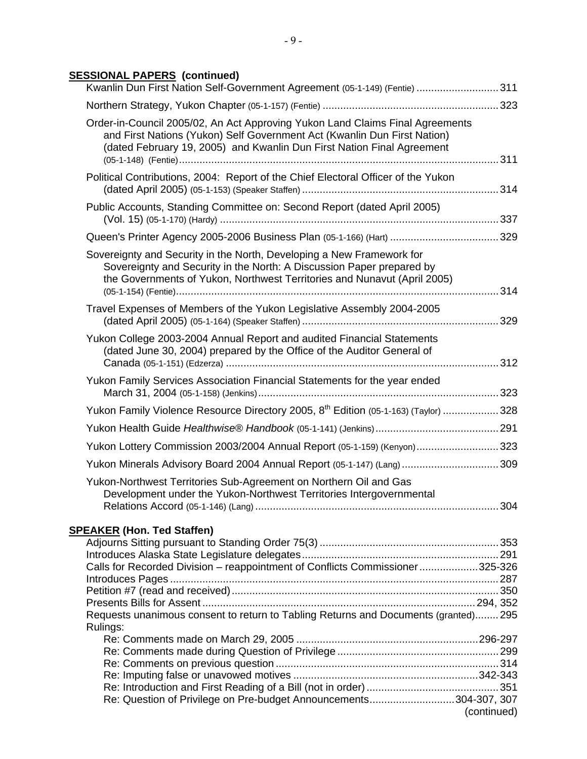**SESSIONAL PAPERS (continued)**

Kwanlin Dun First Nation Self-Government Agreement (05-1-149) (Fentie) ............ 311

Northern Strategy, Yukon Chapter (05-1-157) (Fentie) ............ 323

Order-in-Council 2005/02, An Act Approving Yukon Land Claims Final Agreements and First Nations (Yukon) Self Government Act (Kwanlin Dun First Nation) (dated February 19, 2005) and Kwanlin Dun First Nation Final Agreement (05-1-148) (Fentie) ............ 311

Political Contributions, 2004: Report of the Chief Electoral Officer of the Yukon (dated April 2005) (05-1-153) (Speaker Staffen) ............ 314

Public Accounts, Standing Committee on: Second Report (dated April 2005) (Vol. 15) (05-1-170) (Hardy) ............ 337

Queen's Printer Agency 2005-2006 Business Plan (05-1-166) (Hart) ............ 329

Sovereignty and Security in the North, Developing a New Framework for Sovereignty and Security in the North: A Discussion Paper prepared by the Governments of Yukon, Northwest Territories and Nunavut (April 2005) (05-1-154) (Fentie) ............ 314

Travel Expenses of Members of the Yukon Legislative Assembly 2004-2005 (dated April 2005) (05-1-164) (Speaker Staffen) ............ 329

Yukon College 2003-2004 Annual Report and audited Financial Statements (dated June 30, 2004) prepared by the Office of the Auditor General of Canada (05-1-151) (Edzerza) ............ 312

Yukon Family Services Association Financial Statements for the year ended March 31, 2004 (05-1-158) (Jenkins) ............ 323

Yukon Family Violence Resource Directory 2005, 8th Edition (05-1-163) (Taylor) ............ 328

Yukon Health Guide *Healthwise® Handbook* (05-1-141) (Jenkins) ............ 291

Yukon Lottery Commission 2003/2004 Annual Report (05-1-159) (Kenyon) ............ 323

Yukon Minerals Advisory Board 2004 Annual Report (05-1-147) (Lang) ............ 309

Yukon-Northwest Territories Sub-Agreement on Northern Oil and Gas Development under the Yukon-Northwest Territories Intergovernmental Relations Accord (05-1-146) (Lang) ............ 304

**SPEAKER (Hon. Ted Staffen)**

Adjourns Sitting pursuant to Standing Order 75(3) ............ 353
Introduces Alaska State Legislature delegates ............ 291
Calls for Recorded Division – reappointment of Conflicts Commissioner ............ 325-326
Introduces Pages ............ 287
Petition #7 (read and received) ............ 350
Presents Bills for Assent ............ 294, 352
Requests unanimous consent to return to Tabling Returns and Documents (granted) ............ 295
Rulings:
- Re: Comments made on March 29, 2005 ............ 296-297
- Re: Comments made during Question of Privilege ............ 299
- Re: Comments on previous question ............ 314
- Re: Imputing false or unavowed motives ............ 342-343
- Re: Introduction and First Reading of a Bill (not in order) ............ 351
- Re: Question of Privilege on Pre-budget Announcements ............ 304-307, 307

(continued)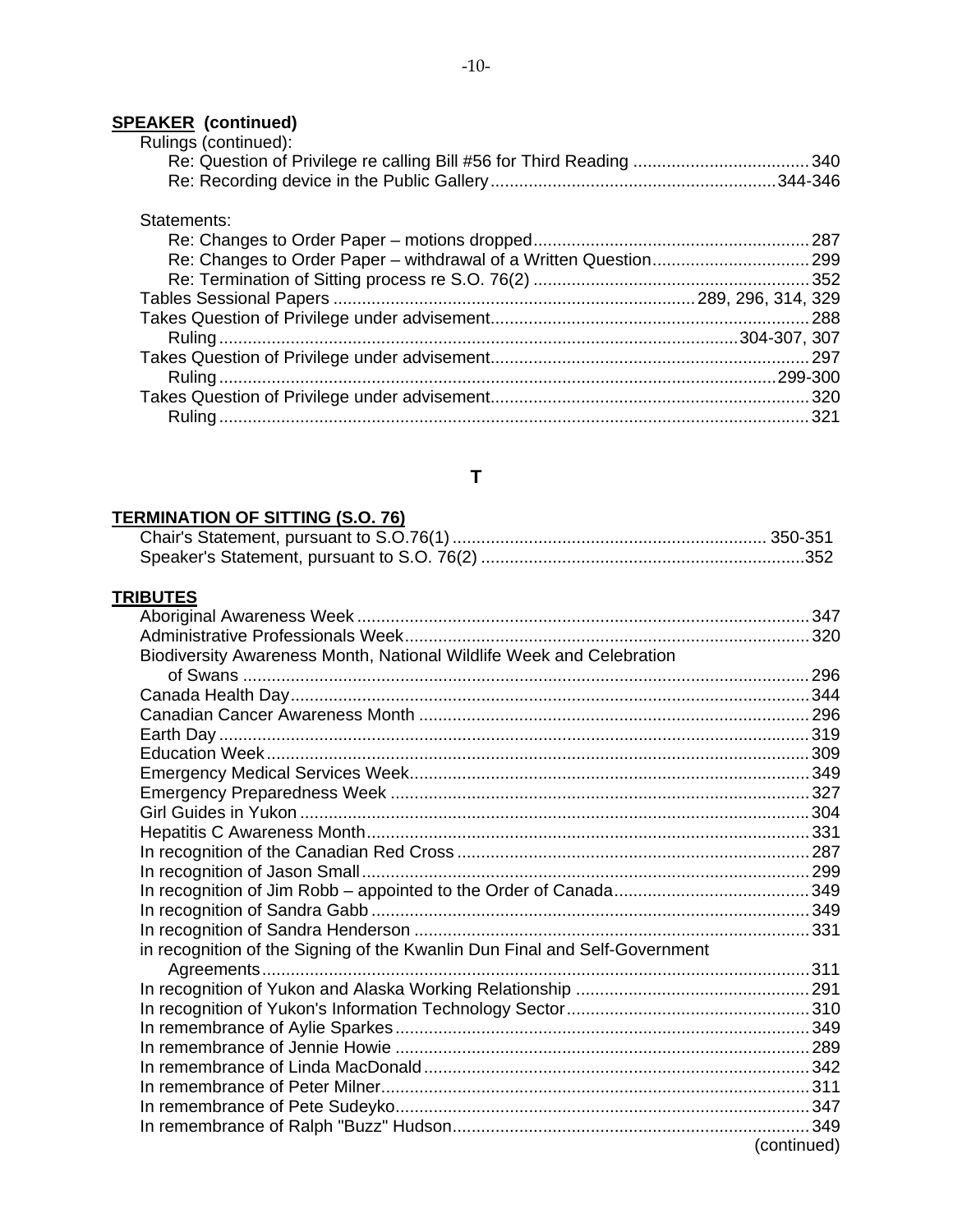**SPEAKER (continued)**

Rulings (continued):

- Re: Question of Privilege re calling Bill #56 for Third Reading ..................................... 340
- Re: Recording device in the Public Gallery ........................................................... 344-346

Statements:

- Re: Changes to Order Paper – motions dropped ......................................................... 287
- Re: Changes to Order Paper – withdrawal of a Written Question ................................. 299
- Re: Termination of Sitting process re S.O. 76(2) ......................................................... 352

Tables Sessional Papers ........................................................................... 289, 296, 314, 329

Takes Question of Privilege under advisement.................................................................. 288

- Ruling ............................................................................................................ 304-307, 307

Takes Question of Privilege under advisement.................................................................. 297

- Ruling .................................................................................................................... 299-300

Takes Question of Privilege under advisement.................................................................. 320

- Ruling ............................................................................................................................ 321

## T

**TERMINATION OF SITTING (S.O. 76)**

Chair's Statement, pursuant to S.O.76(1) ................................................................. 350-351

Speaker's Statement, pursuant to S.O. 76(2) ...................................................................352

**TRIBUTES**

Aboriginal Awareness Week ............................................................................................... 347

Administrative Professionals Week..................................................................................... 320

Biodiversity Awareness Month, National Wildlife Week and Celebration of Swans ........................................................................................................ 296

Canada Health Day............................................................................................................ 344

Canadian Cancer Awareness Month ................................................................................. 296

Earth Day ........................................................................................................................... 319

Education Week.................................................................................................................. 309

Emergency Medical Services Week.................................................................................... 349

Emergency Preparedness Week ........................................................................................ 327

Girl Guides in Yukon ........................................................................................................... 304

Hepatitis C Awareness Month............................................................................................. 331

In recognition of the Canadian Red Cross .......................................................................... 287

In recognition of Jason Small.............................................................................................. 299

In recognition of Jim Robb – appointed to the Order of Canada......................................... 349

In recognition of Sandra Gabb ............................................................................................ 349

In recognition of Sandra Henderson ................................................................................... 331

in recognition of the Signing of the Kwanlin Dun Final and Self-Government Agreements .......................................................................................................................... 311

In recognition of Yukon and Alaska Working Relationship ................................................. 291

In recognition of Yukon's Information Technology Sector................................................... 310

In remembrance of Aylie Sparkes....................................................................................... 349

In remembrance of Jennie Howie ....................................................................................... 289

In remembrance of Linda MacDonald................................................................................. 342

In remembrance of Peter Milner.......................................................................................... 311

In remembrance of Pete Sudeyko....................................................................................... 347

In remembrance of Ralph "Buzz" Hudson........................................................................... 349

(continued)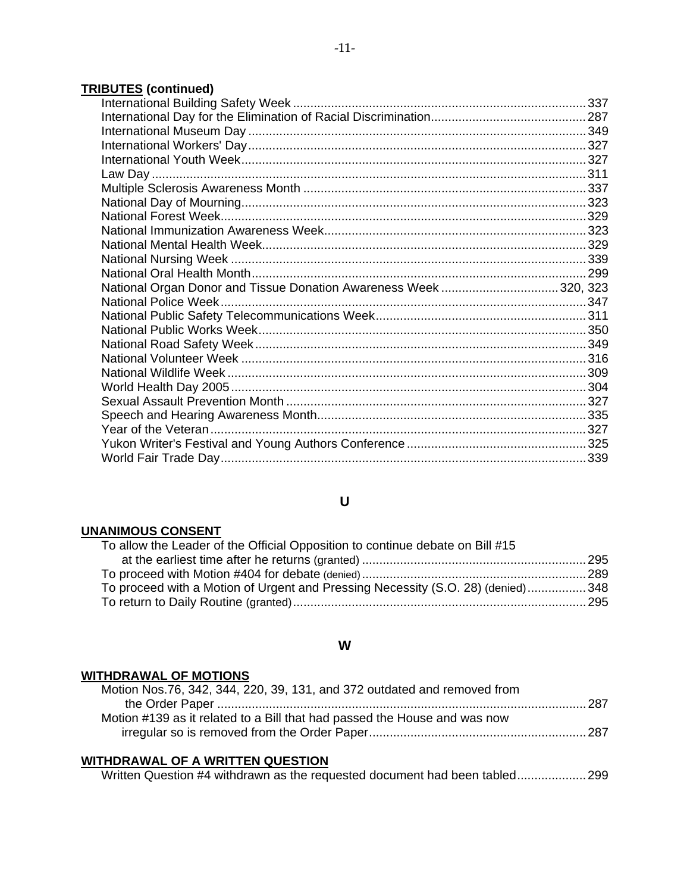**TRIBUTES (continued)**

International Building Safety Week ........ 337
International Day for the Elimination of Racial Discrimination ........ 287
International Museum Day ........ 349
International Workers' Day ........ 327
International Youth Week ........ 327
Law Day ........ 311
Multiple Sclerosis Awareness Month ........ 337
National Day of Mourning ........ 323
National Forest Week ........ 329
National Immunization Awareness Week ........ 323
National Mental Health Week ........ 329
National Nursing Week ........ 339
National Oral Health Month ........ 299
National Organ Donor and Tissue Donation Awareness Week ........ 320, 323
National Police Week ........ 347
National Public Safety Telecommunications Week ........ 311
National Public Works Week ........ 350
National Road Safety Week ........ 349
National Volunteer Week ........ 316
National Wildlife Week ........ 309
World Health Day 2005 ........ 304
Sexual Assault Prevention Month ........ 327
Speech and Hearing Awareness Month ........ 335
Year of the Veteran ........ 327
Yukon Writer's Festival and Young Authors Conference ........ 325
World Fair Trade Day ........ 339

## U

**UNANIMOUS CONSENT**

To allow the Leader of the Official Opposition to continue debate on Bill #15 at the earliest time after he returns (granted) ........ 295
To proceed with Motion #404 for debate (denied) ........ 289
To proceed with a Motion of Urgent and Pressing Necessity (S.O. 28) (denied) ........ 348
To return to Daily Routine (granted) ........ 295

## W

**WITHDRAWAL OF MOTIONS**

Motion Nos.76, 342, 344, 220, 39, 131, and 372 outdated and removed from the Order Paper ........ 287
Motion #139 as it related to a Bill that had passed the House and was now irregular so is removed from the Order Paper ........ 287

**WITHDRAWAL OF A WRITTEN QUESTION**

Written Question #4 withdrawn as the requested document had been tabled ........ 299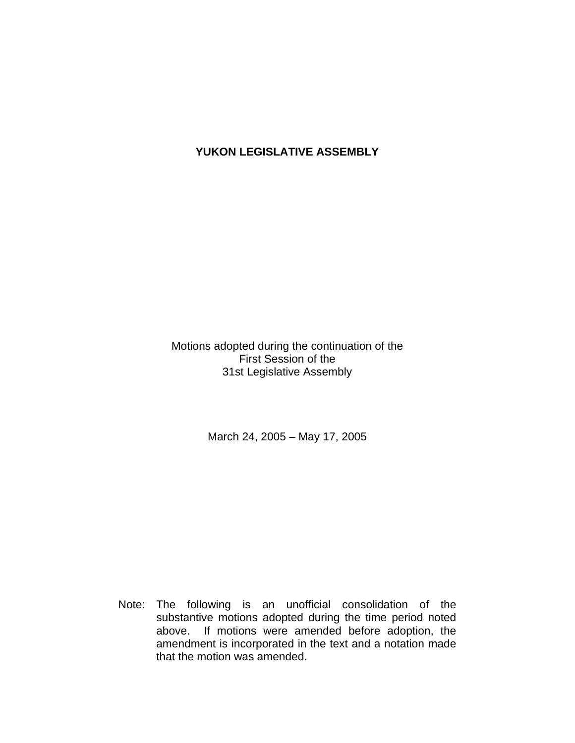# YUKON LEGISLATIVE ASSEMBLY

Motions adopted during the continuation of the
First Session of the
31st Legislative Assembly

March 24, 2005 – May 17, 2005

Note: The following is an unofficial consolidation of the substantive motions adopted during the time period noted above. If motions were amended before adoption, the amendment is incorporated in the text and a notation made that the motion was amended.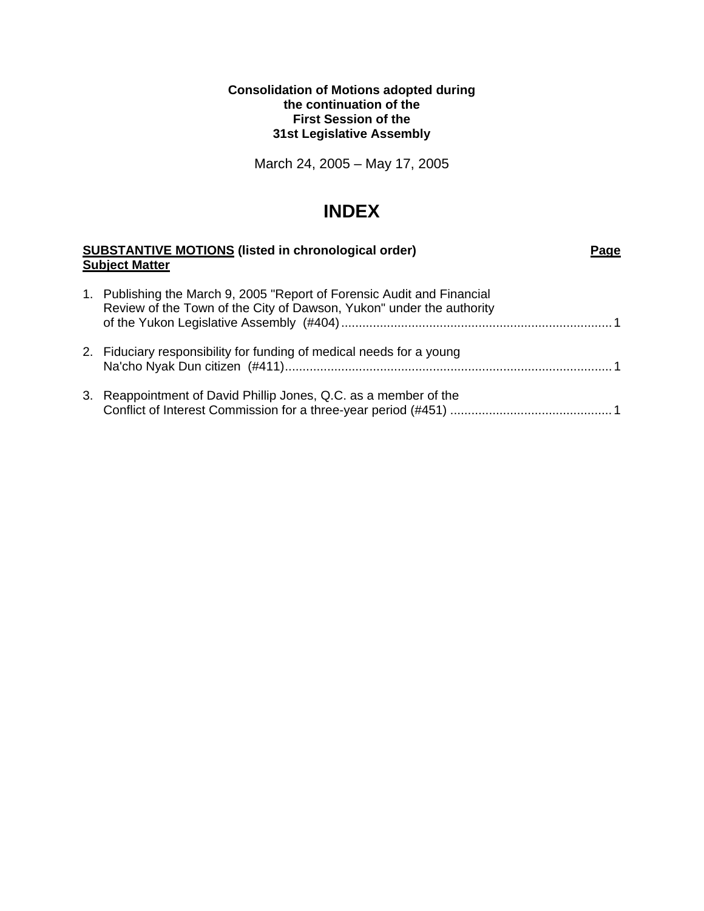**Consolidation of Motions adopted during the continuation of the First Session of the 31st Legislative Assembly**

March 24, 2005 – May 17, 2005

# INDEX

| **SUBSTANTIVE MOTIONS** (listed in chronological order) **Subject Matter** | **Page** |
|---|---|
| 1. Publishing the March 9, 2005 "Report of Forensic Audit and Financial Review of the Town of the City of Dawson, Yukon" under the authority of the Yukon Legislative Assembly (#404) | 1 |
| 2. Fiduciary responsibility for funding of medical needs for a young Na'cho Nyak Dun citizen (#411) | 1 |
| 3. Reappointment of David Phillip Jones, Q.C. as a member of the Conflict of Interest Commission for a three-year period (#451) | 1 |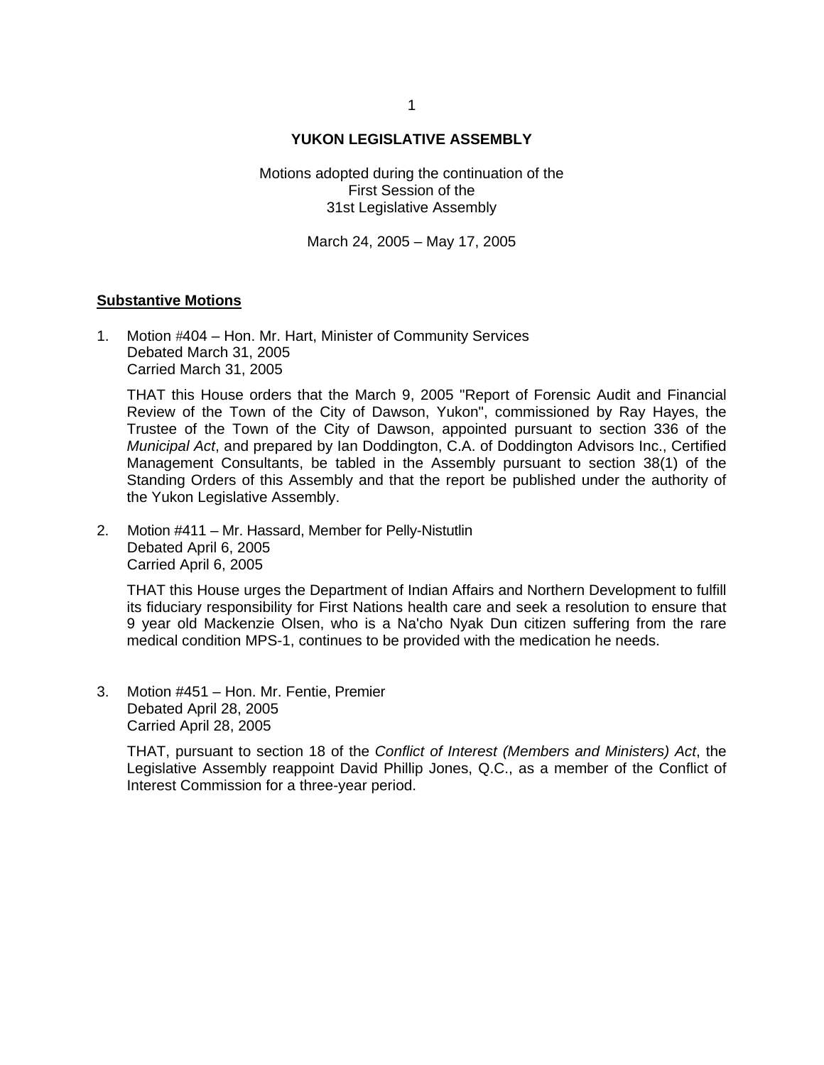# YUKON LEGISLATIVE ASSEMBLY

Motions adopted during the continuation of the
First Session of the
31st Legislative Assembly

March 24, 2005 – May 17, 2005

## Substantive Motions

1. Motion #404 – Hon. Mr. Hart, Minister of Community Services
   Debated March 31, 2005
   Carried March 31, 2005

   THAT this House orders that the March 9, 2005 "Report of Forensic Audit and Financial Review of the Town of the City of Dawson, Yukon", commissioned by Ray Hayes, the Trustee of the Town of the City of Dawson, appointed pursuant to section 336 of the *Municipal Act*, and prepared by Ian Doddington, C.A. of Doddington Advisors Inc., Certified Management Consultants, be tabled in the Assembly pursuant to section 38(1) of the Standing Orders of this Assembly and that the report be published under the authority of the Yukon Legislative Assembly.

2. Motion #411 – Mr. Hassard, Member for Pelly-Nistutlin
   Debated April 6, 2005
   Carried April 6, 2005

   THAT this House urges the Department of Indian Affairs and Northern Development to fulfill its fiduciary responsibility for First Nations health care and seek a resolution to ensure that 9 year old Mackenzie Olsen, who is a Na'cho Nyak Dun citizen suffering from the rare medical condition MPS-1, continues to be provided with the medication he needs.

3. Motion #451 – Hon. Mr. Fentie, Premier
   Debated April 28, 2005
   Carried April 28, 2005

   THAT, pursuant to section 18 of the *Conflict of Interest (Members and Ministers) Act*, the Legislative Assembly reappoint David Phillip Jones, Q.C., as a member of the Conflict of Interest Commission for a three-year period.